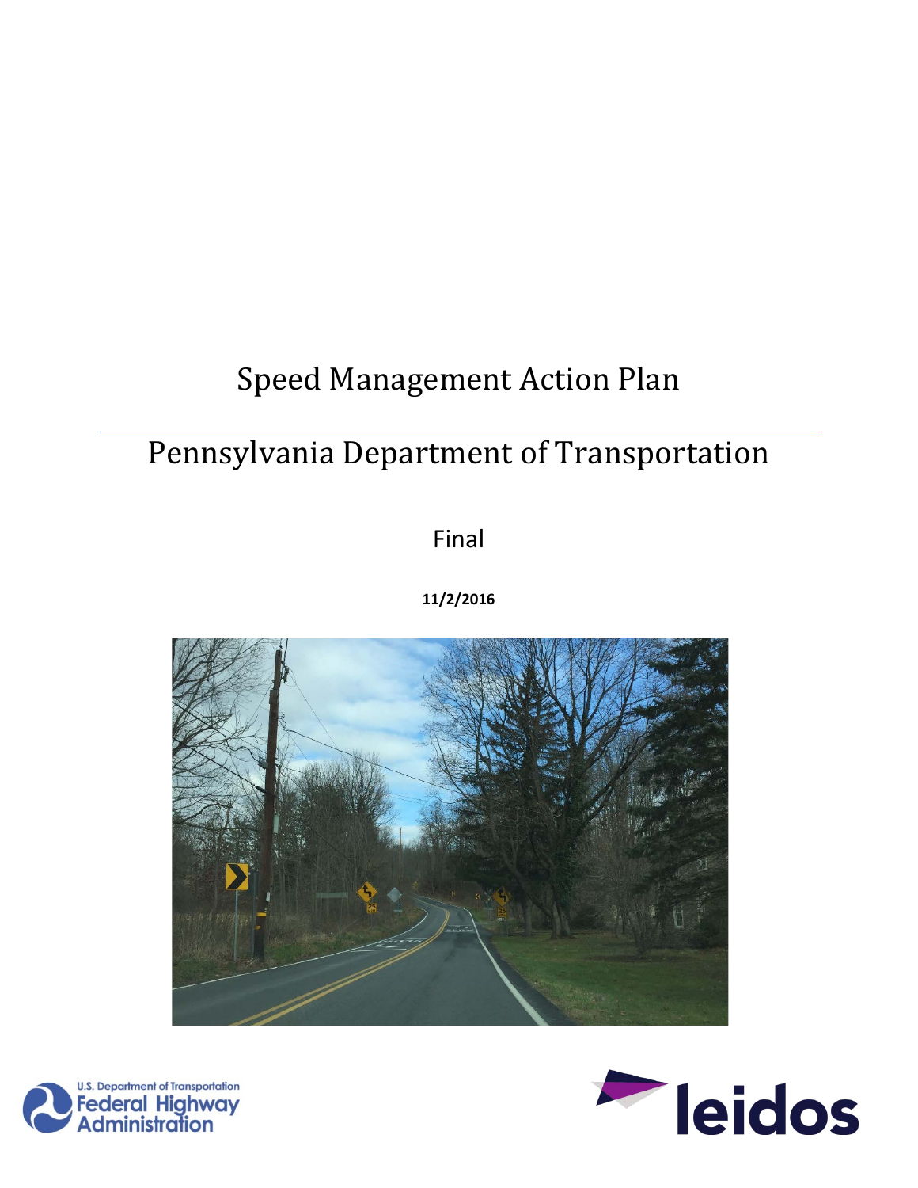# Speed Management Action Plan

## Pennsylvania Department of Transportation

Final

**11/2/2016**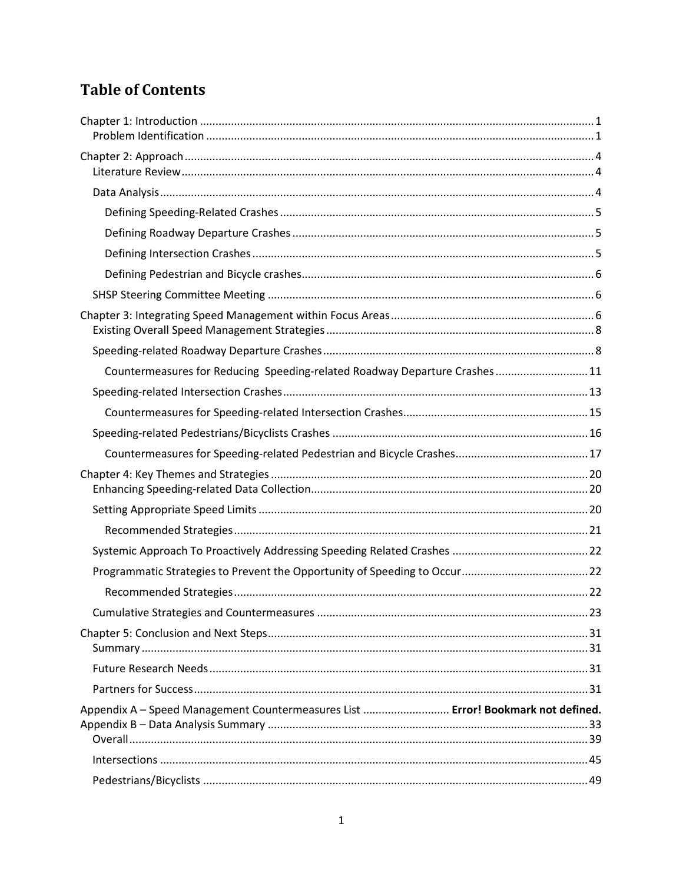# Table of Contents

Chapter 1: Introduction ............................................................ 1
- Problem Identification ............................................................ 1

Chapter 2: Approach ............................................................ 4
- Literature Review ............................................................ 4
- Data Analysis ............................................................ 4
  - Defining Speeding-Related Crashes ............................................................ 5
  - Defining Roadway Departure Crashes ............................................................ 5
  - Defining Intersection Crashes ............................................................ 5
  - Defining Pedestrian and Bicycle crashes ............................................................ 6
- SHSP Steering Committee Meeting ............................................................ 6

Chapter 3: Integrating Speed Management within Focus Areas ............................................................ 6
- Existing Overall Speed Management Strategies ............................................................ 8
- Speeding-related Roadway Departure Crashes ............................................................ 8
  - Countermeasures for Reducing Speeding-related Roadway Departure Crashes ............................................................ 11
- Speeding-related Intersection Crashes ............................................................ 13
  - Countermeasures for Speeding-related Intersection Crashes ............................................................ 15
- Speeding-related Pedestrians/Bicyclists Crashes ............................................................ 16
  - Countermeasures for Speeding-related Pedestrian and Bicycle Crashes ............................................................ 17

Chapter 4: Key Themes and Strategies ............................................................ 20
- Enhancing Speeding-related Data Collection ............................................................ 20
- Setting Appropriate Speed Limits ............................................................ 20
  - Recommended Strategies ............................................................ 21
- Systemic Approach To Proactively Addressing Speeding Related Crashes ............................................................ 22
- Programmatic Strategies to Prevent the Opportunity of Speeding to Occur ............................................................ 22
  - Recommended Strategies ............................................................ 22
- Cumulative Strategies and Countermeasures ............................................................ 23

Chapter 5: Conclusion and Next Steps ............................................................ 31
- Summary ............................................................ 31
- Future Research Needs ............................................................ 31
- Partners for Success ............................................................ 31

Appendix A – Speed Management Countermeasures List ............................................................ **Error! Bookmark not defined.**

Appendix B – Data Analysis Summary ............................................................ 33
- Overall ............................................................ 39
- Intersections ............................................................ 45
- Pedestrians/Bicyclists ............................................................ 49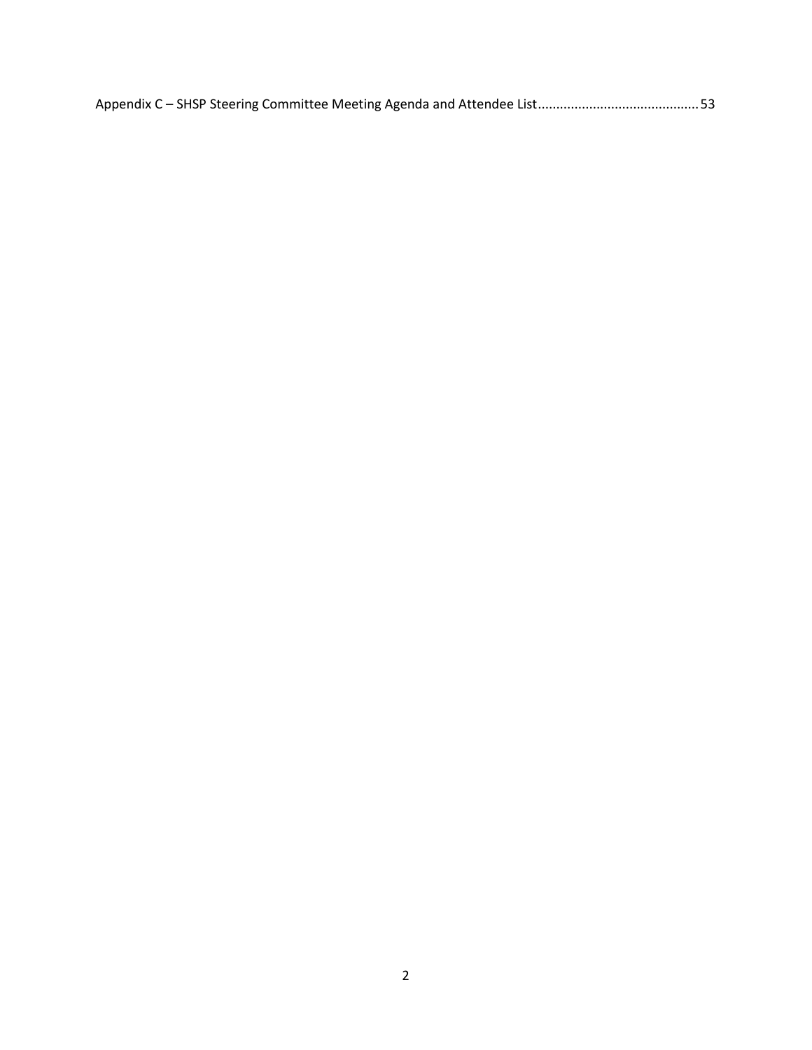Appendix C – SHSP Steering Committee Meeting Agenda and Attendee List ........................................... 53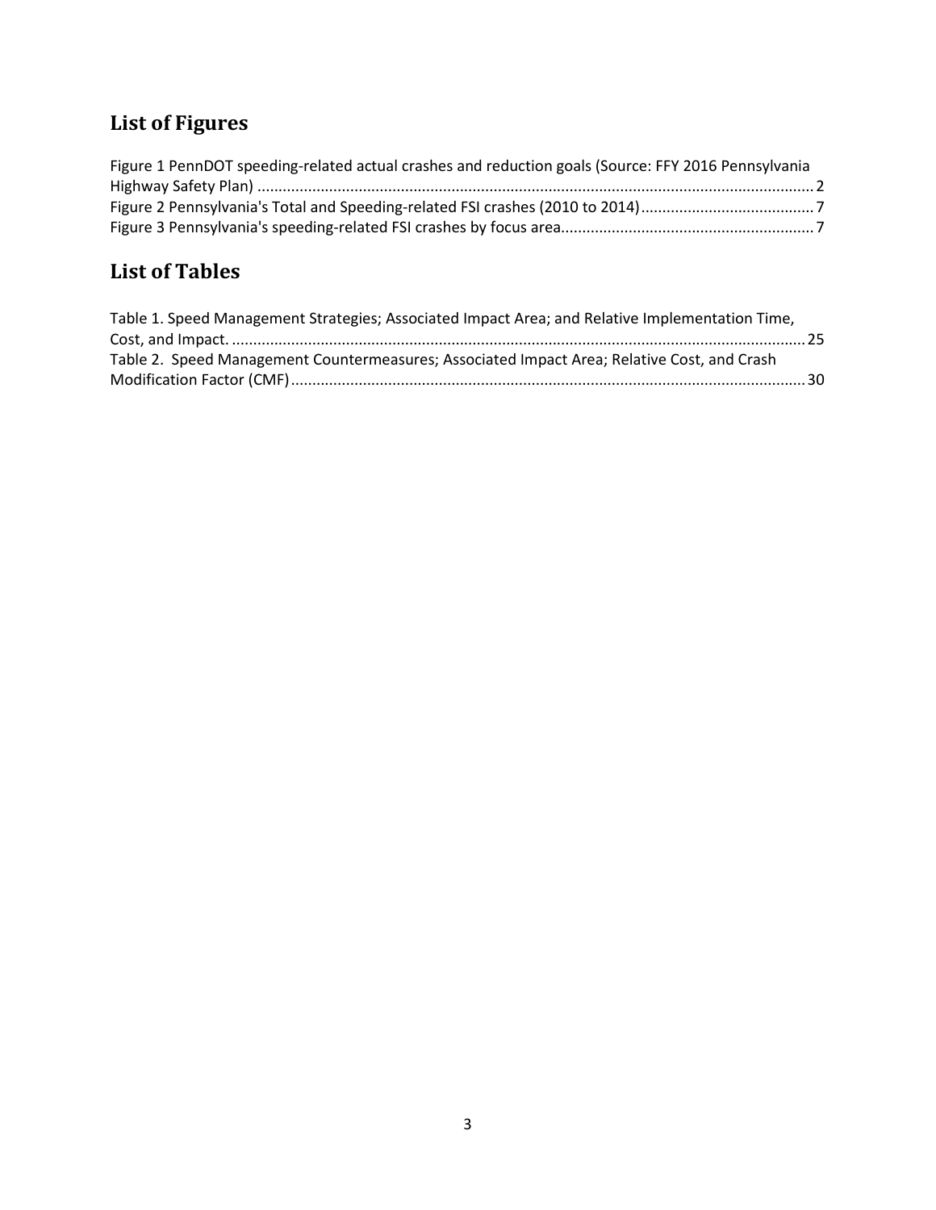## List of Figures

Figure 1 PennDOT speeding-related actual crashes and reduction goals (Source: FFY 2016 Pennsylvania Highway Safety Plan) .......... 2
Figure 2 Pennsylvania's Total and Speeding-related FSI crashes (2010 to 2014) .......... 7
Figure 3 Pennsylvania's speeding-related FSI crashes by focus area .......... 7

## List of Tables

Table 1. Speed Management Strategies; Associated Impact Area; and Relative Implementation Time, Cost, and Impact. .......... 25
Table 2. Speed Management Countermeasures; Associated Impact Area; Relative Cost, and Crash Modification Factor (CMF) .......... 30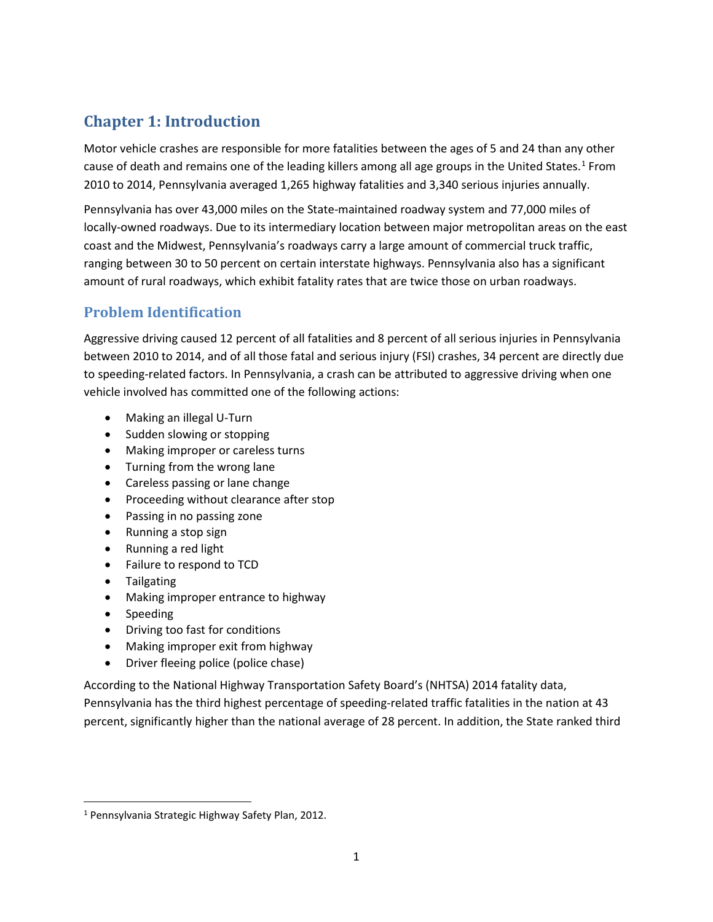# Chapter 1: Introduction

Motor vehicle crashes are responsible for more fatalities between the ages of 5 and 24 than any other cause of death and remains one of the leading killers among all age groups in the United States.[1] From 2010 to 2014, Pennsylvania averaged 1,265 highway fatalities and 3,340 serious injuries annually.

Pennsylvania has over 43,000 miles on the State-maintained roadway system and 77,000 miles of locally-owned roadways. Due to its intermediary location between major metropolitan areas on the east coast and the Midwest, Pennsylvania's roadways carry a large amount of commercial truck traffic, ranging between 30 to 50 percent on certain interstate highways. Pennsylvania also has a significant amount of rural roadways, which exhibit fatality rates that are twice those on urban roadways.

## Problem Identification

Aggressive driving caused 12 percent of all fatalities and 8 percent of all serious injuries in Pennsylvania between 2010 to 2014, and of all those fatal and serious injury (FSI) crashes, 34 percent are directly due to speeding-related factors. In Pennsylvania, a crash can be attributed to aggressive driving when one vehicle involved has committed one of the following actions:

- Making an illegal U-Turn
- Sudden slowing or stopping
- Making improper or careless turns
- Turning from the wrong lane
- Careless passing or lane change
- Proceeding without clearance after stop
- Passing in no passing zone
- Running a stop sign
- Running a red light
- Failure to respond to TCD
- Tailgating
- Making improper entrance to highway
- Speeding
- Driving too fast for conditions
- Making improper exit from highway
- Driver fleeing police (police chase)

According to the National Highway Transportation Safety Board's (NHTSA) 2014 fatality data, Pennsylvania has the third highest percentage of speeding-related traffic fatalities in the nation at 43 percent, significantly higher than the national average of 28 percent. In addition, the State ranked third

[1] Pennsylvania Strategic Highway Safety Plan, 2012.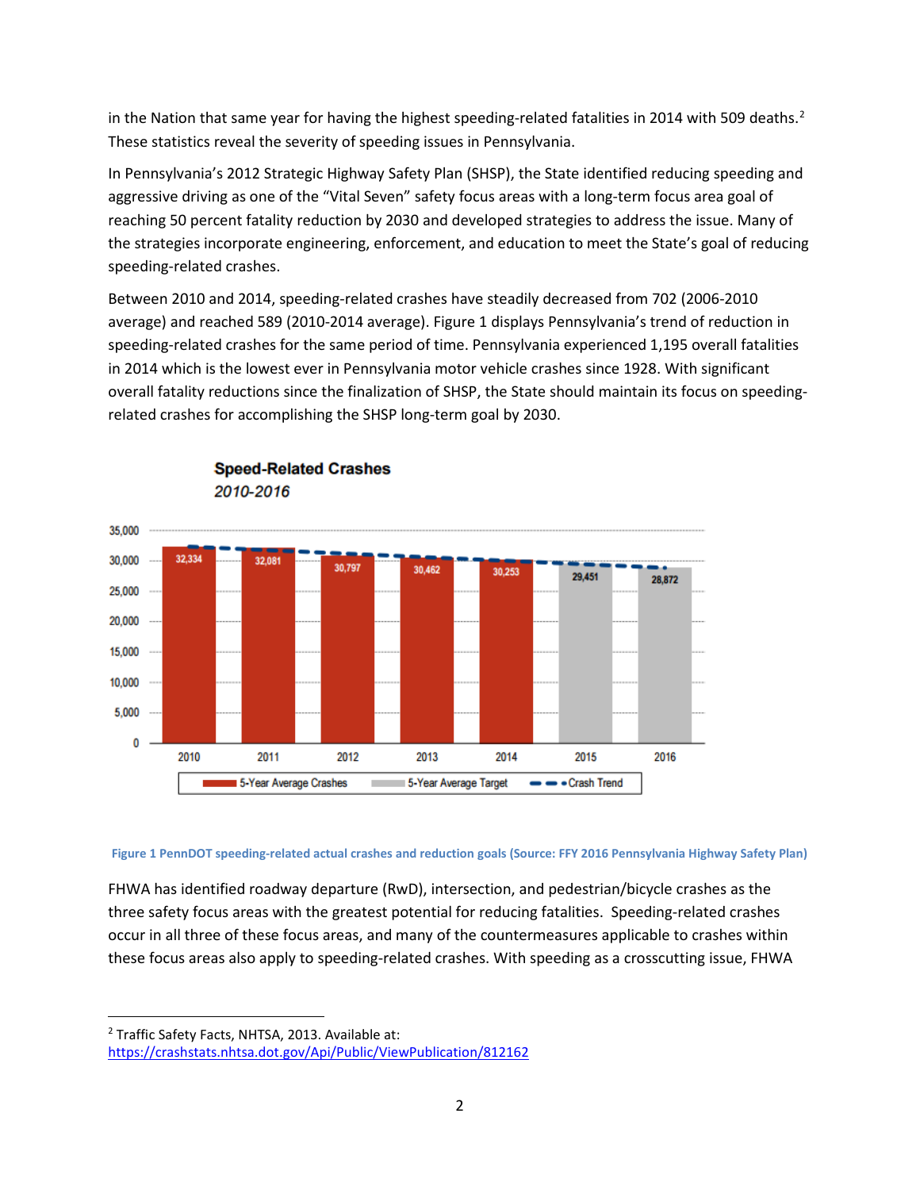in the Nation that same year for having the highest speeding-related fatalities in 2014 with 509 deaths.[2] These statistics reveal the severity of speeding issues in Pennsylvania.

In Pennsylvania's 2012 Strategic Highway Safety Plan (SHSP), the State identified reducing speeding and aggressive driving as one of the "Vital Seven" safety focus areas with a long-term focus area goal of reaching 50 percent fatality reduction by 2030 and developed strategies to address the issue. Many of the strategies incorporate engineering, enforcement, and education to meet the State's goal of reducing speeding-related crashes.

Between 2010 and 2014, speeding-related crashes have steadily decreased from 702 (2006-2010 average) and reached 589 (2010-2014 average). Figure 1 displays Pennsylvania's trend of reduction in speeding-related crashes for the same period of time. Pennsylvania experienced 1,195 overall fatalities in 2014 which is the lowest ever in Pennsylvania motor vehicle crashes since 1928. With significant overall fatality reductions since the finalization of SHSP, the State should maintain its focus on speeding-related crashes for accomplishing the SHSP long-term goal by 2030.

**Speed-Related Crashes**
*2010-2016*

| Year | 5-Year Average Crashes | 5-Year Average Target |
|---|---|---|
| 2010 | 32,334 | |
| 2011 | 32,081 | |
| 2012 | 30,797 | |
| 2013 | 30,462 | |
| 2014 | 30,253 | |
| 2015 | | 29,451 |
| 2016 | | 28,872 |

**Figure 1 PennDOT speeding-related actual crashes and reduction goals (Source: FFY 2016 Pennsylvania Highway Safety Plan)**

FHWA has identified roadway departure (RwD), intersection, and pedestrian/bicycle crashes as the three safety focus areas with the greatest potential for reducing fatalities. Speeding-related crashes occur in all three of these focus areas, and many of the countermeasures applicable to crashes within these focus areas also apply to speeding-related crashes. With speeding as a crosscutting issue, FHWA

[2] Traffic Safety Facts, NHTSA, 2013. Available at: https://crashstats.nhtsa.dot.gov/Api/Public/ViewPublication/812162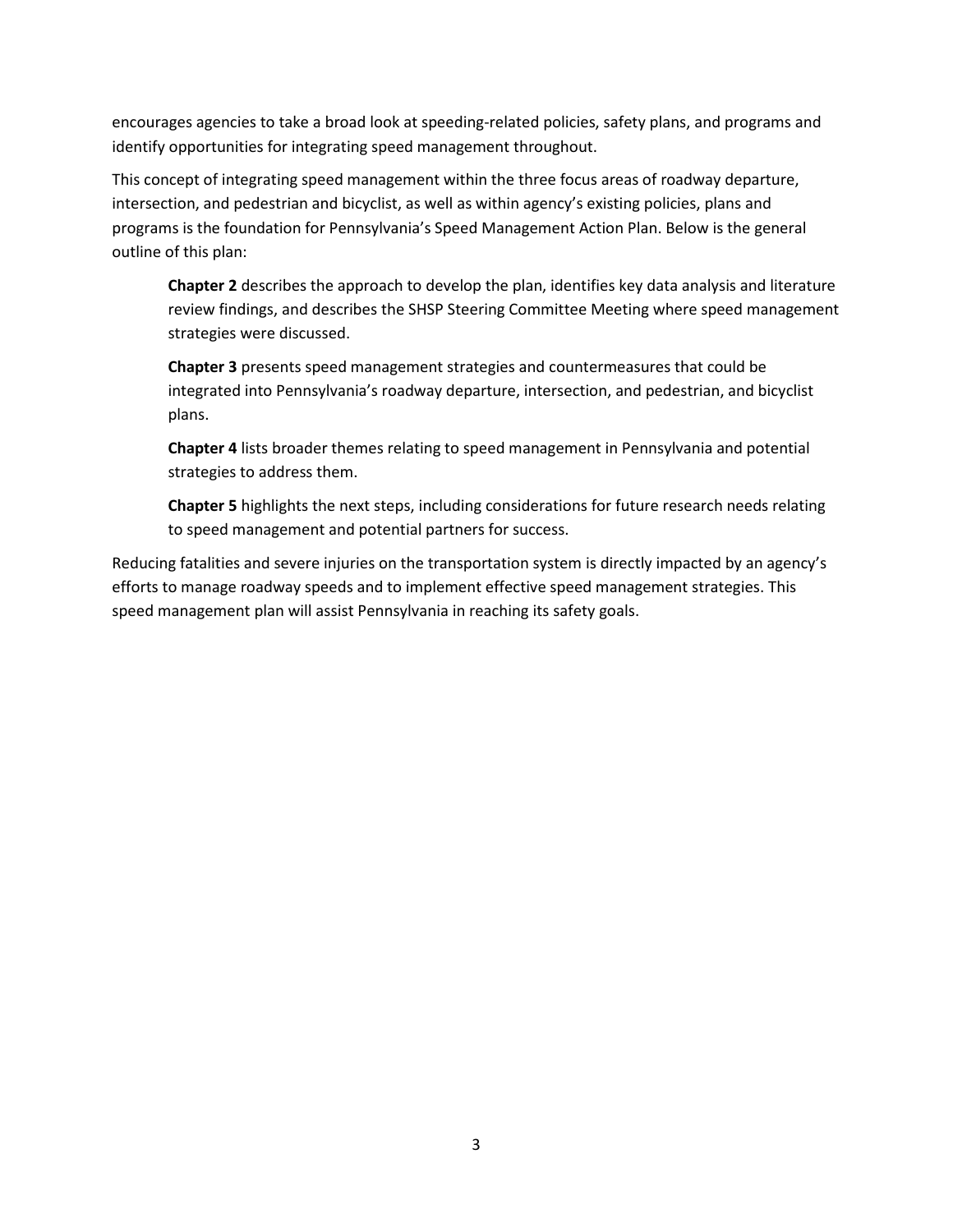encourages agencies to take a broad look at speeding-related policies, safety plans, and programs and identify opportunities for integrating speed management throughout.

This concept of integrating speed management within the three focus areas of roadway departure, intersection, and pedestrian and bicyclist, as well as within agency's existing policies, plans and programs is the foundation for Pennsylvania's Speed Management Action Plan. Below is the general outline of this plan:

> **Chapter 2** describes the approach to develop the plan, identifies key data analysis and literature review findings, and describes the SHSP Steering Committee Meeting where speed management strategies were discussed.
>
> **Chapter 3** presents speed management strategies and countermeasures that could be integrated into Pennsylvania's roadway departure, intersection, and pedestrian, and bicyclist plans.
>
> **Chapter 4** lists broader themes relating to speed management in Pennsylvania and potential strategies to address them.
>
> **Chapter 5** highlights the next steps, including considerations for future research needs relating to speed management and potential partners for success.

Reducing fatalities and severe injuries on the transportation system is directly impacted by an agency's efforts to manage roadway speeds and to implement effective speed management strategies. This speed management plan will assist Pennsylvania in reaching its safety goals.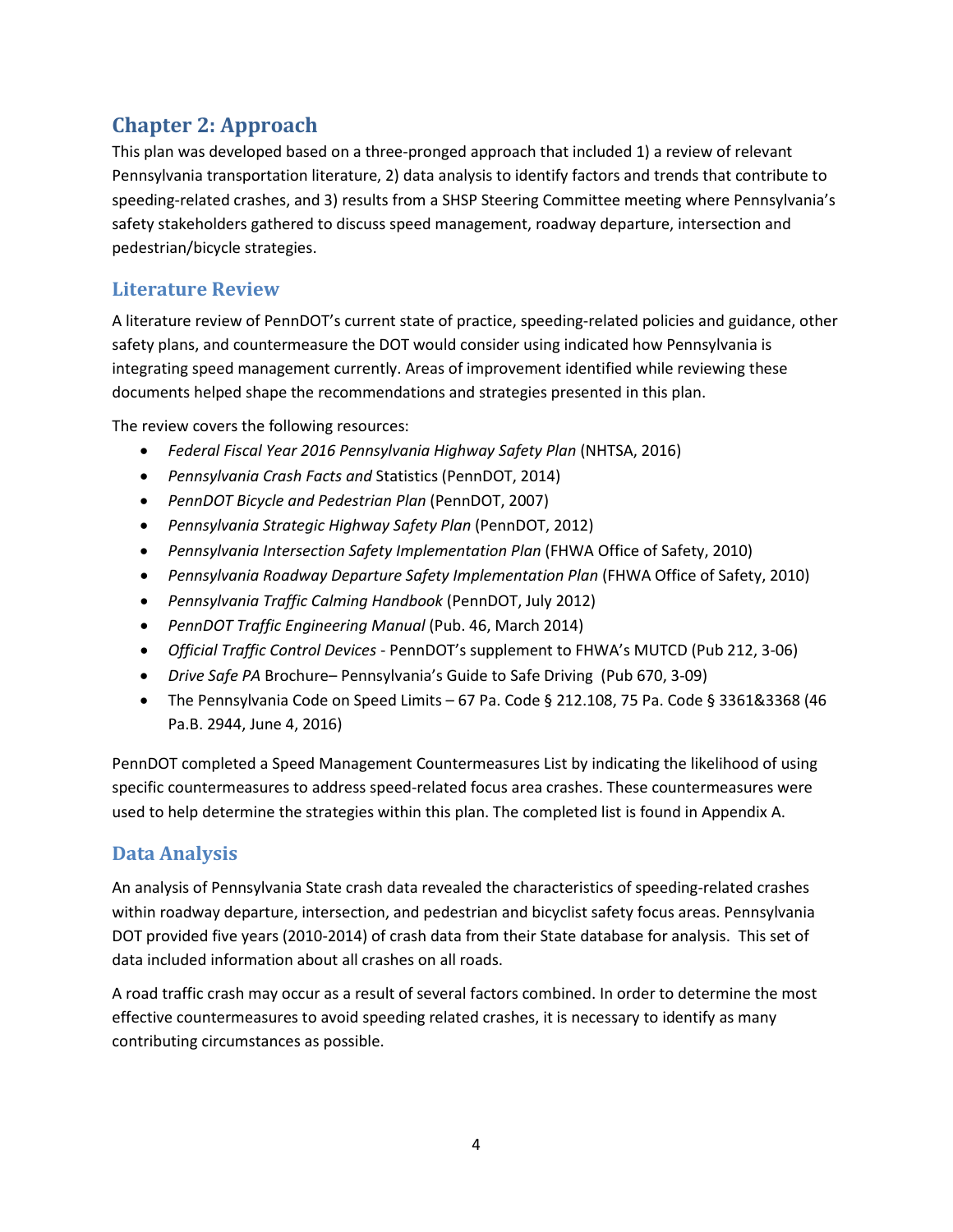# Chapter 2: Approach

This plan was developed based on a three-pronged approach that included 1) a review of relevant Pennsylvania transportation literature, 2) data analysis to identify factors and trends that contribute to speeding-related crashes, and 3) results from a SHSP Steering Committee meeting where Pennsylvania's safety stakeholders gathered to discuss speed management, roadway departure, intersection and pedestrian/bicycle strategies.

## Literature Review

A literature review of PennDOT's current state of practice, speeding-related policies and guidance, other safety plans, and countermeasure the DOT would consider using indicated how Pennsylvania is integrating speed management currently. Areas of improvement identified while reviewing these documents helped shape the recommendations and strategies presented in this plan.

The review covers the following resources:

- *Federal Fiscal Year 2016 Pennsylvania Highway Safety Plan* (NHTSA, 2016)
- *Pennsylvania Crash Facts and* Statistics (PennDOT, 2014)
- *PennDOT Bicycle and Pedestrian Plan* (PennDOT, 2007)
- *Pennsylvania Strategic Highway Safety Plan* (PennDOT, 2012)
- *Pennsylvania Intersection Safety Implementation Plan* (FHWA Office of Safety, 2010)
- *Pennsylvania Roadway Departure Safety Implementation Plan* (FHWA Office of Safety, 2010)
- *Pennsylvania Traffic Calming Handbook* (PennDOT, July 2012)
- *PennDOT Traffic Engineering Manual* (Pub. 46, March 2014)
- *Official Traffic Control Devices* - PennDOT's supplement to FHWA's MUTCD (Pub 212, 3-06)
- *Drive Safe PA* Brochure– Pennsylvania's Guide to Safe Driving (Pub 670, 3-09)
- The Pennsylvania Code on Speed Limits – 67 Pa. Code § 212.108, 75 Pa. Code § 3361&3368 (46 Pa.B. 2944, June 4, 2016)

PennDOT completed a Speed Management Countermeasures List by indicating the likelihood of using specific countermeasures to address speed-related focus area crashes. These countermeasures were used to help determine the strategies within this plan. The completed list is found in Appendix A.

## Data Analysis

An analysis of Pennsylvania State crash data revealed the characteristics of speeding-related crashes within roadway departure, intersection, and pedestrian and bicyclist safety focus areas. Pennsylvania DOT provided five years (2010-2014) of crash data from their State database for analysis. This set of data included information about all crashes on all roads.

A road traffic crash may occur as a result of several factors combined. In order to determine the most effective countermeasures to avoid speeding related crashes, it is necessary to identify as many contributing circumstances as possible.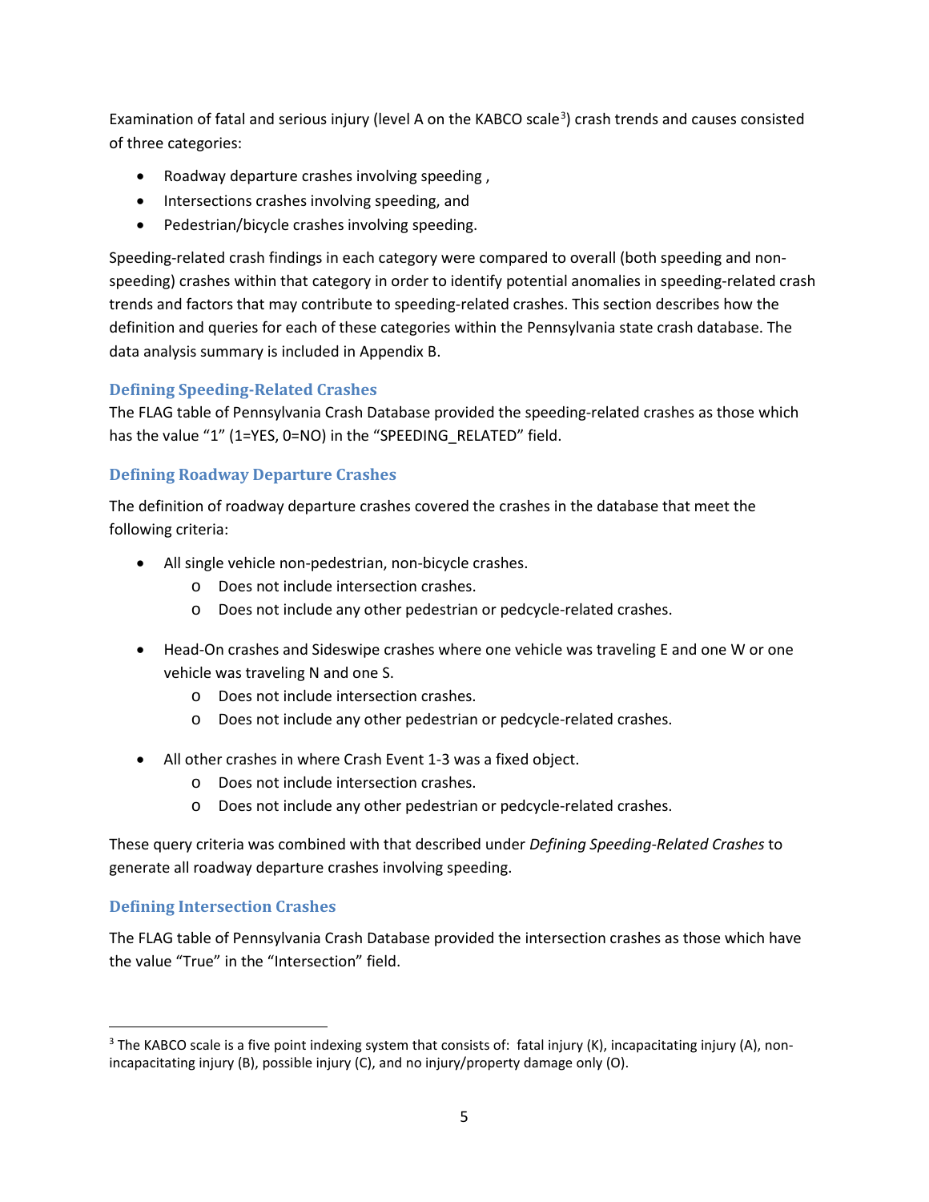Examination of fatal and serious injury (level A on the KABCO scale[3]) crash trends and causes consisted of three categories:

- Roadway departure crashes involving speeding ,
- Intersections crashes involving speeding, and
- Pedestrian/bicycle crashes involving speeding.

Speeding-related crash findings in each category were compared to overall (both speeding and non-speeding) crashes within that category in order to identify potential anomalies in speeding-related crash trends and factors that may contribute to speeding-related crashes. This section describes how the definition and queries for each of these categories within the Pennsylvania state crash database. The data analysis summary is included in Appendix B.

### Defining Speeding-Related Crashes

The FLAG table of Pennsylvania Crash Database provided the speeding-related crashes as those which has the value "1" (1=YES, 0=NO) in the "SPEEDING_RELATED" field.

### Defining Roadway Departure Crashes

The definition of roadway departure crashes covered the crashes in the database that meet the following criteria:

- All single vehicle non-pedestrian, non-bicycle crashes.
    - Does not include intersection crashes.
    - Does not include any other pedestrian or pedcycle-related crashes.
- Head-On crashes and Sideswipe crashes where one vehicle was traveling E and one W or one vehicle was traveling N and one S.
    - Does not include intersection crashes.
    - Does not include any other pedestrian or pedcycle-related crashes.
- All other crashes in where Crash Event 1-3 was a fixed object.
    - Does not include intersection crashes.
    - Does not include any other pedestrian or pedcycle-related crashes.

These query criteria was combined with that described under *Defining Speeding-Related Crashes* to generate all roadway departure crashes involving speeding.

### Defining Intersection Crashes

The FLAG table of Pennsylvania Crash Database provided the intersection crashes as those which have the value "True" in the "Intersection" field.

---

[3] The KABCO scale is a five point indexing system that consists of: fatal injury (K), incapacitating injury (A), non-incapacitating injury (B), possible injury (C), and no injury/property damage only (O).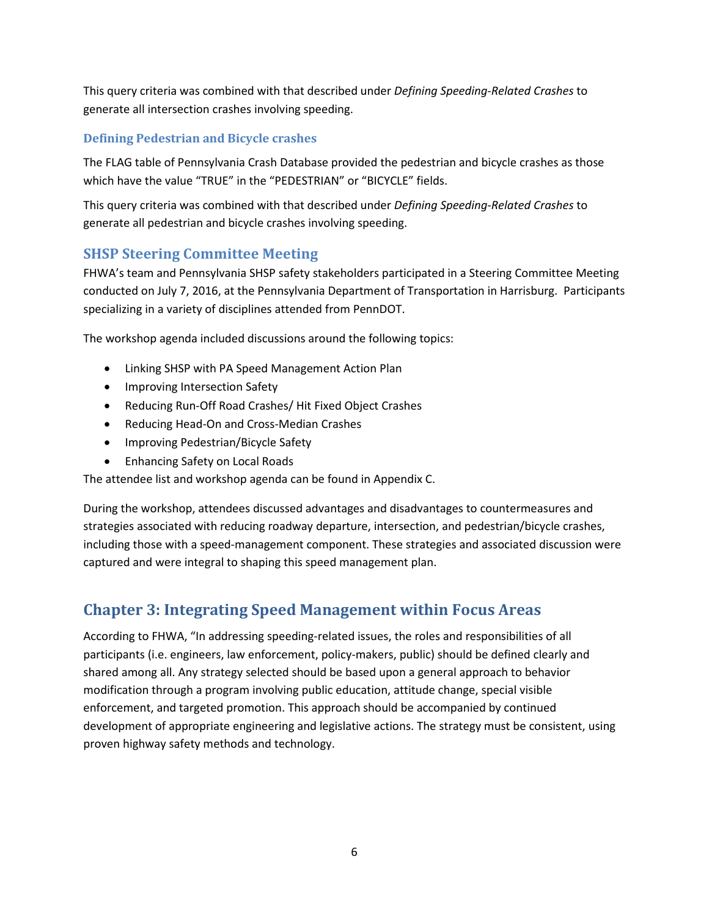This query criteria was combined with that described under *Defining Speeding-Related Crashes* to generate all intersection crashes involving speeding.

### Defining Pedestrian and Bicycle crashes

The FLAG table of Pennsylvania Crash Database provided the pedestrian and bicycle crashes as those which have the value "TRUE" in the "PEDESTRIAN" or "BICYCLE" fields.

This query criteria was combined with that described under *Defining Speeding-Related Crashes* to generate all pedestrian and bicycle crashes involving speeding.

## SHSP Steering Committee Meeting

FHWA's team and Pennsylvania SHSP safety stakeholders participated in a Steering Committee Meeting conducted on July 7, 2016, at the Pennsylvania Department of Transportation in Harrisburg. Participants specializing in a variety of disciplines attended from PennDOT.

The workshop agenda included discussions around the following topics:

- Linking SHSP with PA Speed Management Action Plan
- Improving Intersection Safety
- Reducing Run-Off Road Crashes/ Hit Fixed Object Crashes
- Reducing Head-On and Cross-Median Crashes
- Improving Pedestrian/Bicycle Safety
- Enhancing Safety on Local Roads

The attendee list and workshop agenda can be found in Appendix C.

During the workshop, attendees discussed advantages and disadvantages to countermeasures and strategies associated with reducing roadway departure, intersection, and pedestrian/bicycle crashes, including those with a speed-management component. These strategies and associated discussion were captured and were integral to shaping this speed management plan.

# Chapter 3: Integrating Speed Management within Focus Areas

According to FHWA, "In addressing speeding-related issues, the roles and responsibilities of all participants (i.e. engineers, law enforcement, policy-makers, public) should be defined clearly and shared among all. Any strategy selected should be based upon a general approach to behavior modification through a program involving public education, attitude change, special visible enforcement, and targeted promotion. This approach should be accompanied by continued development of appropriate engineering and legislative actions. The strategy must be consistent, using proven highway safety methods and technology.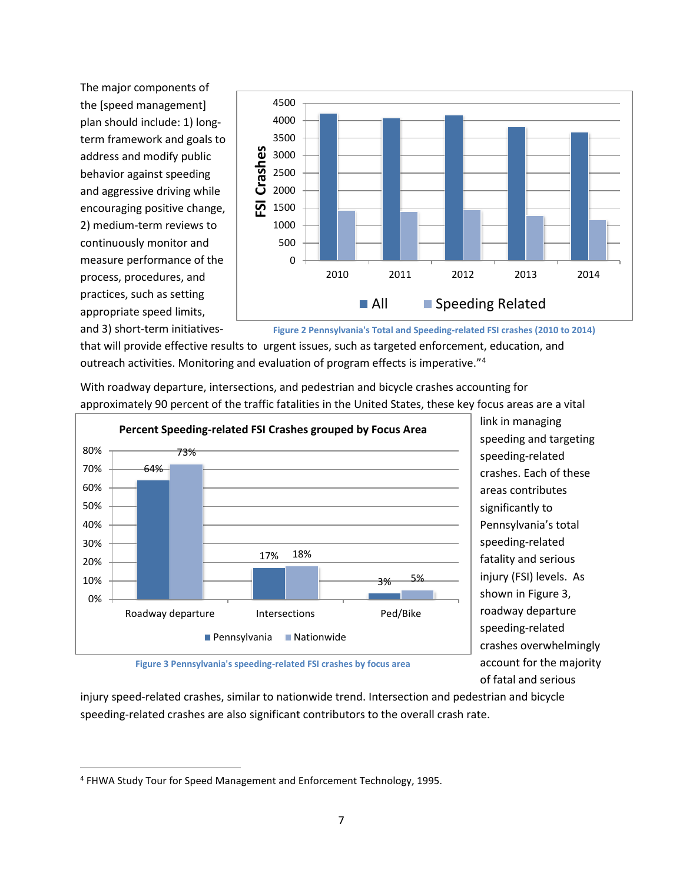The major components of the [speed management] plan should include: 1) long-term framework and goals to address and modify public behavior against speeding and aggressive driving while encouraging positive change, 2) medium-term reviews to continuously monitor and measure performance of the process, procedures, and practices, such as setting appropriate speed limits, and 3) short-term initiatives-that will provide effective results to urgent issues, such as targeted enforcement, education, and outreach activities. Monitoring and evaluation of program effects is imperative."[4]

Figure 2 Pennsylvania's Total and Speeding-related FSI crashes (2010 to 2014)

With roadway departure, intersections, and pedestrian and bicycle crashes accounting for approximately 90 percent of the traffic fatalities in the United States, these key focus areas are a vital link in managing speeding and targeting speeding-related crashes. Each of these areas contributes significantly to Pennsylvania's total speeding-related fatality and serious injury (FSI) levels. As shown in Figure 3, roadway departure speeding-related crashes overwhelmingly account for the majority of fatal and serious injury speed-related crashes, similar to nationwide trend. Intersection and pedestrian and bicycle speeding-related crashes are also significant contributors to the overall crash rate.

**Percent Speeding-related FSI Crashes grouped by Focus Area**

| Focus Area | Pennsylvania | Nationwide |
|---|---|---|
| Roadway departure | 64% | 73% |
| Intersections | 17% | 18% |
| Ped/Bike | 3% | 5% |

Figure 3 Pennsylvania's speeding-related FSI crashes by focus area

[4] FHWA Study Tour for Speed Management and Enforcement Technology, 1995.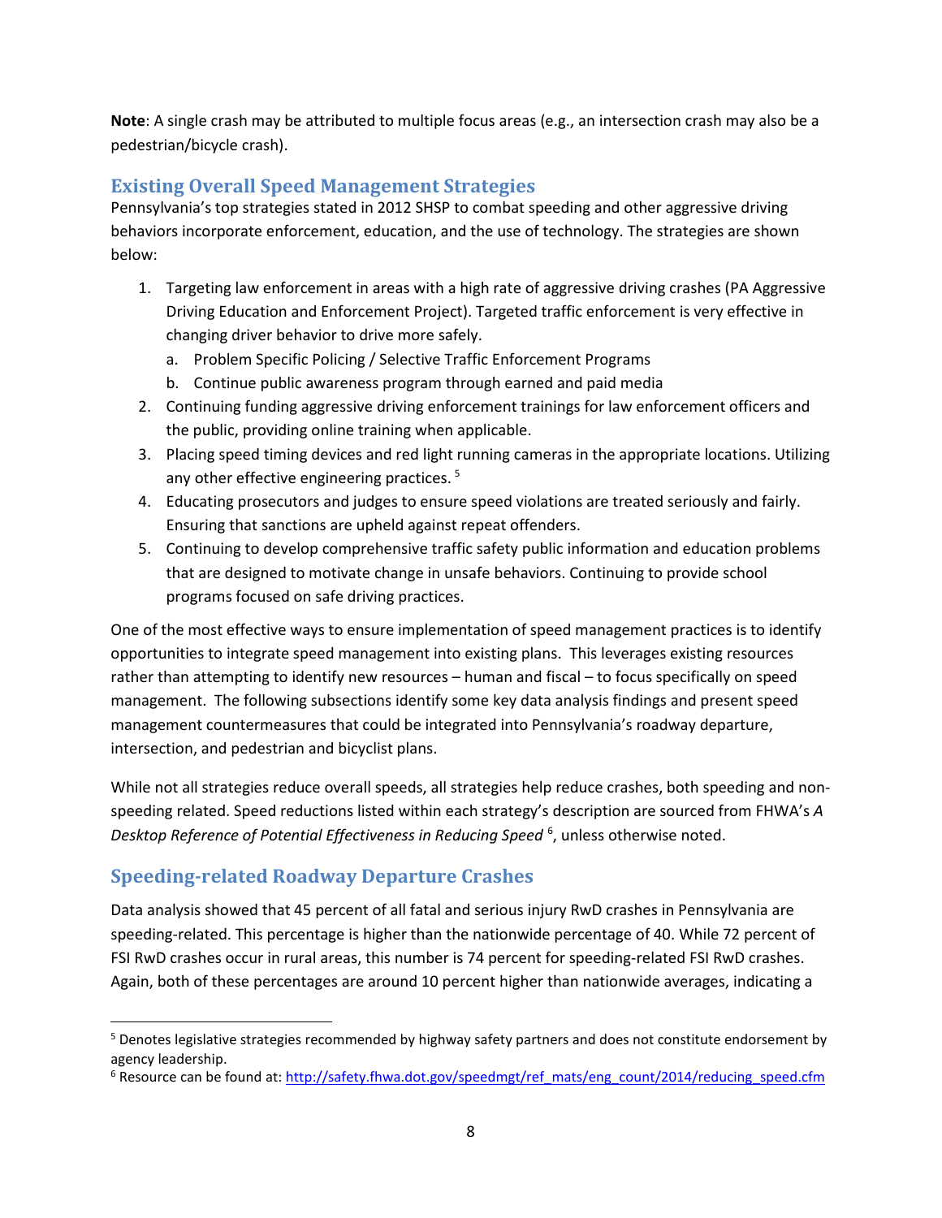**Note**: A single crash may be attributed to multiple focus areas (e.g., an intersection crash may also be a pedestrian/bicycle crash).

## Existing Overall Speed Management Strategies

Pennsylvania's top strategies stated in 2012 SHSP to combat speeding and other aggressive driving behaviors incorporate enforcement, education, and the use of technology. The strategies are shown below:

1. Targeting law enforcement in areas with a high rate of aggressive driving crashes (PA Aggressive Driving Education and Enforcement Project). Targeted traffic enforcement is very effective in changing driver behavior to drive more safely.
   a. Problem Specific Policing / Selective Traffic Enforcement Programs
   b. Continue public awareness program through earned and paid media
2. Continuing funding aggressive driving enforcement trainings for law enforcement officers and the public, providing online training when applicable.
3. Placing speed timing devices and red light running cameras in the appropriate locations. Utilizing any other effective engineering practices. [5]
4. Educating prosecutors and judges to ensure speed violations are treated seriously and fairly. Ensuring that sanctions are upheld against repeat offenders.
5. Continuing to develop comprehensive traffic safety public information and education problems that are designed to motivate change in unsafe behaviors. Continuing to provide school programs focused on safe driving practices.

One of the most effective ways to ensure implementation of speed management practices is to identify opportunities to integrate speed management into existing plans. This leverages existing resources rather than attempting to identify new resources – human and fiscal – to focus specifically on speed management. The following subsections identify some key data analysis findings and present speed management countermeasures that could be integrated into Pennsylvania's roadway departure, intersection, and pedestrian and bicyclist plans.

While not all strategies reduce overall speeds, all strategies help reduce crashes, both speeding and non-speeding related. Speed reductions listed within each strategy's description are sourced from FHWA's *A Desktop Reference of Potential Effectiveness in Reducing Speed* [6], unless otherwise noted.

## Speeding-related Roadway Departure Crashes

Data analysis showed that 45 percent of all fatal and serious injury RwD crashes in Pennsylvania are speeding-related. This percentage is higher than the nationwide percentage of 40. While 72 percent of FSI RwD crashes occur in rural areas, this number is 74 percent for speeding-related FSI RwD crashes. Again, both of these percentages are around 10 percent higher than nationwide averages, indicating a

---

[5] Denotes legislative strategies recommended by highway safety partners and does not constitute endorsement by agency leadership.

[6] Resource can be found at: http://safety.fhwa.dot.gov/speedmgt/ref_mats/eng_count/2014/reducing_speed.cfm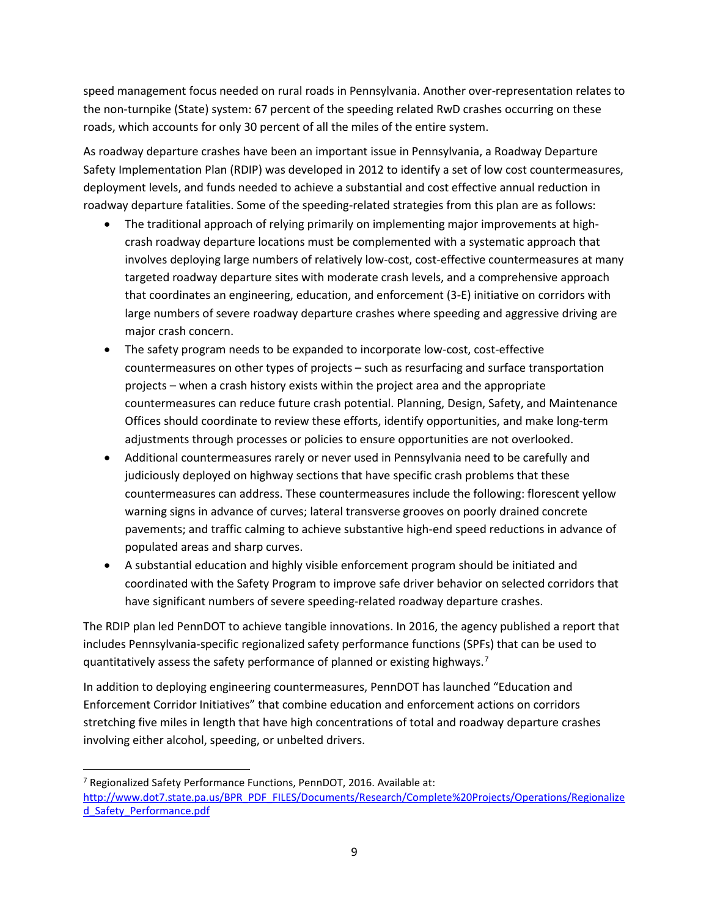speed management focus needed on rural roads in Pennsylvania. Another over-representation relates to the non-turnpike (State) system: 67 percent of the speeding related RwD crashes occurring on these roads, which accounts for only 30 percent of all the miles of the entire system.

As roadway departure crashes have been an important issue in Pennsylvania, a Roadway Departure Safety Implementation Plan (RDIP) was developed in 2012 to identify a set of low cost countermeasures, deployment levels, and funds needed to achieve a substantial and cost effective annual reduction in roadway departure fatalities. Some of the speeding-related strategies from this plan are as follows:

- The traditional approach of relying primarily on implementing major improvements at high-crash roadway departure locations must be complemented with a systematic approach that involves deploying large numbers of relatively low-cost, cost-effective countermeasures at many targeted roadway departure sites with moderate crash levels, and a comprehensive approach that coordinates an engineering, education, and enforcement (3-E) initiative on corridors with large numbers of severe roadway departure crashes where speeding and aggressive driving are major crash concern.
- The safety program needs to be expanded to incorporate low-cost, cost-effective countermeasures on other types of projects – such as resurfacing and surface transportation projects – when a crash history exists within the project area and the appropriate countermeasures can reduce future crash potential. Planning, Design, Safety, and Maintenance Offices should coordinate to review these efforts, identify opportunities, and make long-term adjustments through processes or policies to ensure opportunities are not overlooked.
- Additional countermeasures rarely or never used in Pennsylvania need to be carefully and judiciously deployed on highway sections that have specific crash problems that these countermeasures can address. These countermeasures include the following: florescent yellow warning signs in advance of curves; lateral transverse grooves on poorly drained concrete pavements; and traffic calming to achieve substantive high-end speed reductions in advance of populated areas and sharp curves.
- A substantial education and highly visible enforcement program should be initiated and coordinated with the Safety Program to improve safe driver behavior on selected corridors that have significant numbers of severe speeding-related roadway departure crashes.

The RDIP plan led PennDOT to achieve tangible innovations. In 2016, the agency published a report that includes Pennsylvania-specific regionalized safety performance functions (SPFs) that can be used to quantitatively assess the safety performance of planned or existing highways.[7]

In addition to deploying engineering countermeasures, PennDOT has launched "Education and Enforcement Corridor Initiatives" that combine education and enforcement actions on corridors stretching five miles in length that have high concentrations of total and roadway departure crashes involving either alcohol, speeding, or unbelted drivers.

[7] Regionalized Safety Performance Functions, PennDOT, 2016. Available at: http://www.dot7.state.pa.us/BPR_PDF_FILES/Documents/Research/Complete%20Projects/Operations/Regionalized_Safety_Performance.pdf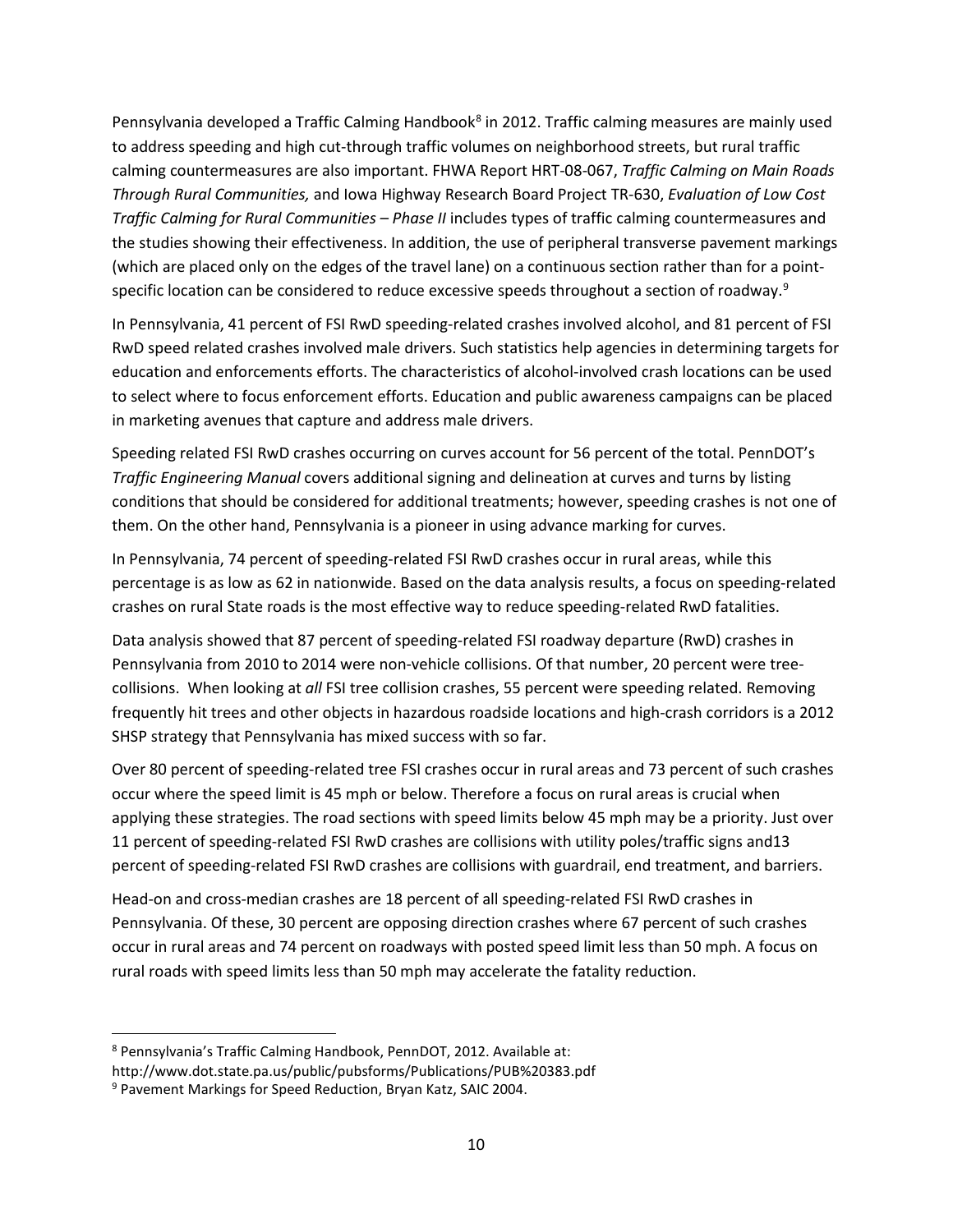Pennsylvania developed a Traffic Calming Handbook[8] in 2012. Traffic calming measures are mainly used to address speeding and high cut-through traffic volumes on neighborhood streets, but rural traffic calming countermeasures are also important. FHWA Report HRT-08-067, *Traffic Calming on Main Roads Through Rural Communities,* and Iowa Highway Research Board Project TR-630, *Evaluation of Low Cost Traffic Calming for Rural Communities – Phase II* includes types of traffic calming countermeasures and the studies showing their effectiveness. In addition, the use of peripheral transverse pavement markings (which are placed only on the edges of the travel lane) on a continuous section rather than for a point-specific location can be considered to reduce excessive speeds throughout a section of roadway.[9]

In Pennsylvania, 41 percent of FSI RwD speeding-related crashes involved alcohol, and 81 percent of FSI RwD speed related crashes involved male drivers. Such statistics help agencies in determining targets for education and enforcements efforts. The characteristics of alcohol-involved crash locations can be used to select where to focus enforcement efforts. Education and public awareness campaigns can be placed in marketing avenues that capture and address male drivers.

Speeding related FSI RwD crashes occurring on curves account for 56 percent of the total. PennDOT's *Traffic Engineering Manual* covers additional signing and delineation at curves and turns by listing conditions that should be considered for additional treatments; however, speeding crashes is not one of them. On the other hand, Pennsylvania is a pioneer in using advance marking for curves.

In Pennsylvania, 74 percent of speeding-related FSI RwD crashes occur in rural areas, while this percentage is as low as 62 in nationwide. Based on the data analysis results, a focus on speeding-related crashes on rural State roads is the most effective way to reduce speeding-related RwD fatalities.

Data analysis showed that 87 percent of speeding-related FSI roadway departure (RwD) crashes in Pennsylvania from 2010 to 2014 were non-vehicle collisions. Of that number, 20 percent were tree-collisions. When looking at *all* FSI tree collision crashes, 55 percent were speeding related. Removing frequently hit trees and other objects in hazardous roadside locations and high-crash corridors is a 2012 SHSP strategy that Pennsylvania has mixed success with so far.

Over 80 percent of speeding-related tree FSI crashes occur in rural areas and 73 percent of such crashes occur where the speed limit is 45 mph or below. Therefore a focus on rural areas is crucial when applying these strategies. The road sections with speed limits below 45 mph may be a priority. Just over 11 percent of speeding-related FSI RwD crashes are collisions with utility poles/traffic signs and13 percent of speeding-related FSI RwD crashes are collisions with guardrail, end treatment, and barriers.

Head-on and cross-median crashes are 18 percent of all speeding-related FSI RwD crashes in Pennsylvania. Of these, 30 percent are opposing direction crashes where 67 percent of such crashes occur in rural areas and 74 percent on roadways with posted speed limit less than 50 mph. A focus on rural roads with speed limits less than 50 mph may accelerate the fatality reduction.

---

[8] Pennsylvania's Traffic Calming Handbook, PennDOT, 2012. Available at: http://www.dot.state.pa.us/public/pubsforms/Publications/PUB%20383.pdf

[9] Pavement Markings for Speed Reduction, Bryan Katz, SAIC 2004.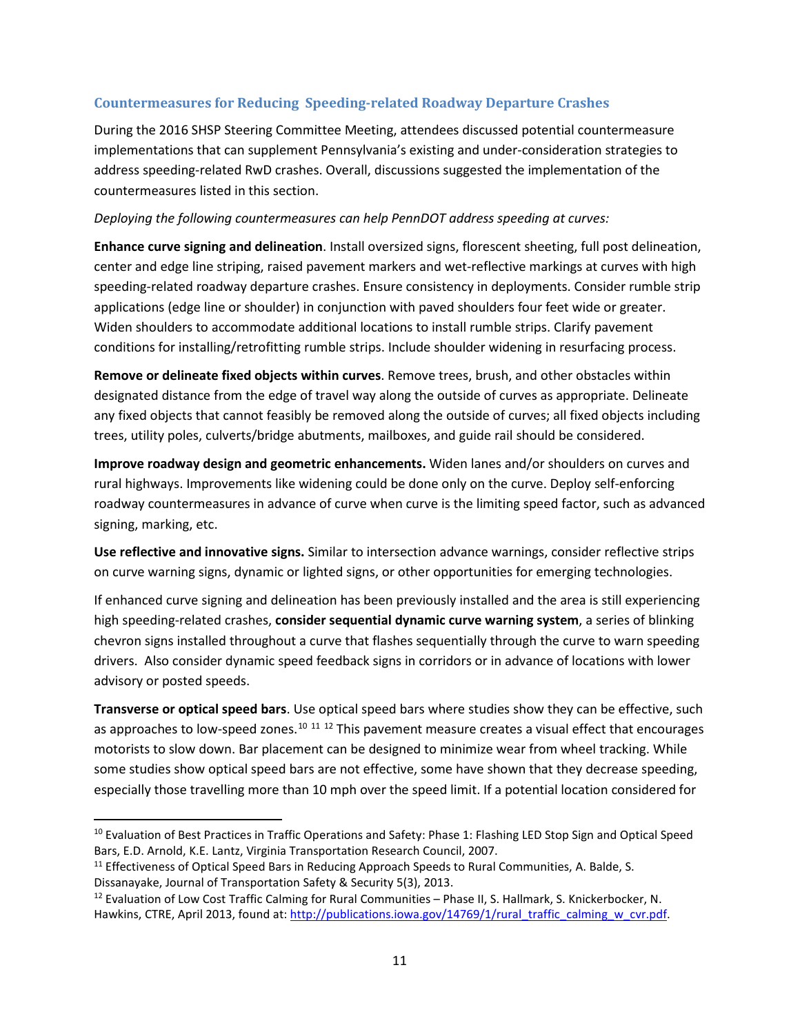### Countermeasures for Reducing Speeding-related Roadway Departure Crashes

During the 2016 SHSP Steering Committee Meeting, attendees discussed potential countermeasure implementations that can supplement Pennsylvania's existing and under-consideration strategies to address speeding-related RwD crashes. Overall, discussions suggested the implementation of the countermeasures listed in this section.

*Deploying the following countermeasures can help PennDOT address speeding at curves:*

**Enhance curve signing and delineation**. Install oversized signs, florescent sheeting, full post delineation, center and edge line striping, raised pavement markers and wet-reflective markings at curves with high speeding-related roadway departure crashes. Ensure consistency in deployments. Consider rumble strip applications (edge line or shoulder) in conjunction with paved shoulders four feet wide or greater. Widen shoulders to accommodate additional locations to install rumble strips. Clarify pavement conditions for installing/retrofitting rumble strips. Include shoulder widening in resurfacing process.

**Remove or delineate fixed objects within curves**. Remove trees, brush, and other obstacles within designated distance from the edge of travel way along the outside of curves as appropriate. Delineate any fixed objects that cannot feasibly be removed along the outside of curves; all fixed objects including trees, utility poles, culverts/bridge abutments, mailboxes, and guide rail should be considered.

**Improve roadway design and geometric enhancements.** Widen lanes and/or shoulders on curves and rural highways. Improvements like widening could be done only on the curve. Deploy self-enforcing roadway countermeasures in advance of curve when curve is the limiting speed factor, such as advanced signing, marking, etc.

**Use reflective and innovative signs.** Similar to intersection advance warnings, consider reflective strips on curve warning signs, dynamic or lighted signs, or other opportunities for emerging technologies.

If enhanced curve signing and delineation has been previously installed and the area is still experiencing high speeding-related crashes, **consider sequential dynamic curve warning system**, a series of blinking chevron signs installed throughout a curve that flashes sequentially through the curve to warn speeding drivers. Also consider dynamic speed feedback signs in corridors or in advance of locations with lower advisory or posted speeds.

**Transverse or optical speed bars**. Use optical speed bars where studies show they can be effective, such as approaches to low-speed zones.[10] [11] [12] This pavement measure creates a visual effect that encourages motorists to slow down. Bar placement can be designed to minimize wear from wheel tracking. While some studies show optical speed bars are not effective, some have shown that they decrease speeding, especially those travelling more than 10 mph over the speed limit. If a potential location considered for

---

[10] Evaluation of Best Practices in Traffic Operations and Safety: Phase 1: Flashing LED Stop Sign and Optical Speed Bars, E.D. Arnold, K.E. Lantz, Virginia Transportation Research Council, 2007.

[11] Effectiveness of Optical Speed Bars in Reducing Approach Speeds to Rural Communities, A. Balde, S. Dissanayake, Journal of Transportation Safety & Security 5(3), 2013.

[12] Evaluation of Low Cost Traffic Calming for Rural Communities – Phase II, S. Hallmark, S. Knickerbocker, N. Hawkins, CTRE, April 2013, found at: http://publications.iowa.gov/14769/1/rural_traffic_calming_w_cvr.pdf.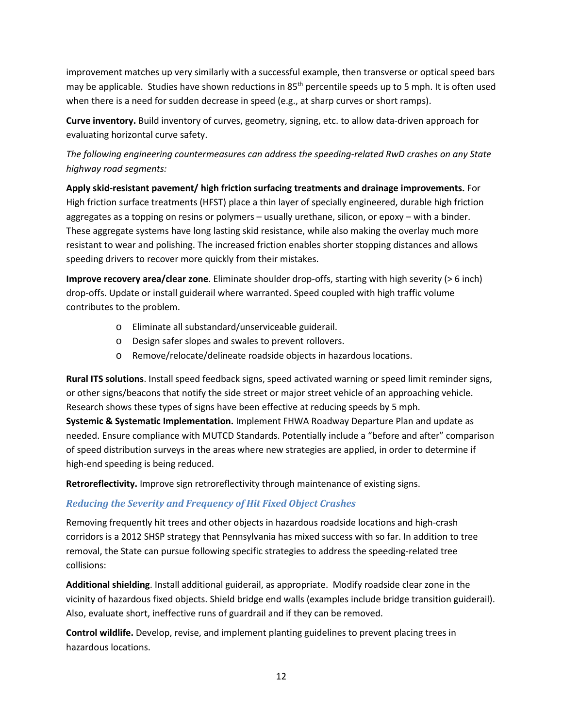improvement matches up very similarly with a successful example, then transverse or optical speed bars may be applicable. Studies have shown reductions in 85th percentile speeds up to 5 mph. It is often used when there is a need for sudden decrease in speed (e.g., at sharp curves or short ramps).

**Curve inventory.** Build inventory of curves, geometry, signing, etc. to allow data-driven approach for evaluating horizontal curve safety.

*The following engineering countermeasures can address the speeding-related RwD crashes on any State highway road segments:*

**Apply skid-resistant pavement/ high friction surfacing treatments and drainage improvements.** For High friction surface treatments (HFST) place a thin layer of specially engineered, durable high friction aggregates as a topping on resins or polymers – usually urethane, silicon, or epoxy – with a binder. These aggregate systems have long lasting skid resistance, while also making the overlay much more resistant to wear and polishing. The increased friction enables shorter stopping distances and allows speeding drivers to recover more quickly from their mistakes.

**Improve recovery area/clear zone**. Eliminate shoulder drop-offs, starting with high severity (> 6 inch) drop-offs. Update or install guiderail where warranted. Speed coupled with high traffic volume contributes to the problem.

- Eliminate all substandard/unserviceable guiderail.
- Design safer slopes and swales to prevent rollovers.
- Remove/relocate/delineate roadside objects in hazardous locations.

**Rural ITS solutions**. Install speed feedback signs, speed activated warning or speed limit reminder signs, or other signs/beacons that notify the side street or major street vehicle of an approaching vehicle. Research shows these types of signs have been effective at reducing speeds by 5 mph.

**Systemic & Systematic Implementation.** Implement FHWA Roadway Departure Plan and update as needed. Ensure compliance with MUTCD Standards. Potentially include a "before and after" comparison of speed distribution surveys in the areas where new strategies are applied, in order to determine if high-end speeding is being reduced.

**Retroreflectivity.** Improve sign retroreflectivity through maintenance of existing signs.

### *Reducing the Severity and Frequency of Hit Fixed Object Crashes*

Removing frequently hit trees and other objects in hazardous roadside locations and high-crash corridors is a 2012 SHSP strategy that Pennsylvania has mixed success with so far. In addition to tree removal, the State can pursue following specific strategies to address the speeding-related tree collisions:

**Additional shielding**. Install additional guiderail, as appropriate. Modify roadside clear zone in the vicinity of hazardous fixed objects. Shield bridge end walls (examples include bridge transition guiderail). Also, evaluate short, ineffective runs of guardrail and if they can be removed.

**Control wildlife.** Develop, revise, and implement planting guidelines to prevent placing trees in hazardous locations.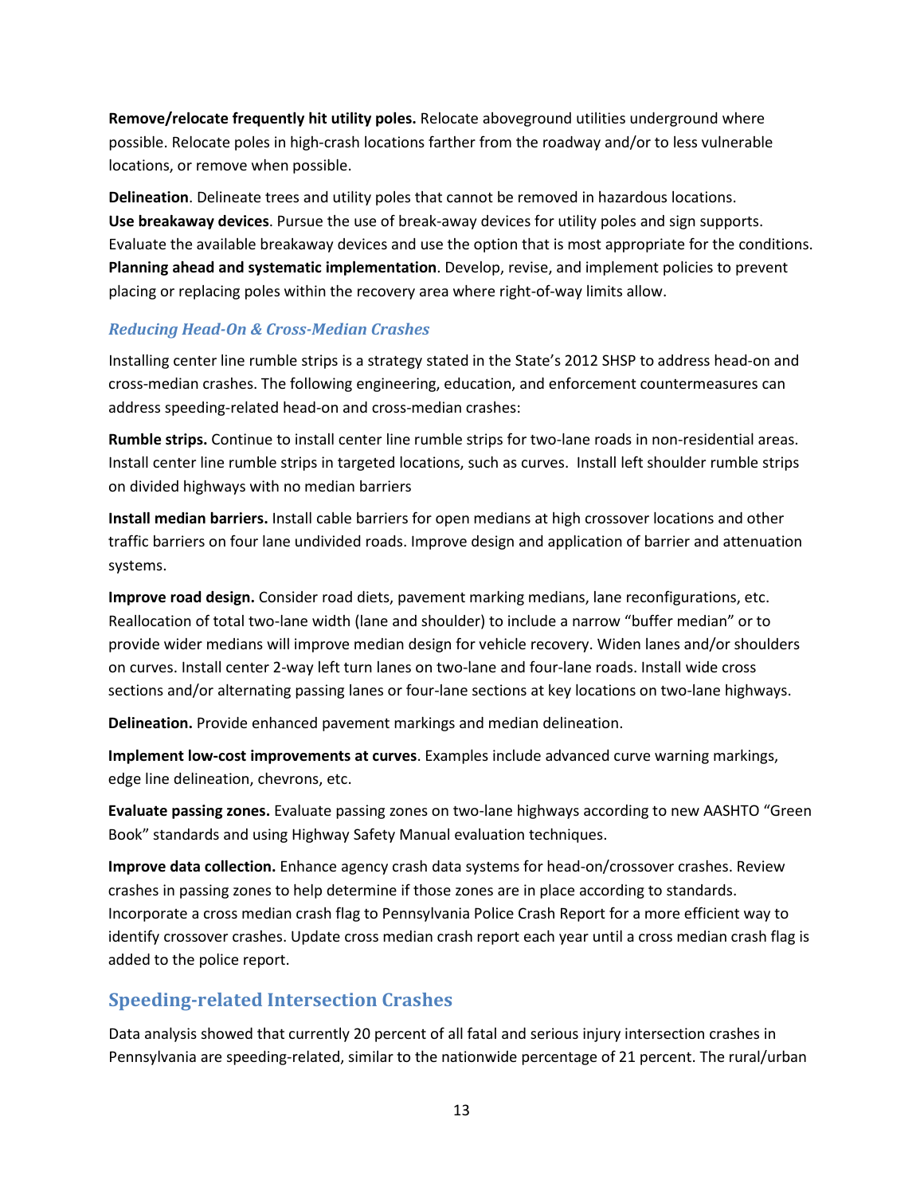**Remove/relocate frequently hit utility poles.** Relocate aboveground utilities underground where possible. Relocate poles in high-crash locations farther from the roadway and/or to less vulnerable locations, or remove when possible.

**Delineation**. Delineate trees and utility poles that cannot be removed in hazardous locations.
**Use breakaway devices**. Pursue the use of break-away devices for utility poles and sign supports. Evaluate the available breakaway devices and use the option that is most appropriate for the conditions.
**Planning ahead and systematic implementation**. Develop, revise, and implement policies to prevent placing or replacing poles within the recovery area where right-of-way limits allow.

### *Reducing Head-On & Cross-Median Crashes*

Installing center line rumble strips is a strategy stated in the State's 2012 SHSP to address head-on and cross-median crashes. The following engineering, education, and enforcement countermeasures can address speeding-related head-on and cross-median crashes:

**Rumble strips.** Continue to install center line rumble strips for two-lane roads in non-residential areas. Install center line rumble strips in targeted locations, such as curves. Install left shoulder rumble strips on divided highways with no median barriers

**Install median barriers.** Install cable barriers for open medians at high crossover locations and other traffic barriers on four lane undivided roads. Improve design and application of barrier and attenuation systems.

**Improve road design.** Consider road diets, pavement marking medians, lane reconfigurations, etc. Reallocation of total two-lane width (lane and shoulder) to include a narrow "buffer median" or to provide wider medians will improve median design for vehicle recovery. Widen lanes and/or shoulders on curves. Install center 2-way left turn lanes on two-lane and four-lane roads. Install wide cross sections and/or alternating passing lanes or four-lane sections at key locations on two-lane highways.

**Delineation.** Provide enhanced pavement markings and median delineation.

**Implement low-cost improvements at curves**. Examples include advanced curve warning markings, edge line delineation, chevrons, etc.

**Evaluate passing zones.** Evaluate passing zones on two-lane highways according to new AASHTO "Green Book" standards and using Highway Safety Manual evaluation techniques.

**Improve data collection.** Enhance agency crash data systems for head-on/crossover crashes. Review crashes in passing zones to help determine if those zones are in place according to standards. Incorporate a cross median crash flag to Pennsylvania Police Crash Report for a more efficient way to identify crossover crashes. Update cross median crash report each year until a cross median crash flag is added to the police report.

## Speeding-related Intersection Crashes

Data analysis showed that currently 20 percent of all fatal and serious injury intersection crashes in Pennsylvania are speeding-related, similar to the nationwide percentage of 21 percent. The rural/urban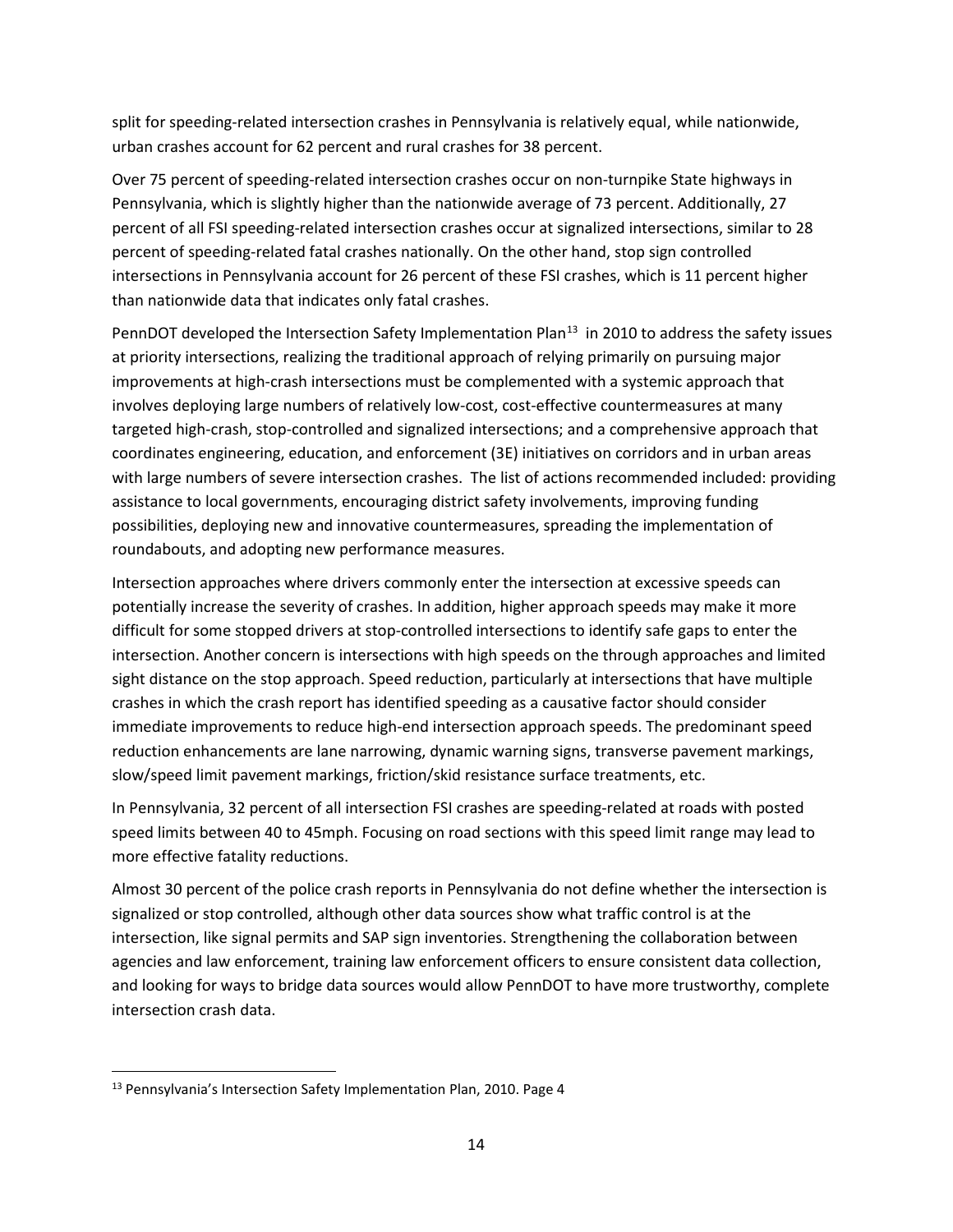split for speeding-related intersection crashes in Pennsylvania is relatively equal, while nationwide, urban crashes account for 62 percent and rural crashes for 38 percent.

Over 75 percent of speeding-related intersection crashes occur on non-turnpike State highways in Pennsylvania, which is slightly higher than the nationwide average of 73 percent. Additionally, 27 percent of all FSI speeding-related intersection crashes occur at signalized intersections, similar to 28 percent of speeding-related fatal crashes nationally. On the other hand, stop sign controlled intersections in Pennsylvania account for 26 percent of these FSI crashes, which is 11 percent higher than nationwide data that indicates only fatal crashes.

PennDOT developed the Intersection Safety Implementation Plan[13] in 2010 to address the safety issues at priority intersections, realizing the traditional approach of relying primarily on pursuing major improvements at high-crash intersections must be complemented with a systemic approach that involves deploying large numbers of relatively low-cost, cost-effective countermeasures at many targeted high-crash, stop-controlled and signalized intersections; and a comprehensive approach that coordinates engineering, education, and enforcement (3E) initiatives on corridors and in urban areas with large numbers of severe intersection crashes. The list of actions recommended included: providing assistance to local governments, encouraging district safety involvements, improving funding possibilities, deploying new and innovative countermeasures, spreading the implementation of roundabouts, and adopting new performance measures.

Intersection approaches where drivers commonly enter the intersection at excessive speeds can potentially increase the severity of crashes. In addition, higher approach speeds may make it more difficult for some stopped drivers at stop-controlled intersections to identify safe gaps to enter the intersection. Another concern is intersections with high speeds on the through approaches and limited sight distance on the stop approach. Speed reduction, particularly at intersections that have multiple crashes in which the crash report has identified speeding as a causative factor should consider immediate improvements to reduce high-end intersection approach speeds. The predominant speed reduction enhancements are lane narrowing, dynamic warning signs, transverse pavement markings, slow/speed limit pavement markings, friction/skid resistance surface treatments, etc.

In Pennsylvania, 32 percent of all intersection FSI crashes are speeding-related at roads with posted speed limits between 40 to 45mph. Focusing on road sections with this speed limit range may lead to more effective fatality reductions.

Almost 30 percent of the police crash reports in Pennsylvania do not define whether the intersection is signalized or stop controlled, although other data sources show what traffic control is at the intersection, like signal permits and SAP sign inventories. Strengthening the collaboration between agencies and law enforcement, training law enforcement officers to ensure consistent data collection, and looking for ways to bridge data sources would allow PennDOT to have more trustworthy, complete intersection crash data.

[13] Pennsylvania's Intersection Safety Implementation Plan, 2010. Page 4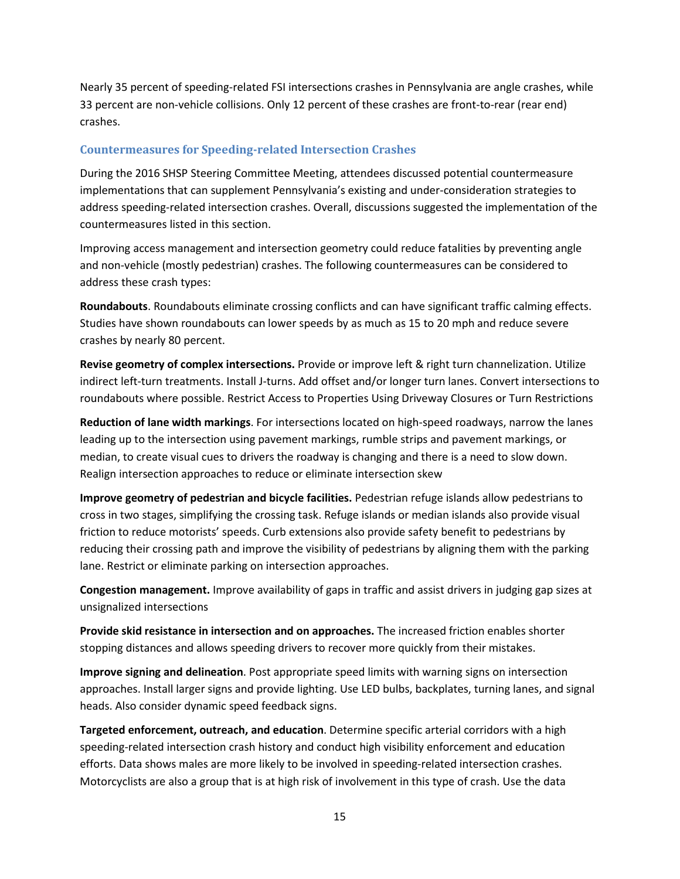Nearly 35 percent of speeding-related FSI intersections crashes in Pennsylvania are angle crashes, while 33 percent are non-vehicle collisions. Only 12 percent of these crashes are front-to-rear (rear end) crashes.

### Countermeasures for Speeding-related Intersection Crashes

During the 2016 SHSP Steering Committee Meeting, attendees discussed potential countermeasure implementations that can supplement Pennsylvania's existing and under-consideration strategies to address speeding-related intersection crashes. Overall, discussions suggested the implementation of the countermeasures listed in this section.

Improving access management and intersection geometry could reduce fatalities by preventing angle and non-vehicle (mostly pedestrian) crashes. The following countermeasures can be considered to address these crash types:

**Roundabouts**. Roundabouts eliminate crossing conflicts and can have significant traffic calming effects. Studies have shown roundabouts can lower speeds by as much as 15 to 20 mph and reduce severe crashes by nearly 80 percent.

**Revise geometry of complex intersections.** Provide or improve left & right turn channelization. Utilize indirect left-turn treatments. Install J-turns. Add offset and/or longer turn lanes. Convert intersections to roundabouts where possible. Restrict Access to Properties Using Driveway Closures or Turn Restrictions

**Reduction of lane width markings**. For intersections located on high-speed roadways, narrow the lanes leading up to the intersection using pavement markings, rumble strips and pavement markings, or median, to create visual cues to drivers the roadway is changing and there is a need to slow down. Realign intersection approaches to reduce or eliminate intersection skew

**Improve geometry of pedestrian and bicycle facilities.** Pedestrian refuge islands allow pedestrians to cross in two stages, simplifying the crossing task. Refuge islands or median islands also provide visual friction to reduce motorists' speeds. Curb extensions also provide safety benefit to pedestrians by reducing their crossing path and improve the visibility of pedestrians by aligning them with the parking lane. Restrict or eliminate parking on intersection approaches.

**Congestion management.** Improve availability of gaps in traffic and assist drivers in judging gap sizes at unsignalized intersections

**Provide skid resistance in intersection and on approaches.** The increased friction enables shorter stopping distances and allows speeding drivers to recover more quickly from their mistakes.

**Improve signing and delineation**. Post appropriate speed limits with warning signs on intersection approaches. Install larger signs and provide lighting. Use LED bulbs, backplates, turning lanes, and signal heads. Also consider dynamic speed feedback signs.

**Targeted enforcement, outreach, and education**. Determine specific arterial corridors with a high speeding-related intersection crash history and conduct high visibility enforcement and education efforts. Data shows males are more likely to be involved in speeding-related intersection crashes. Motorcyclists are also a group that is at high risk of involvement in this type of crash. Use the data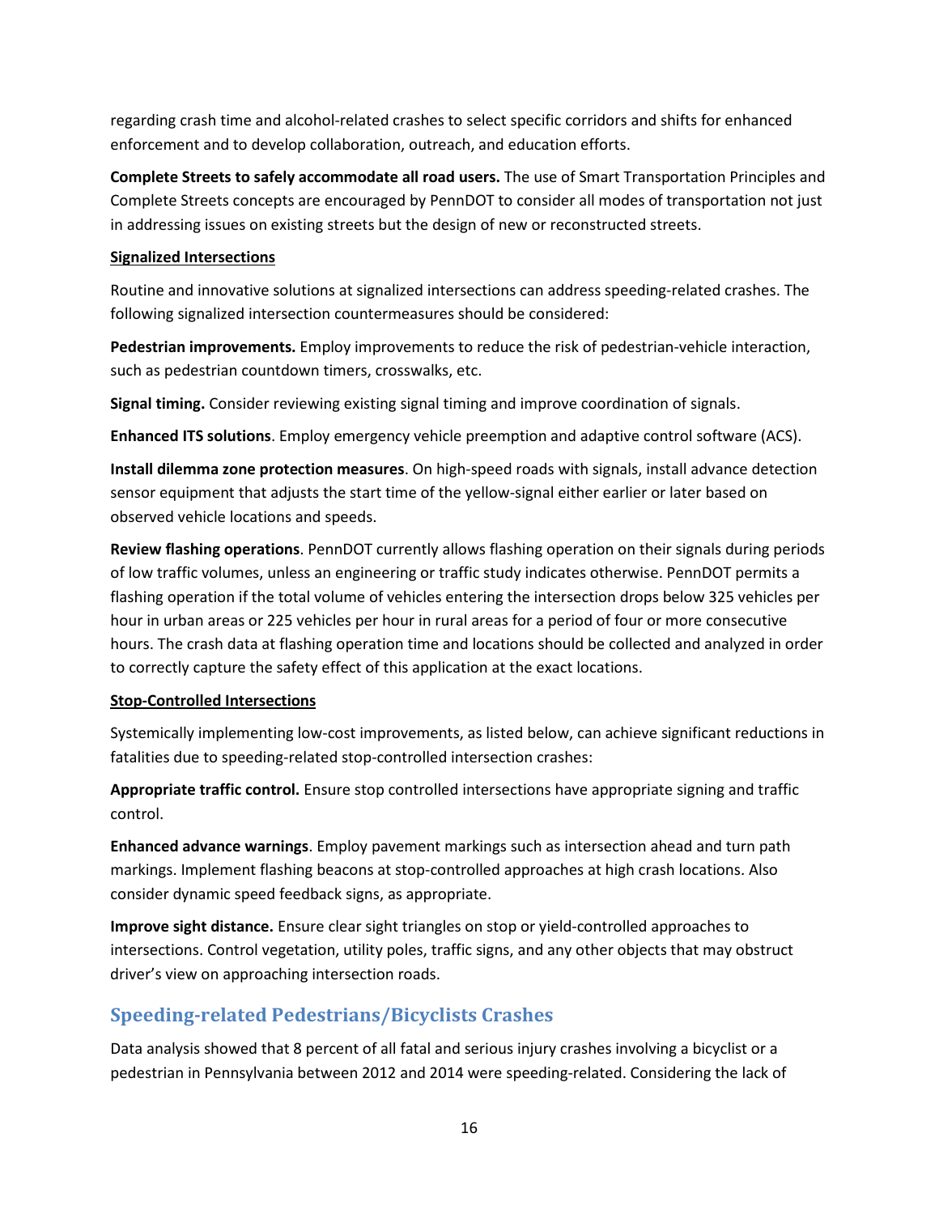regarding crash time and alcohol-related crashes to select specific corridors and shifts for enhanced enforcement and to develop collaboration, outreach, and education efforts.

**Complete Streets to safely accommodate all road users.** The use of Smart Transportation Principles and Complete Streets concepts are encouraged by PennDOT to consider all modes of transportation not just in addressing issues on existing streets but the design of new or reconstructed streets.

**Signalized Intersections**

Routine and innovative solutions at signalized intersections can address speeding-related crashes. The following signalized intersection countermeasures should be considered:

**Pedestrian improvements.** Employ improvements to reduce the risk of pedestrian-vehicle interaction, such as pedestrian countdown timers, crosswalks, etc.

**Signal timing.** Consider reviewing existing signal timing and improve coordination of signals.

**Enhanced ITS solutions**. Employ emergency vehicle preemption and adaptive control software (ACS).

**Install dilemma zone protection measures**. On high-speed roads with signals, install advance detection sensor equipment that adjusts the start time of the yellow-signal either earlier or later based on observed vehicle locations and speeds.

**Review flashing operations**. PennDOT currently allows flashing operation on their signals during periods of low traffic volumes, unless an engineering or traffic study indicates otherwise. PennDOT permits a flashing operation if the total volume of vehicles entering the intersection drops below 325 vehicles per hour in urban areas or 225 vehicles per hour in rural areas for a period of four or more consecutive hours. The crash data at flashing operation time and locations should be collected and analyzed in order to correctly capture the safety effect of this application at the exact locations.

**Stop-Controlled Intersections**

Systemically implementing low-cost improvements, as listed below, can achieve significant reductions in fatalities due to speeding-related stop-controlled intersection crashes:

**Appropriate traffic control.** Ensure stop controlled intersections have appropriate signing and traffic control.

**Enhanced advance warnings**. Employ pavement markings such as intersection ahead and turn path markings. Implement flashing beacons at stop-controlled approaches at high crash locations. Also consider dynamic speed feedback signs, as appropriate.

**Improve sight distance.** Ensure clear sight triangles on stop or yield-controlled approaches to intersections. Control vegetation, utility poles, traffic signs, and any other objects that may obstruct driver's view on approaching intersection roads.

## Speeding-related Pedestrians/Bicyclists Crashes

Data analysis showed that 8 percent of all fatal and serious injury crashes involving a bicyclist or a pedestrian in Pennsylvania between 2012 and 2014 were speeding-related. Considering the lack of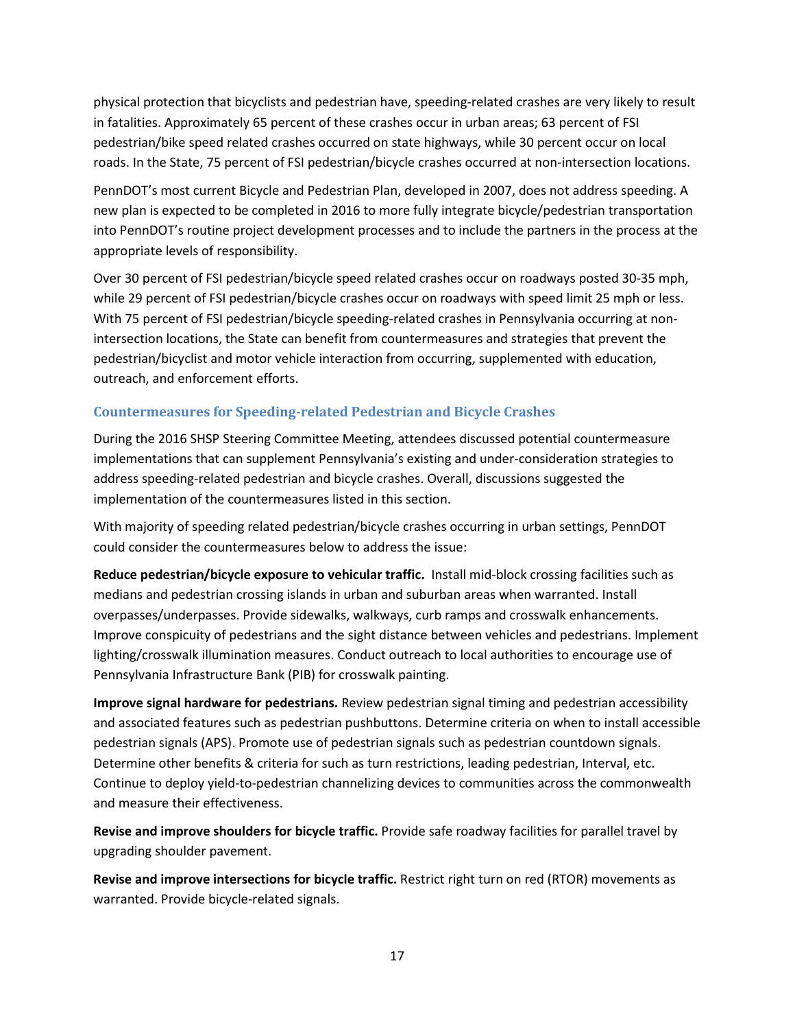physical protection that bicyclists and pedestrian have, speeding-related crashes are very likely to result in fatalities. Approximately 65 percent of these crashes occur in urban areas; 63 percent of FSI pedestrian/bike speed related crashes occurred on state highways, while 30 percent occur on local roads. In the State, 75 percent of FSI pedestrian/bicycle crashes occurred at non-intersection locations.

PennDOT's most current Bicycle and Pedestrian Plan, developed in 2007, does not address speeding. A new plan is expected to be completed in 2016 to more fully integrate bicycle/pedestrian transportation into PennDOT's routine project development processes and to include the partners in the process at the appropriate levels of responsibility.

Over 30 percent of FSI pedestrian/bicycle speed related crashes occur on roadways posted 30-35 mph, while 29 percent of FSI pedestrian/bicycle crashes occur on roadways with speed limit 25 mph or less. With 75 percent of FSI pedestrian/bicycle speeding-related crashes in Pennsylvania occurring at non-intersection locations, the State can benefit from countermeasures and strategies that prevent the pedestrian/bicyclist and motor vehicle interaction from occurring, supplemented with education, outreach, and enforcement efforts.

### Countermeasures for Speeding-related Pedestrian and Bicycle Crashes

During the 2016 SHSP Steering Committee Meeting, attendees discussed potential countermeasure implementations that can supplement Pennsylvania's existing and under-consideration strategies to address speeding-related pedestrian and bicycle crashes. Overall, discussions suggested the implementation of the countermeasures listed in this section.

With majority of speeding related pedestrian/bicycle crashes occurring in urban settings, PennDOT could consider the countermeasures below to address the issue:

**Reduce pedestrian/bicycle exposure to vehicular traffic.** Install mid-block crossing facilities such as medians and pedestrian crossing islands in urban and suburban areas when warranted. Install overpasses/underpasses. Provide sidewalks, walkways, curb ramps and crosswalk enhancements. Improve conspicuity of pedestrians and the sight distance between vehicles and pedestrians. Implement lighting/crosswalk illumination measures. Conduct outreach to local authorities to encourage use of Pennsylvania Infrastructure Bank (PIB) for crosswalk painting.

**Improve signal hardware for pedestrians.** Review pedestrian signal timing and pedestrian accessibility and associated features such as pedestrian pushbuttons. Determine criteria on when to install accessible pedestrian signals (APS). Promote use of pedestrian signals such as pedestrian countdown signals. Determine other benefits & criteria for such as turn restrictions, leading pedestrian, Interval, etc. Continue to deploy yield-to-pedestrian channelizing devices to communities across the commonwealth and measure their effectiveness.

**Revise and improve shoulders for bicycle traffic.** Provide safe roadway facilities for parallel travel by upgrading shoulder pavement.

**Revise and improve intersections for bicycle traffic.** Restrict right turn on red (RTOR) movements as warranted. Provide bicycle-related signals.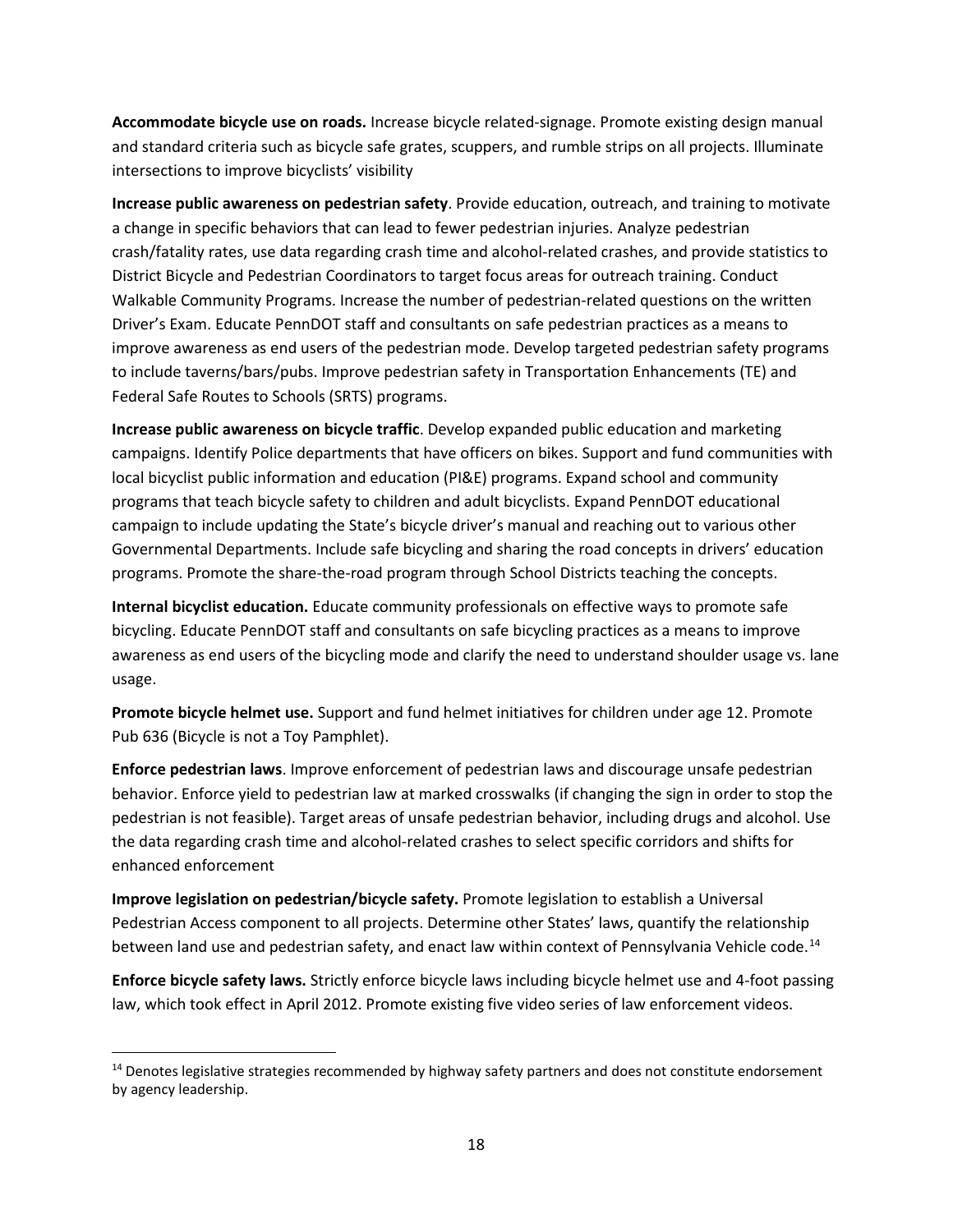**Accommodate bicycle use on roads.** Increase bicycle related-signage. Promote existing design manual and standard criteria such as bicycle safe grates, scuppers, and rumble strips on all projects. Illuminate intersections to improve bicyclists' visibility

**Increase public awareness on pedestrian safety**. Provide education, outreach, and training to motivate a change in specific behaviors that can lead to fewer pedestrian injuries. Analyze pedestrian crash/fatality rates, use data regarding crash time and alcohol-related crashes, and provide statistics to District Bicycle and Pedestrian Coordinators to target focus areas for outreach training. Conduct Walkable Community Programs. Increase the number of pedestrian-related questions on the written Driver's Exam. Educate PennDOT staff and consultants on safe pedestrian practices as a means to improve awareness as end users of the pedestrian mode. Develop targeted pedestrian safety programs to include taverns/bars/pubs. Improve pedestrian safety in Transportation Enhancements (TE) and Federal Safe Routes to Schools (SRTS) programs.

**Increase public awareness on bicycle traffic**. Develop expanded public education and marketing campaigns. Identify Police departments that have officers on bikes. Support and fund communities with local bicyclist public information and education (PI&E) programs. Expand school and community programs that teach bicycle safety to children and adult bicyclists. Expand PennDOT educational campaign to include updating the State's bicycle driver's manual and reaching out to various other Governmental Departments. Include safe bicycling and sharing the road concepts in drivers' education programs. Promote the share-the-road program through School Districts teaching the concepts.

**Internal bicyclist education.** Educate community professionals on effective ways to promote safe bicycling. Educate PennDOT staff and consultants on safe bicycling practices as a means to improve awareness as end users of the bicycling mode and clarify the need to understand shoulder usage vs. lane usage.

**Promote bicycle helmet use.** Support and fund helmet initiatives for children under age 12. Promote Pub 636 (Bicycle is not a Toy Pamphlet).

**Enforce pedestrian laws**. Improve enforcement of pedestrian laws and discourage unsafe pedestrian behavior. Enforce yield to pedestrian law at marked crosswalks (if changing the sign in order to stop the pedestrian is not feasible). Target areas of unsafe pedestrian behavior, including drugs and alcohol. Use the data regarding crash time and alcohol-related crashes to select specific corridors and shifts for enhanced enforcement

**Improve legislation on pedestrian/bicycle safety.** Promote legislation to establish a Universal Pedestrian Access component to all projects. Determine other States' laws, quantify the relationship between land use and pedestrian safety, and enact law within context of Pennsylvania Vehicle code.[14]

**Enforce bicycle safety laws.** Strictly enforce bicycle laws including bicycle helmet use and 4-foot passing law, which took effect in April 2012. Promote existing five video series of law enforcement videos.

---

[14] Denotes legislative strategies recommended by highway safety partners and does not constitute endorsement by agency leadership.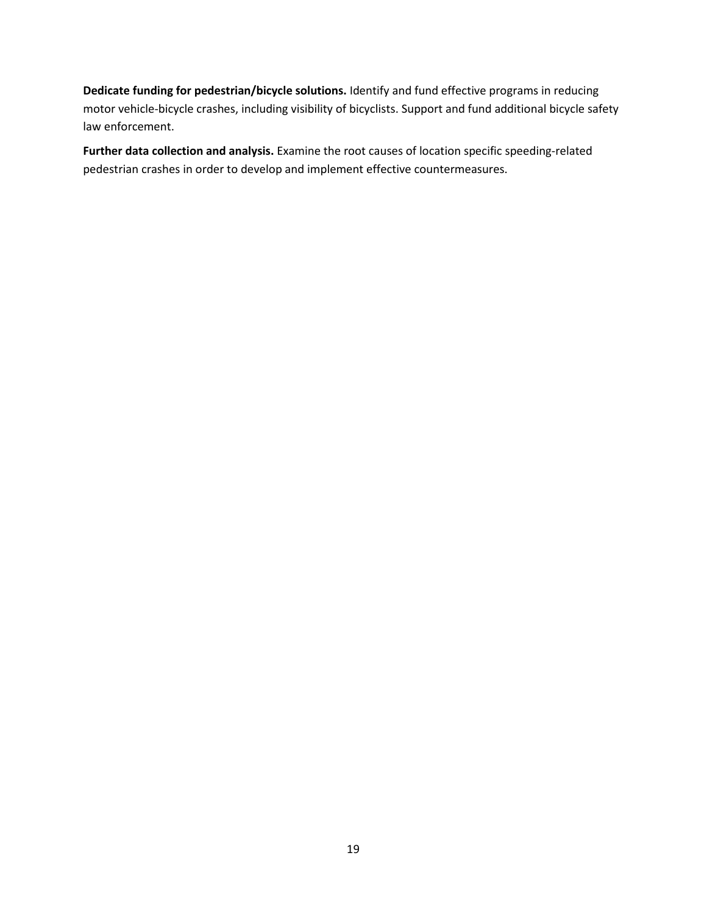**Dedicate funding for pedestrian/bicycle solutions.** Identify and fund effective programs in reducing motor vehicle-bicycle crashes, including visibility of bicyclists. Support and fund additional bicycle safety law enforcement.

**Further data collection and analysis.** Examine the root causes of location specific speeding-related pedestrian crashes in order to develop and implement effective countermeasures.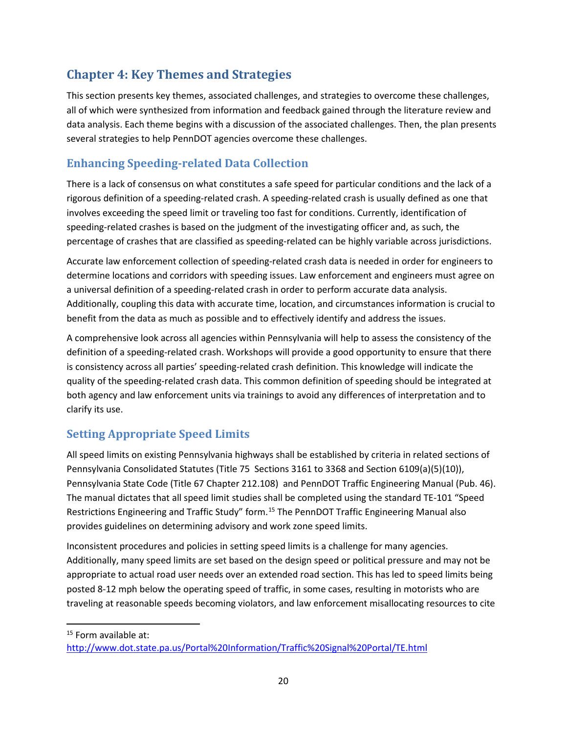# Chapter 4: Key Themes and Strategies

This section presents key themes, associated challenges, and strategies to overcome these challenges, all of which were synthesized from information and feedback gained through the literature review and data analysis. Each theme begins with a discussion of the associated challenges. Then, the plan presents several strategies to help PennDOT agencies overcome these challenges.

## Enhancing Speeding-related Data Collection

There is a lack of consensus on what constitutes a safe speed for particular conditions and the lack of a rigorous definition of a speeding-related crash. A speeding-related crash is usually defined as one that involves exceeding the speed limit or traveling too fast for conditions. Currently, identification of speeding-related crashes is based on the judgment of the investigating officer and, as such, the percentage of crashes that are classified as speeding-related can be highly variable across jurisdictions.

Accurate law enforcement collection of speeding-related crash data is needed in order for engineers to determine locations and corridors with speeding issues. Law enforcement and engineers must agree on a universal definition of a speeding-related crash in order to perform accurate data analysis. Additionally, coupling this data with accurate time, location, and circumstances information is crucial to benefit from the data as much as possible and to effectively identify and address the issues.

A comprehensive look across all agencies within Pennsylvania will help to assess the consistency of the definition of a speeding-related crash. Workshops will provide a good opportunity to ensure that there is consistency across all parties' speeding-related crash definition. This knowledge will indicate the quality of the speeding-related crash data. This common definition of speeding should be integrated at both agency and law enforcement units via trainings to avoid any differences of interpretation and to clarify its use.

## Setting Appropriate Speed Limits

All speed limits on existing Pennsylvania highways shall be established by criteria in related sections of Pennsylvania Consolidated Statutes (Title 75 Sections 3161 to 3368 and Section 6109(a)(5)(10)), Pennsylvania State Code (Title 67 Chapter 212.108) and PennDOT Traffic Engineering Manual (Pub. 46). The manual dictates that all speed limit studies shall be completed using the standard TE-101 "Speed Restrictions Engineering and Traffic Study" form.[15] The PennDOT Traffic Engineering Manual also provides guidelines on determining advisory and work zone speed limits.

Inconsistent procedures and policies in setting speed limits is a challenge for many agencies. Additionally, many speed limits are set based on the design speed or political pressure and may not be appropriate to actual road user needs over an extended road section. This has led to speed limits being posted 8-12 mph below the operating speed of traffic, in some cases, resulting in motorists who are traveling at reasonable speeds becoming violators, and law enforcement misallocating resources to cite

[15] Form available at: http://www.dot.state.pa.us/Portal%20Information/Traffic%20Signal%20Portal/TE.html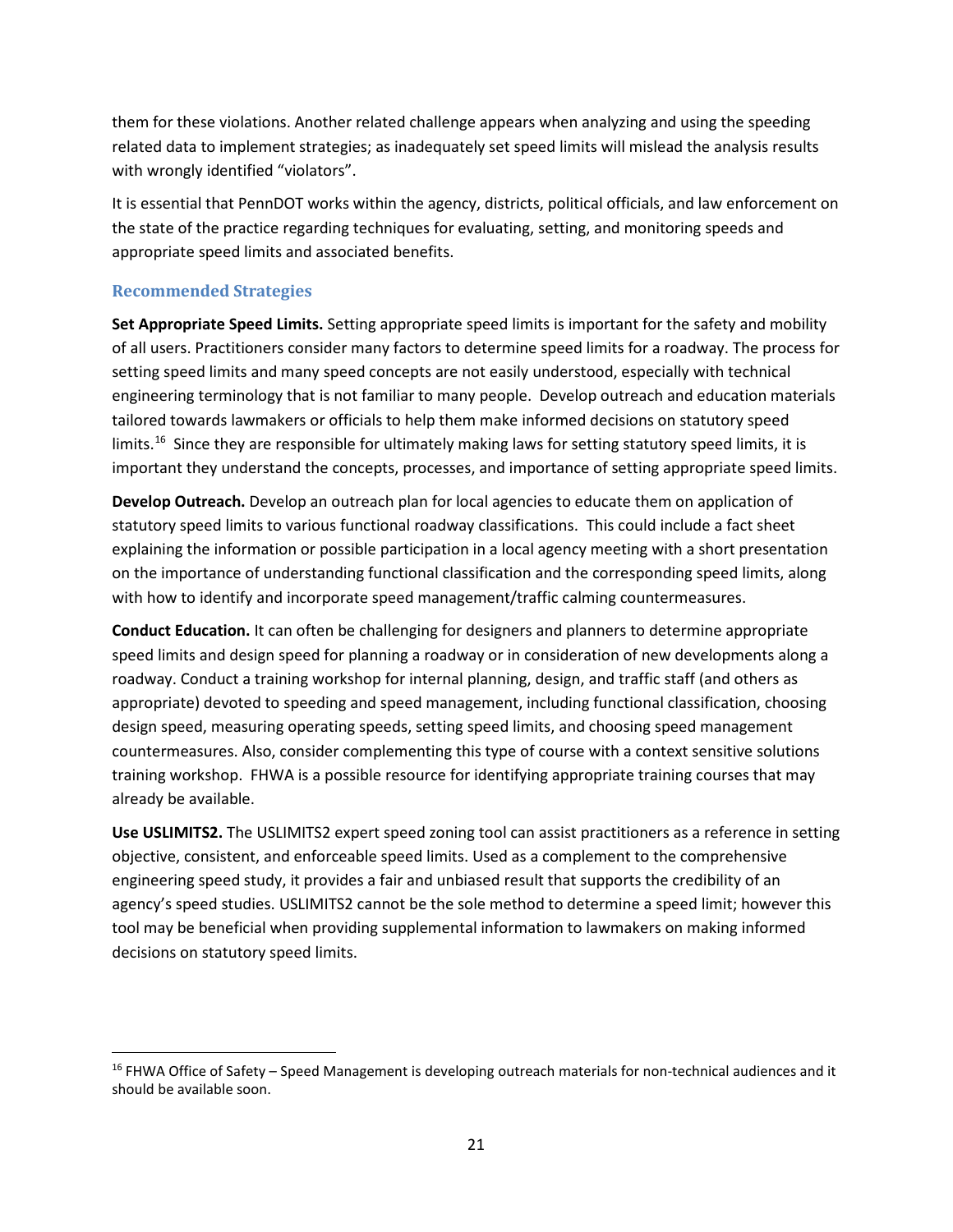them for these violations. Another related challenge appears when analyzing and using the speeding related data to implement strategies; as inadequately set speed limits will mislead the analysis results with wrongly identified "violators".

It is essential that PennDOT works within the agency, districts, political officials, and law enforcement on the state of the practice regarding techniques for evaluating, setting, and monitoring speeds and appropriate speed limits and associated benefits.

### Recommended Strategies

**Set Appropriate Speed Limits.** Setting appropriate speed limits is important for the safety and mobility of all users. Practitioners consider many factors to determine speed limits for a roadway. The process for setting speed limits and many speed concepts are not easily understood, especially with technical engineering terminology that is not familiar to many people. Develop outreach and education materials tailored towards lawmakers or officials to help them make informed decisions on statutory speed limits.[16] Since they are responsible for ultimately making laws for setting statutory speed limits, it is important they understand the concepts, processes, and importance of setting appropriate speed limits.

**Develop Outreach.** Develop an outreach plan for local agencies to educate them on application of statutory speed limits to various functional roadway classifications. This could include a fact sheet explaining the information or possible participation in a local agency meeting with a short presentation on the importance of understanding functional classification and the corresponding speed limits, along with how to identify and incorporate speed management/traffic calming countermeasures.

**Conduct Education.** It can often be challenging for designers and planners to determine appropriate speed limits and design speed for planning a roadway or in consideration of new developments along a roadway. Conduct a training workshop for internal planning, design, and traffic staff (and others as appropriate) devoted to speeding and speed management, including functional classification, choosing design speed, measuring operating speeds, setting speed limits, and choosing speed management countermeasures. Also, consider complementing this type of course with a context sensitive solutions training workshop. FHWA is a possible resource for identifying appropriate training courses that may already be available.

**Use USLIMITS2.** The USLIMITS2 expert speed zoning tool can assist practitioners as a reference in setting objective, consistent, and enforceable speed limits. Used as a complement to the comprehensive engineering speed study, it provides a fair and unbiased result that supports the credibility of an agency's speed studies. USLIMITS2 cannot be the sole method to determine a speed limit; however this tool may be beneficial when providing supplemental information to lawmakers on making informed decisions on statutory speed limits.

---

[16] FHWA Office of Safety – Speed Management is developing outreach materials for non-technical audiences and it should be available soon.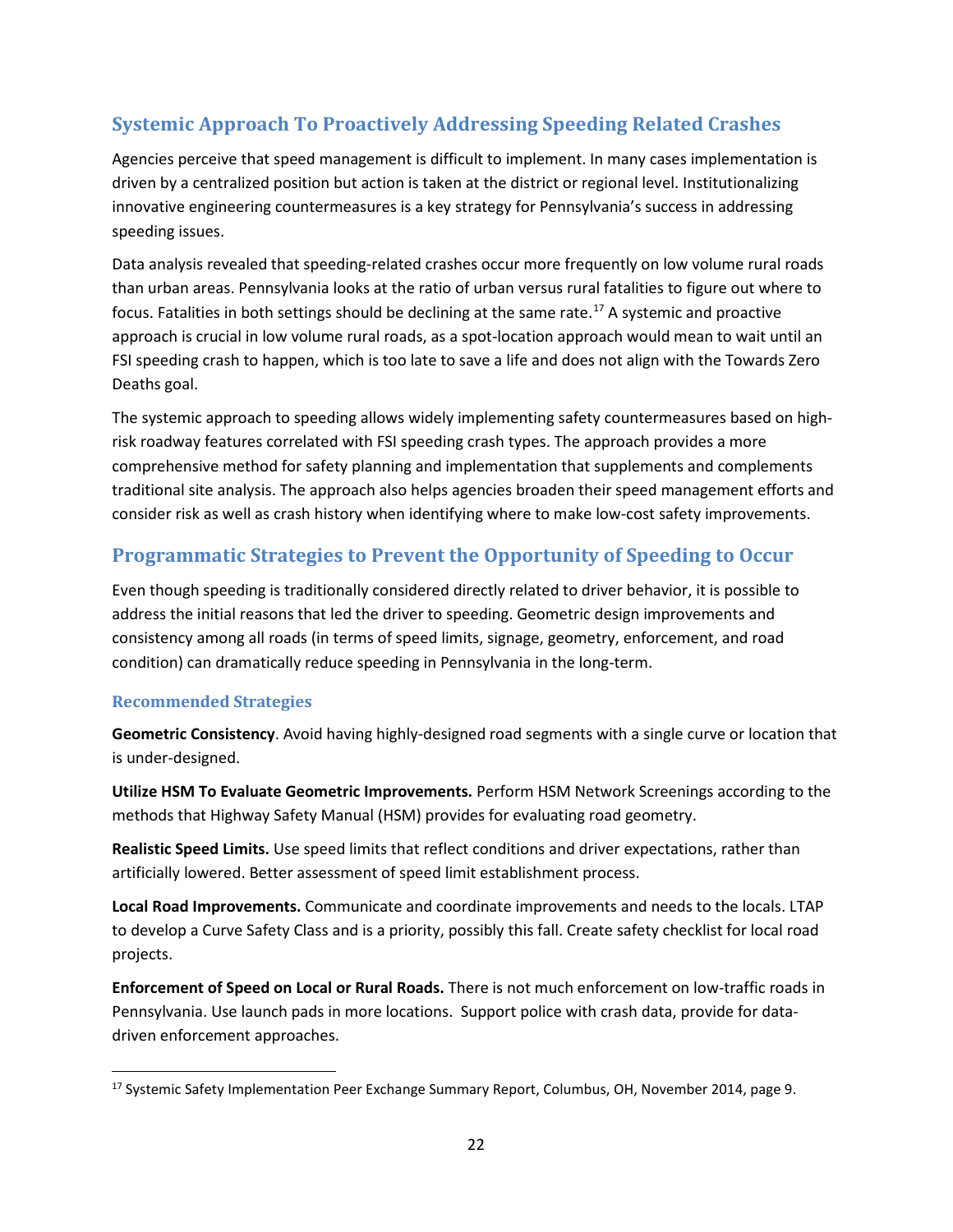## Systemic Approach To Proactively Addressing Speeding Related Crashes

Agencies perceive that speed management is difficult to implement. In many cases implementation is driven by a centralized position but action is taken at the district or regional level. Institutionalizing innovative engineering countermeasures is a key strategy for Pennsylvania's success in addressing speeding issues.

Data analysis revealed that speeding-related crashes occur more frequently on low volume rural roads than urban areas. Pennsylvania looks at the ratio of urban versus rural fatalities to figure out where to focus. Fatalities in both settings should be declining at the same rate.[17] A systemic and proactive approach is crucial in low volume rural roads, as a spot-location approach would mean to wait until an FSI speeding crash to happen, which is too late to save a life and does not align with the Towards Zero Deaths goal.

The systemic approach to speeding allows widely implementing safety countermeasures based on high-risk roadway features correlated with FSI speeding crash types. The approach provides a more comprehensive method for safety planning and implementation that supplements and complements traditional site analysis. The approach also helps agencies broaden their speed management efforts and consider risk as well as crash history when identifying where to make low-cost safety improvements.

## Programmatic Strategies to Prevent the Opportunity of Speeding to Occur

Even though speeding is traditionally considered directly related to driver behavior, it is possible to address the initial reasons that led the driver to speeding. Geometric design improvements and consistency among all roads (in terms of speed limits, signage, geometry, enforcement, and road condition) can dramatically reduce speeding in Pennsylvania in the long-term.

### Recommended Strategies

**Geometric Consistency**. Avoid having highly-designed road segments with a single curve or location that is under-designed.

**Utilize HSM To Evaluate Geometric Improvements.** Perform HSM Network Screenings according to the methods that Highway Safety Manual (HSM) provides for evaluating road geometry.

**Realistic Speed Limits.** Use speed limits that reflect conditions and driver expectations, rather than artificially lowered. Better assessment of speed limit establishment process.

**Local Road Improvements.** Communicate and coordinate improvements and needs to the locals. LTAP to develop a Curve Safety Class and is a priority, possibly this fall. Create safety checklist for local road projects.

**Enforcement of Speed on Local or Rural Roads.** There is not much enforcement on low-traffic roads in Pennsylvania. Use launch pads in more locations. Support police with crash data, provide for data-driven enforcement approaches.

---

[17] Systemic Safety Implementation Peer Exchange Summary Report, Columbus, OH, November 2014, page 9.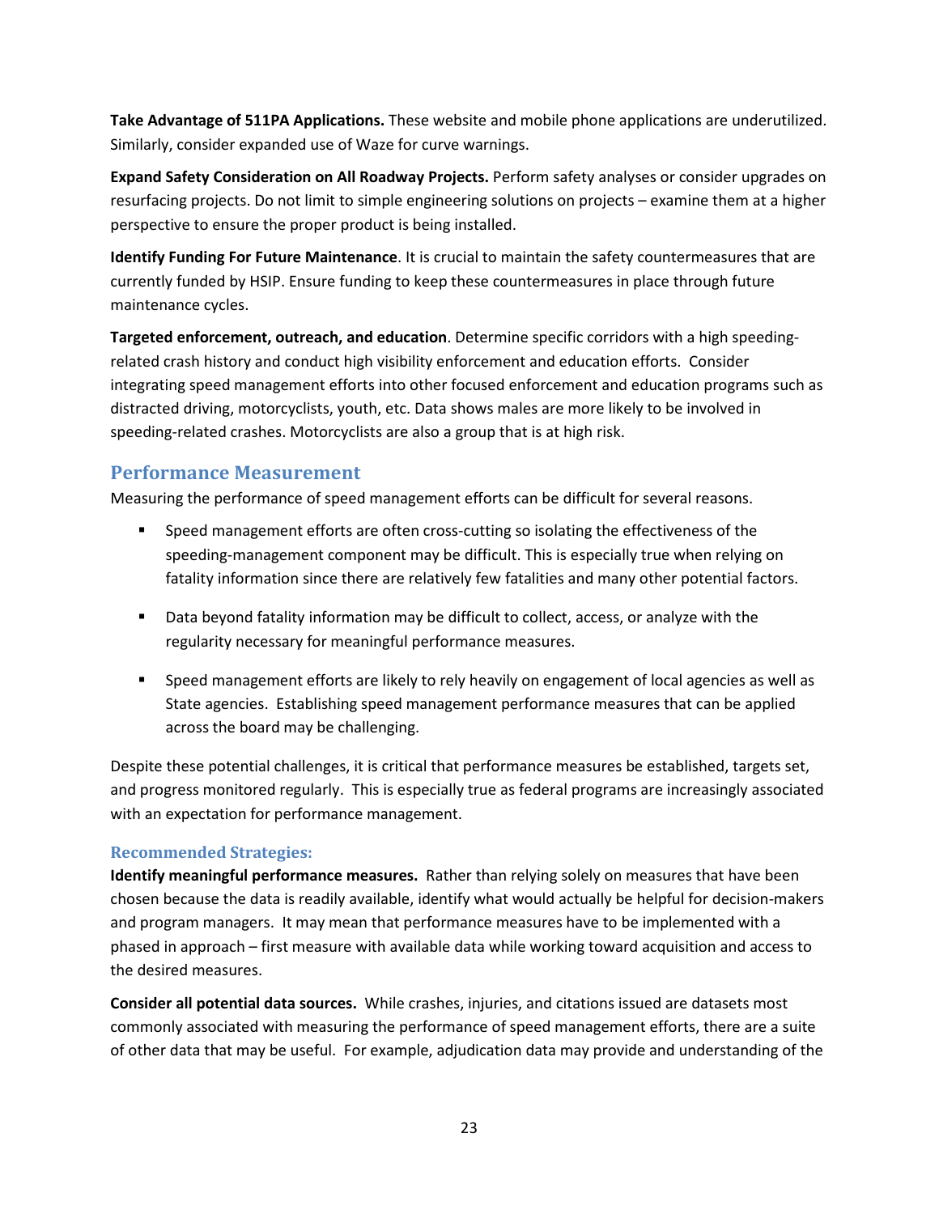**Take Advantage of 511PA Applications.** These website and mobile phone applications are underutilized. Similarly, consider expanded use of Waze for curve warnings.

**Expand Safety Consideration on All Roadway Projects.** Perform safety analyses or consider upgrades on resurfacing projects. Do not limit to simple engineering solutions on projects – examine them at a higher perspective to ensure the proper product is being installed.

**Identify Funding For Future Maintenance**. It is crucial to maintain the safety countermeasures that are currently funded by HSIP. Ensure funding to keep these countermeasures in place through future maintenance cycles.

**Targeted enforcement, outreach, and education**. Determine specific corridors with a high speeding-related crash history and conduct high visibility enforcement and education efforts. Consider integrating speed management efforts into other focused enforcement and education programs such as distracted driving, motorcyclists, youth, etc. Data shows males are more likely to be involved in speeding-related crashes. Motorcyclists are also a group that is at high risk.

## Performance Measurement

Measuring the performance of speed management efforts can be difficult for several reasons.

- Speed management efforts are often cross-cutting so isolating the effectiveness of the speeding-management component may be difficult. This is especially true when relying on fatality information since there are relatively few fatalities and many other potential factors.
- Data beyond fatality information may be difficult to collect, access, or analyze with the regularity necessary for meaningful performance measures.
- Speed management efforts are likely to rely heavily on engagement of local agencies as well as State agencies. Establishing speed management performance measures that can be applied across the board may be challenging.

Despite these potential challenges, it is critical that performance measures be established, targets set, and progress monitored regularly. This is especially true as federal programs are increasingly associated with an expectation for performance management.

### Recommended Strategies:

**Identify meaningful performance measures.** Rather than relying solely on measures that have been chosen because the data is readily available, identify what would actually be helpful for decision-makers and program managers. It may mean that performance measures have to be implemented with a phased in approach – first measure with available data while working toward acquisition and access to the desired measures.

**Consider all potential data sources.** While crashes, injuries, and citations issued are datasets most commonly associated with measuring the performance of speed management efforts, there are a suite of other data that may be useful. For example, adjudication data may provide and understanding of the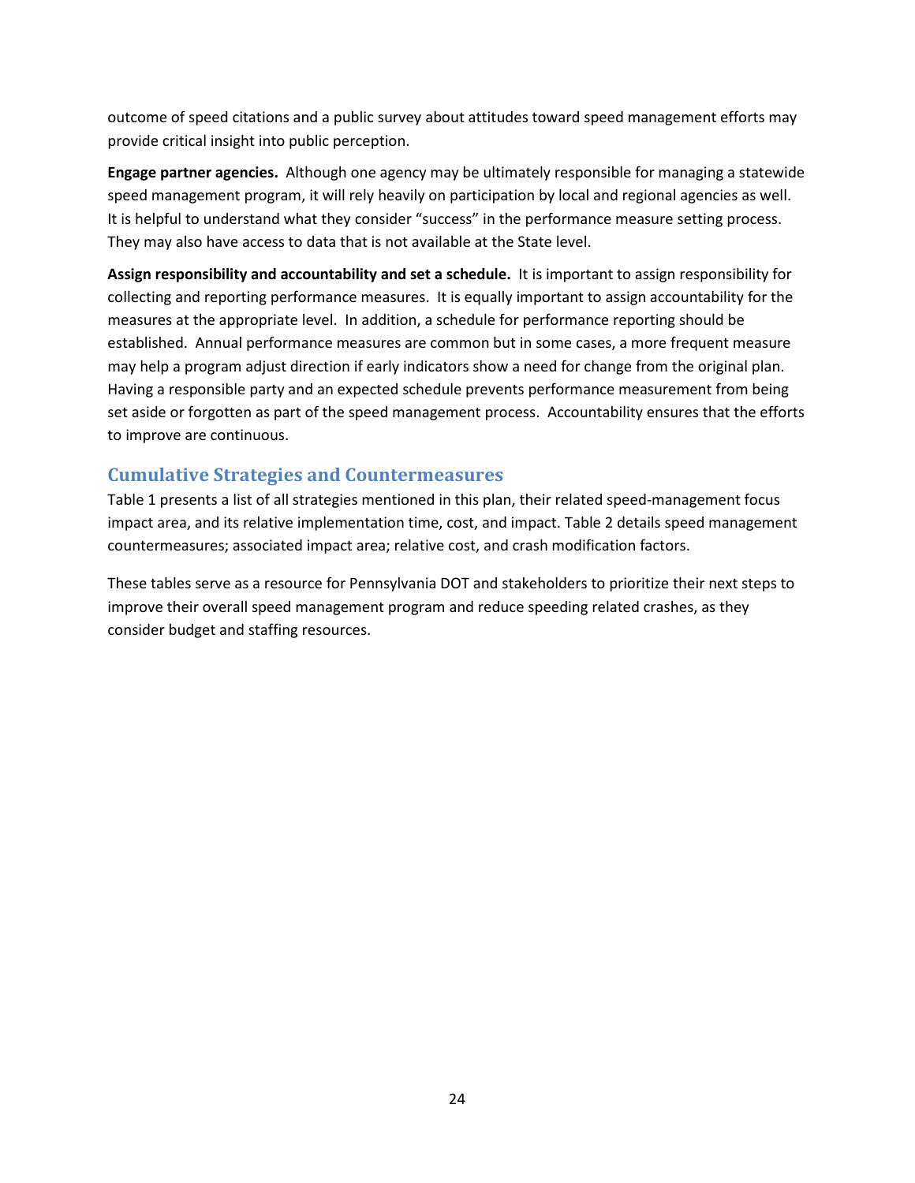outcome of speed citations and a public survey about attitudes toward speed management efforts may provide critical insight into public perception.

**Engage partner agencies.** Although one agency may be ultimately responsible for managing a statewide speed management program, it will rely heavily on participation by local and regional agencies as well. It is helpful to understand what they consider "success" in the performance measure setting process. They may also have access to data that is not available at the State level.

**Assign responsibility and accountability and set a schedule.** It is important to assign responsibility for collecting and reporting performance measures. It is equally important to assign accountability for the measures at the appropriate level. In addition, a schedule for performance reporting should be established. Annual performance measures are common but in some cases, a more frequent measure may help a program adjust direction if early indicators show a need for change from the original plan. Having a responsible party and an expected schedule prevents performance measurement from being set aside or forgotten as part of the speed management process. Accountability ensures that the efforts to improve are continuous.

## Cumulative Strategies and Countermeasures

Table 1 presents a list of all strategies mentioned in this plan, their related speed-management focus impact area, and its relative implementation time, cost, and impact. Table 2 details speed management countermeasures; associated impact area; relative cost, and crash modification factors.

These tables serve as a resource for Pennsylvania DOT and stakeholders to prioritize their next steps to improve their overall speed management program and reduce speeding related crashes, as they consider budget and staffing resources.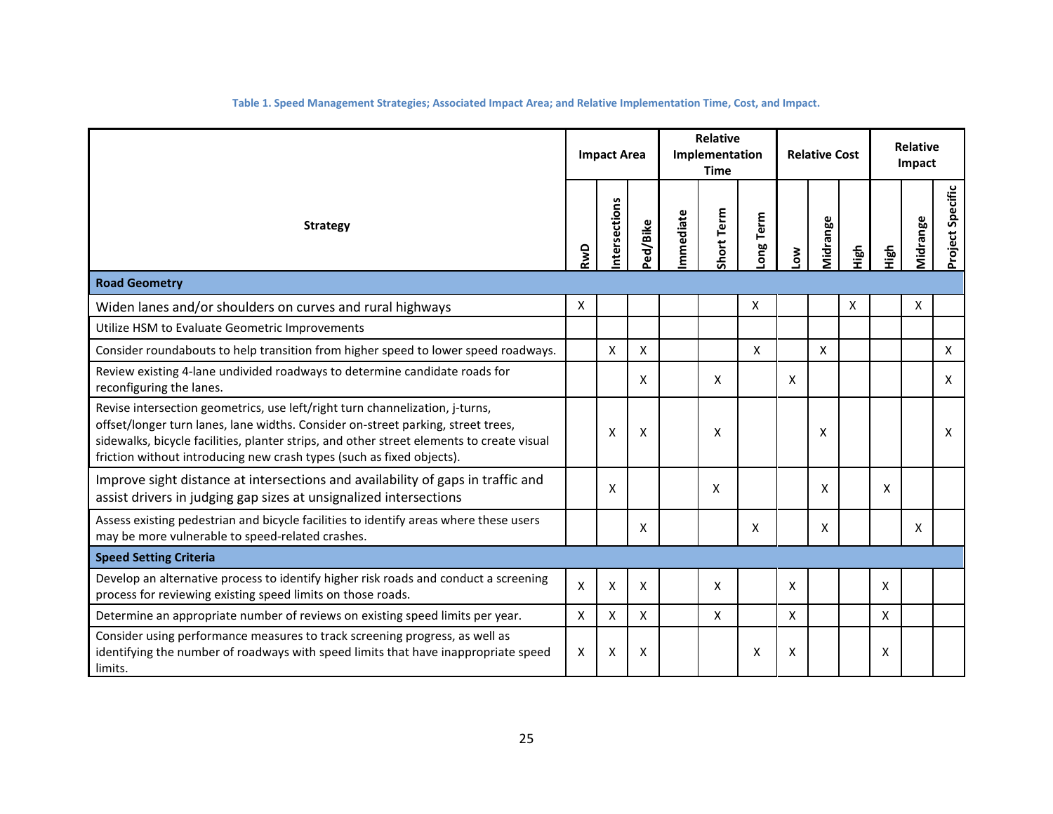Table 1. Speed Management Strategies; Associated Impact Area; and Relative Implementation Time, Cost, and Impact.

| Strategy | Impact Area | | | Relative Implementation Time | | | Relative Cost | | | Relative Impact | | |
|---|---|---|---|---|---|---|---|---|---|---|---|---|
| | RwD | Intersections | Ped/Bike | Immediate | Short Term | Long Term | Low | Midrange | High | High | Midrange | Project Specific |
| **Road Geometry** | | | | | | | | | | | | |
| Widen lanes and/or shoulders on curves and rural highways | X | | | | | X | | | X | | X | |
| Utilize HSM to Evaluate Geometric Improvements | | | | | | | | | | | | |
| Consider roundabouts to help transition from higher speed to lower speed roadways. | | X | X | | | X | | X | | | | X |
| Review existing 4-lane undivided roadways to determine candidate roads for reconfiguring the lanes. | | | X | | X | | X | | | | | X |
| Revise intersection geometrics, use left/right turn channelization, j-turns, offset/longer turn lanes, lane widths. Consider on-street parking, street trees, sidewalks, bicycle facilities, planter strips, and other street elements to create visual friction without introducing new crash types (such as fixed objects). | | X | X | | X | | | X | | | | X |
| Improve sight distance at intersections and availability of gaps in traffic and assist drivers in judging gap sizes at unsignalized intersections | | X | | | X | | | X | | X | | |
| Assess existing pedestrian and bicycle facilities to identify areas where these users may be more vulnerable to speed-related crashes. | | | X | | | X | | X | | | X | |
| **Speed Setting Criteria** | | | | | | | | | | | | |
| Develop an alternative process to identify higher risk roads and conduct a screening process for reviewing existing speed limits on those roads. | X | X | X | | X | | X | | | X | | |
| Determine an appropriate number of reviews on existing speed limits per year. | X | X | X | | X | | X | | | X | | |
| Consider using performance measures to track screening progress, as well as identifying the number of roadways with speed limits that have inappropriate speed limits. | X | X | X | | | X | X | | | X | | |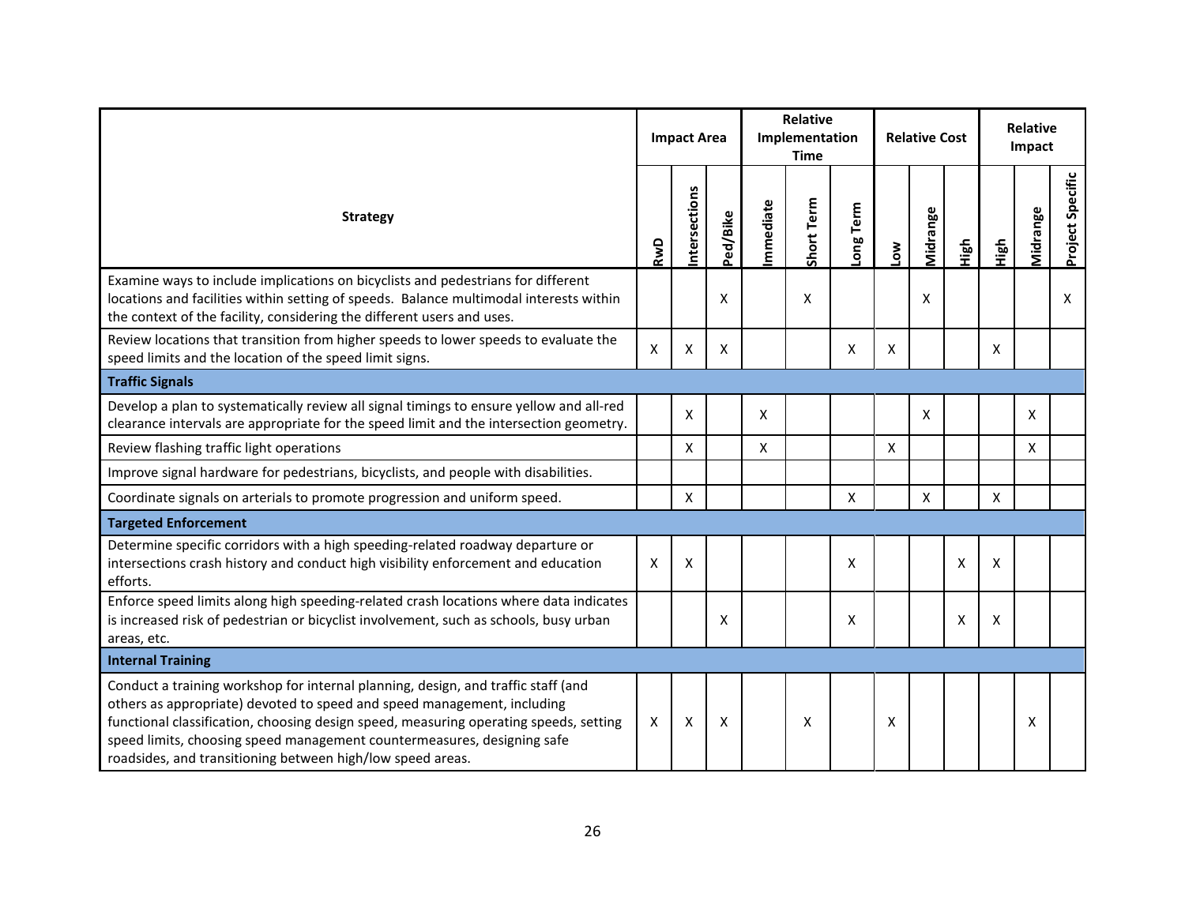| Strategy | Impact Area | | | Relative Implementation Time | | | Relative Cost | | | Relative Impact | | |
|---|---|---|---|---|---|---|---|---|---|---|---|---|
| | RwD | Intersections | Ped/Bike | Immediate | Short Term | Long Term | Low | Midrange | High | High | Midrange | Project Specific |
| Examine ways to include implications on bicyclists and pedestrians for different locations and facilities within setting of speeds. Balance multimodal interests within the context of the facility, considering the different users and uses. | | | X | | X | | | X | | | | X |
| Review locations that transition from higher speeds to lower speeds to evaluate the speed limits and the location of the speed limit signs. | X | X | X | | | X | X | | | X | | |
| **Traffic Signals** | | | | | | | | | | | | |
| Develop a plan to systematically review all signal timings to ensure yellow and all-red clearance intervals are appropriate for the speed limit and the intersection geometry. | | X | | X | | | | X | | | X | |
| Review flashing traffic light operations | | X | | X | | | X | | | | X | |
| Improve signal hardware for pedestrians, bicyclists, and people with disabilities. | | | | | | | | | | | | |
| Coordinate signals on arterials to promote progression and uniform speed. | | X | | | | X | | X | | X | | |
| **Targeted Enforcement** | | | | | | | | | | | | |
| Determine specific corridors with a high speeding-related roadway departure or intersections crash history and conduct high visibility enforcement and education efforts. | X | X | | | | X | | | X | X | | |
| Enforce speed limits along high speeding-related crash locations where data indicates is increased risk of pedestrian or bicyclist involvement, such as schools, busy urban areas, etc. | | | X | | | X | | | X | X | | |
| **Internal Training** | | | | | | | | | | | | |
| Conduct a training workshop for internal planning, design, and traffic staff (and others as appropriate) devoted to speed and speed management, including functional classification, choosing design speed, measuring operating speeds, setting speed limits, choosing speed management countermeasures, designing safe roadsides, and transitioning between high/low speed areas. | X | X | X | | X | | X | | | | X | |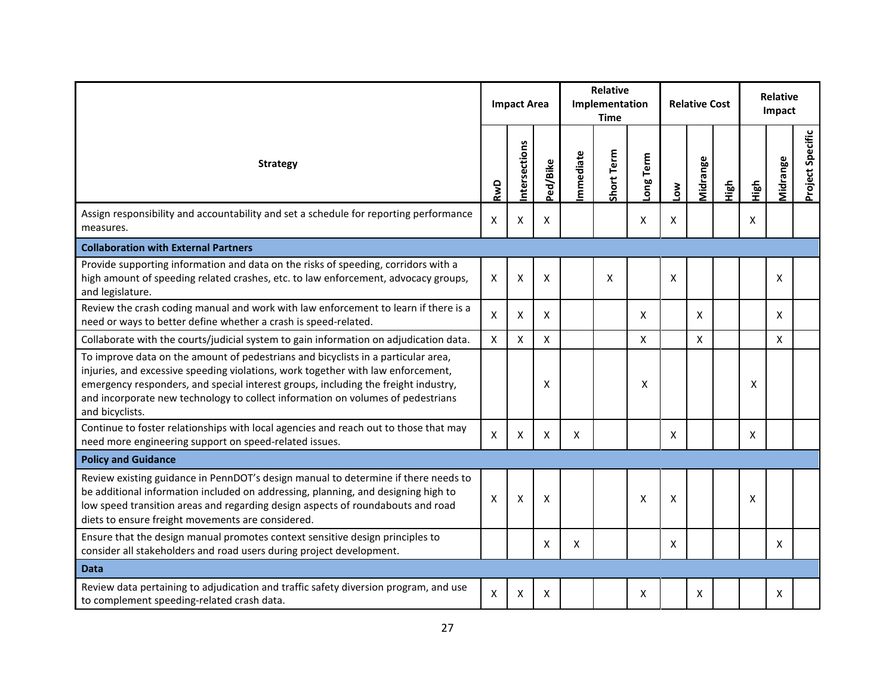| Strategy | Impact Area | | | Relative Implementation Time | | | Relative Cost | | | Relative Impact | | |
|---|---|---|---|---|---|---|---|---|---|---|---|---|
| | RwD | Intersections | Ped/Bike | Immediate | Short Term | Long Term | Low | Midrange | High | High | Midrange | Project Specific |
| Assign responsibility and accountability and set a schedule for reporting performance measures. | X | X | X | | | X | X | | | X | | |
| **Collaboration with External Partners** | | | | | | | | | | | | |
| Provide supporting information and data on the risks of speeding, corridors with a high amount of speeding related crashes, etc. to law enforcement, advocacy groups, and legislature. | X | X | X | | X | | X | | | | X | |
| Review the crash coding manual and work with law enforcement to learn if there is a need or ways to better define whether a crash is speed-related. | X | X | X | | | X | | X | | | X | |
| Collaborate with the courts/judicial system to gain information on adjudication data. | X | X | X | | | X | | X | | | X | |
| To improve data on the amount of pedestrians and bicyclists in a particular area, injuries, and excessive speeding violations, work together with law enforcement, emergency responders, and special interest groups, including the freight industry, and incorporate new technology to collect information on volumes of pedestrians and bicyclists. | | | X | | | X | | | | X | | |
| Continue to foster relationships with local agencies and reach out to those that may need more engineering support on speed-related issues. | X | X | X | X | | | X | | | X | | |
| **Policy and Guidance** | | | | | | | | | | | | |
| Review existing guidance in PennDOT's design manual to determine if there needs to be additional information included on addressing, planning, and designing high to low speed transition areas and regarding design aspects of roundabouts and road diets to ensure freight movements are considered. | X | X | X | | | X | X | | | X | | |
| Ensure that the design manual promotes context sensitive design principles to consider all stakeholders and road users during project development. | | | X | X | | | X | | | | X | |
| **Data** | | | | | | | | | | | | |
| Review data pertaining to adjudication and traffic safety diversion program, and use to complement speeding-related crash data. | X | X | X | | | X | | X | | | X | |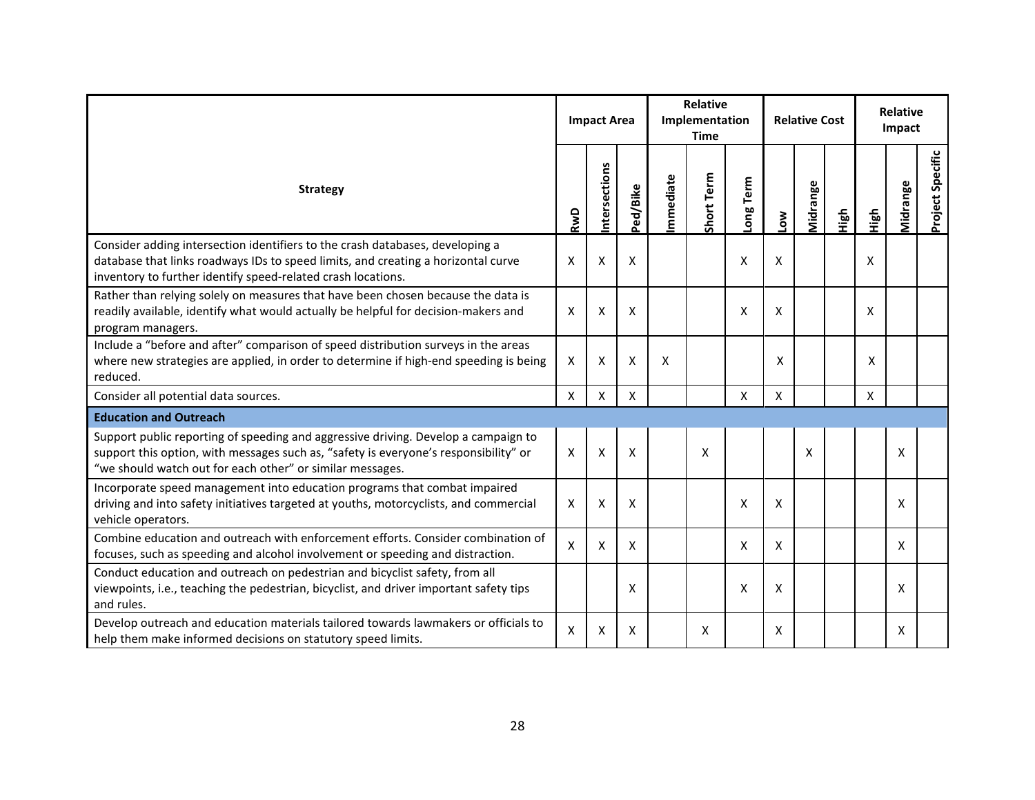| Strategy | Impact Area | | | Relative Implementation Time | | | Relative Cost | | | Relative Impact | | |
|---|---|---|---|---|---|---|---|---|---|---|---|---|
| | RwD | Intersections | Ped/Bike | Immediate | Short Term | Long Term | Low | Midrange | High | High | Midrange | Project Specific |
| Consider adding intersection identifiers to the crash databases, developing a database that links roadways IDs to speed limits, and creating a horizontal curve inventory to further identify speed-related crash locations. | X | X | X | | | X | X | | | X | | |
| Rather than relying solely on measures that have been chosen because the data is readily available, identify what would actually be helpful for decision-makers and program managers. | X | X | X | | | X | X | | | X | | |
| Include a "before and after" comparison of speed distribution surveys in the areas where new strategies are applied, in order to determine if high-end speeding is being reduced. | X | X | X | X | | | X | | | X | | |
| Consider all potential data sources. | X | X | X | | | X | X | | | X | | |
| **Education and Outreach** | | | | | | | | | | | | |
| Support public reporting of speeding and aggressive driving. Develop a campaign to support this option, with messages such as, "safety is everyone's responsibility" or "we should watch out for each other" or similar messages. | X | X | X | | X | | | X | | | X | |
| Incorporate speed management into education programs that combat impaired driving and into safety initiatives targeted at youths, motorcyclists, and commercial vehicle operators. | X | X | X | | | X | X | | | | X | |
| Combine education and outreach with enforcement efforts. Consider combination of focuses, such as speeding and alcohol involvement or speeding and distraction. | X | X | X | | | X | X | | | | X | |
| Conduct education and outreach on pedestrian and bicyclist safety, from all viewpoints, i.e., teaching the pedestrian, bicyclist, and driver important safety tips and rules. | | | X | | | X | X | | | | X | |
| Develop outreach and education materials tailored towards lawmakers or officials to help them make informed decisions on statutory speed limits. | X | X | X | | X | | X | | | | X | |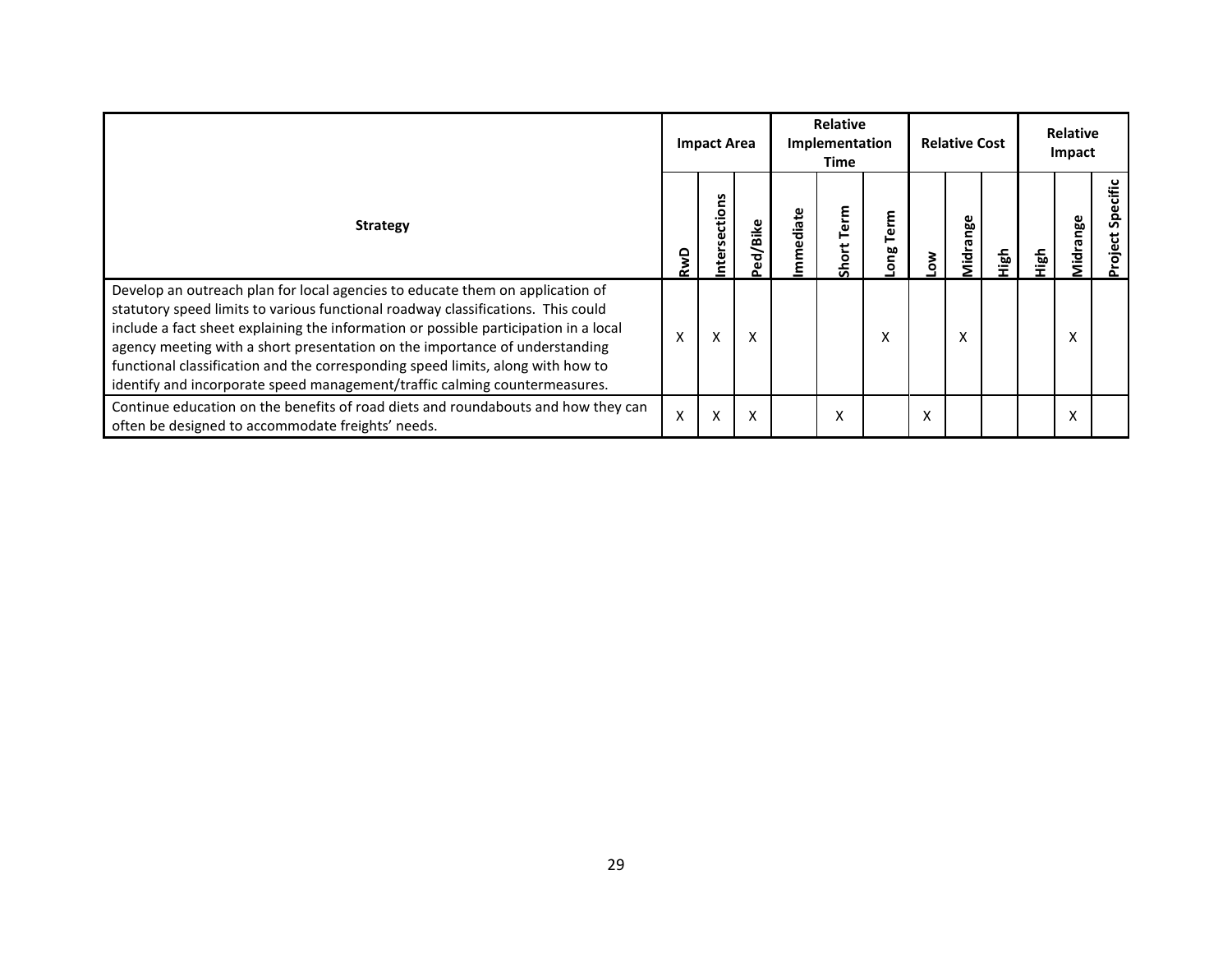| Strategy | Impact Area | | | Relative Implementation Time | | | Relative Cost | | | Relative Impact | | |
|---|---|---|---|---|---|---|---|---|---|---|---|---|
| | RwD | Intersections | Ped/Bike | Immediate | Short Term | Long Term | Low | Midrange | High | High | Midrange | Project Specific |
| Develop an outreach plan for local agencies to educate them on application of statutory speed limits to various functional roadway classifications. This could include a fact sheet explaining the information or possible participation in a local agency meeting with a short presentation on the importance of understanding functional classification and the corresponding speed limits, along with how to identify and incorporate speed management/traffic calming countermeasures. | X | X | X | | | X | | X | | | X | |
| Continue education on the benefits of road diets and roundabouts and how they can often be designed to accommodate freights' needs. | X | X | X | | X | | X | | | | X | |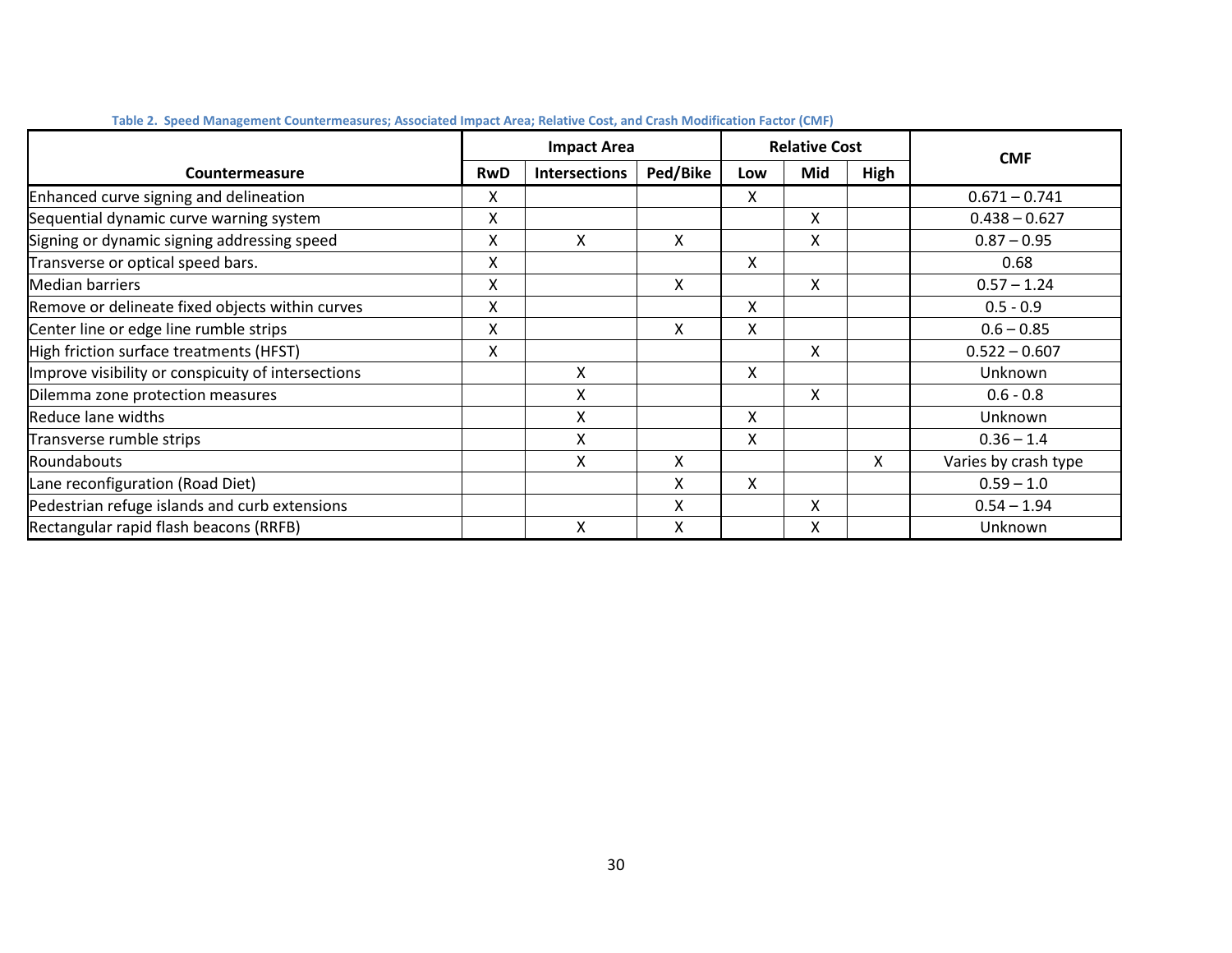Table 2. Speed Management Countermeasures; Associated Impact Area; Relative Cost, and Crash Modification Factor (CMF)

| Countermeasure | Impact Area | | | Relative Cost | | | CMF |
|---|---|---|---|---|---|---|---|
| | RwD | Intersections | Ped/Bike | Low | Mid | High | |
| Enhanced curve signing and delineation | X | | | X | | | 0.671 – 0.741 |
| Sequential dynamic curve warning system | X | | | | X | | 0.438 – 0.627 |
| Signing or dynamic signing addressing speed | X | X | X | | X | | 0.87 – 0.95 |
| Transverse or optical speed bars. | X | | | X | | | 0.68 |
| Median barriers | X | | X | | X | | 0.57 – 1.24 |
| Remove or delineate fixed objects within curves | X | | | X | | | 0.5 - 0.9 |
| Center line or edge line rumble strips | X | | X | X | | | 0.6 – 0.85 |
| High friction surface treatments (HFST) | X | | | | X | | 0.522 – 0.607 |
| Improve visibility or conspicuity of intersections | | X | | X | | | Unknown |
| Dilemma zone protection measures | | X | | | X | | 0.6 - 0.8 |
| Reduce lane widths | | X | | X | | | Unknown |
| Transverse rumble strips | | X | | X | | | 0.36 – 1.4 |
| Roundabouts | | X | X | | | X | Varies by crash type |
| Lane reconfiguration (Road Diet) | | | X | X | | | 0.59 – 1.0 |
| Pedestrian refuge islands and curb extensions | | | X | | X | | 0.54 – 1.94 |
| Rectangular rapid flash beacons (RRFB) | | X | X | | X | | Unknown |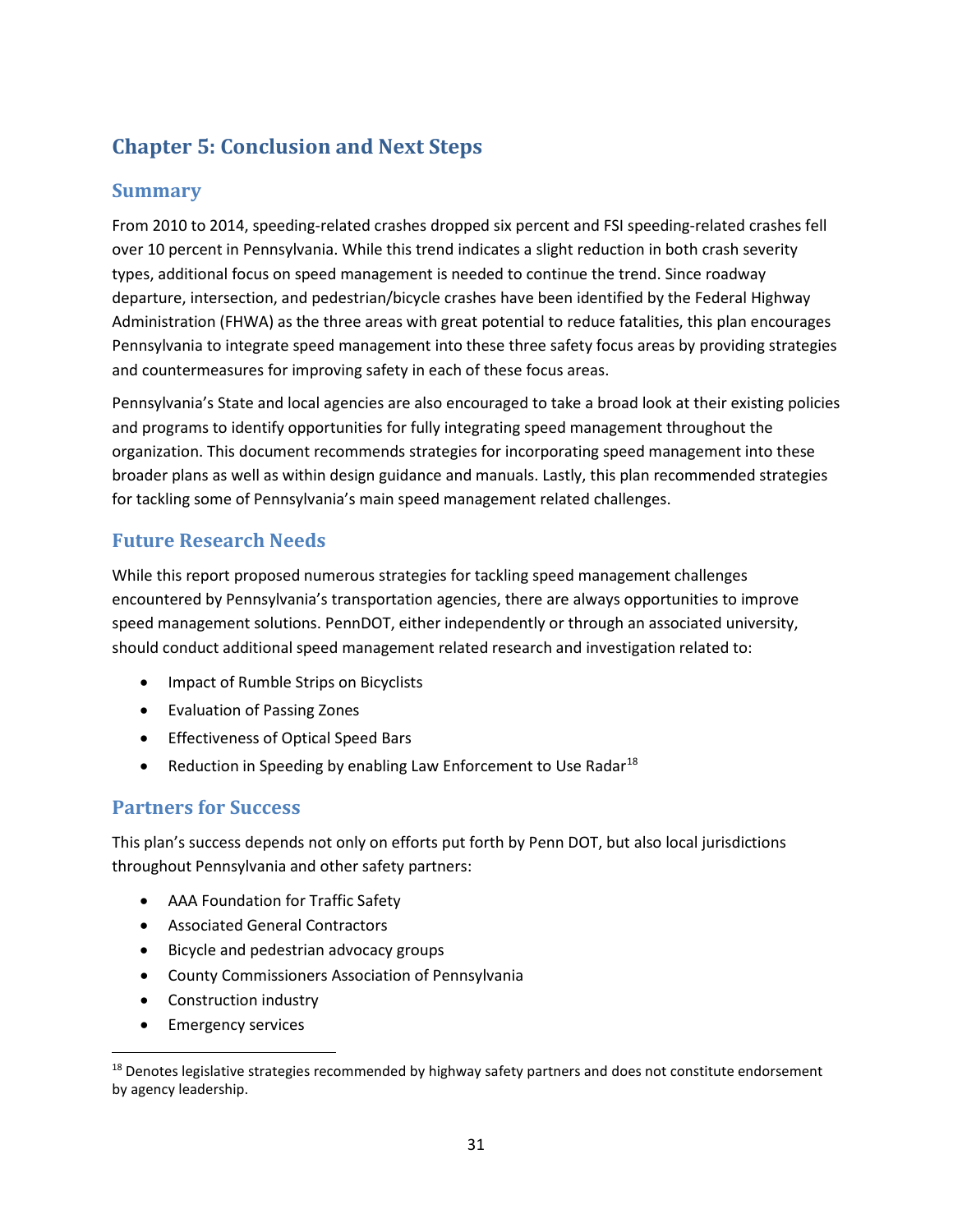# Chapter 5: Conclusion and Next Steps

## Summary

From 2010 to 2014, speeding-related crashes dropped six percent and FSI speeding-related crashes fell over 10 percent in Pennsylvania. While this trend indicates a slight reduction in both crash severity types, additional focus on speed management is needed to continue the trend. Since roadway departure, intersection, and pedestrian/bicycle crashes have been identified by the Federal Highway Administration (FHWA) as the three areas with great potential to reduce fatalities, this plan encourages Pennsylvania to integrate speed management into these three safety focus areas by providing strategies and countermeasures for improving safety in each of these focus areas.

Pennsylvania's State and local agencies are also encouraged to take a broad look at their existing policies and programs to identify opportunities for fully integrating speed management throughout the organization. This document recommends strategies for incorporating speed management into these broader plans as well as within design guidance and manuals. Lastly, this plan recommended strategies for tackling some of Pennsylvania's main speed management related challenges.

## Future Research Needs

While this report proposed numerous strategies for tackling speed management challenges encountered by Pennsylvania's transportation agencies, there are always opportunities to improve speed management solutions. PennDOT, either independently or through an associated university, should conduct additional speed management related research and investigation related to:

- Impact of Rumble Strips on Bicyclists
- Evaluation of Passing Zones
- Effectiveness of Optical Speed Bars
- Reduction in Speeding by enabling Law Enforcement to Use Radar[18]

## Partners for Success

This plan's success depends not only on efforts put forth by Penn DOT, but also local jurisdictions throughout Pennsylvania and other safety partners:

- AAA Foundation for Traffic Safety
- Associated General Contractors
- Bicycle and pedestrian advocacy groups
- County Commissioners Association of Pennsylvania
- Construction industry
- Emergency services

---

[18] Denotes legislative strategies recommended by highway safety partners and does not constitute endorsement by agency leadership.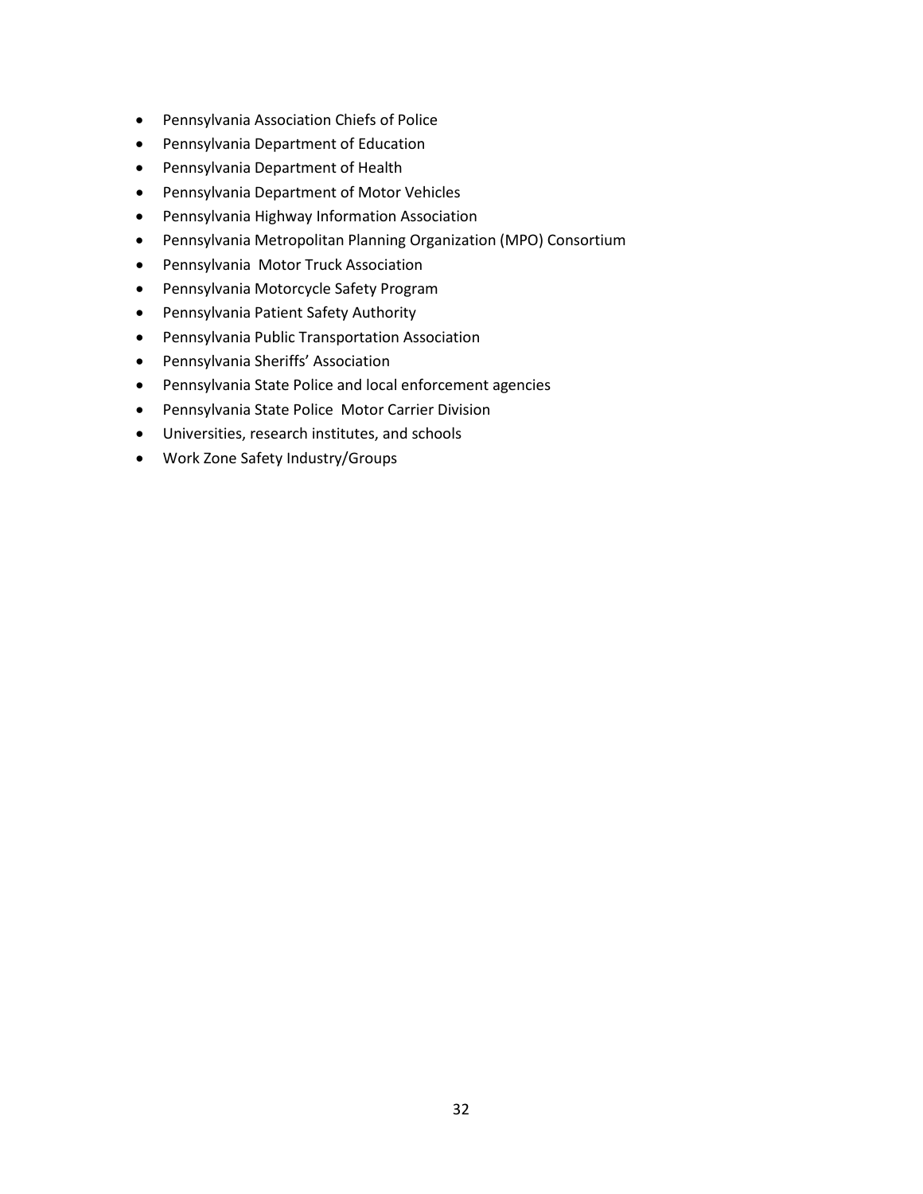- Pennsylvania Association Chiefs of Police
- Pennsylvania Department of Education
- Pennsylvania Department of Health
- Pennsylvania Department of Motor Vehicles
- Pennsylvania Highway Information Association
- Pennsylvania Metropolitan Planning Organization (MPO) Consortium
- Pennsylvania  Motor Truck Association
- Pennsylvania Motorcycle Safety Program
- Pennsylvania Patient Safety Authority
- Pennsylvania Public Transportation Association
- Pennsylvania Sheriffs' Association
- Pennsylvania State Police and local enforcement agencies
- Pennsylvania State Police  Motor Carrier Division
- Universities, research institutes, and schools
- Work Zone Safety Industry/Groups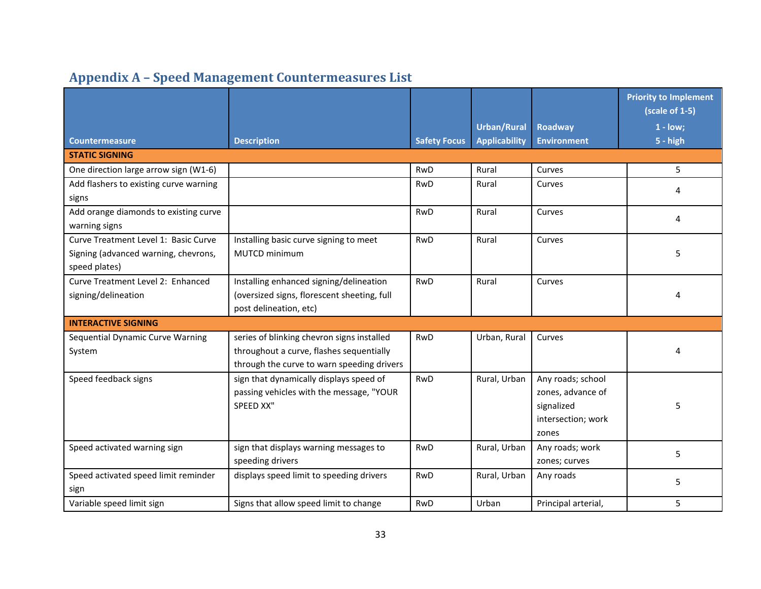## Appendix A – Speed Management Countermeasures List

| Countermeasure | Description | Safety Focus | Urban/Rural Applicability | Roadway Environment | Priority to Implement (scale of 1-5) 1 - low; 5 - high |
|---|---|---|---|---|---|
| **STATIC SIGNING** | | | | | |
| One direction large arrow sign (W1-6) | | RwD | Rural | Curves | 5 |
| Add flashers to existing curve warning signs | | RwD | Rural | Curves | 4 |
| Add orange diamonds to existing curve warning signs | | RwD | Rural | Curves | 4 |
| Curve Treatment Level 1: Basic Curve Signing (advanced warning, chevrons, speed plates) | Installing basic curve signing to meet MUTCD minimum | RwD | Rural | Curves | 5 |
| Curve Treatment Level 2: Enhanced signing/delineation | Installing enhanced signing/delineation (oversized signs, florescent sheeting, full post delineation, etc) | RwD | Rural | Curves | 4 |
| **INTERACTIVE SIGNING** | | | | | |
| Sequential Dynamic Curve Warning System | series of blinking chevron signs installed throughout a curve, flashes sequentially through the curve to warn speeding drivers | RwD | Urban, Rural | Curves | 4 |
| Speed feedback signs | sign that dynamically displays speed of passing vehicles with the message, "YOUR SPEED XX" | RwD | Rural, Urban | Any roads; school zones, advance of signalized intersection; work zones | 5 |
| Speed activated warning sign | sign that displays warning messages to speeding drivers | RwD | Rural, Urban | Any roads; work zones; curves | 5 |
| Speed activated speed limit reminder sign | displays speed limit to speeding drivers | RwD | Rural, Urban | Any roads | 5 |
| Variable speed limit sign | Signs that allow speed limit to change | RwD | Urban | Principal arterial, | 5 |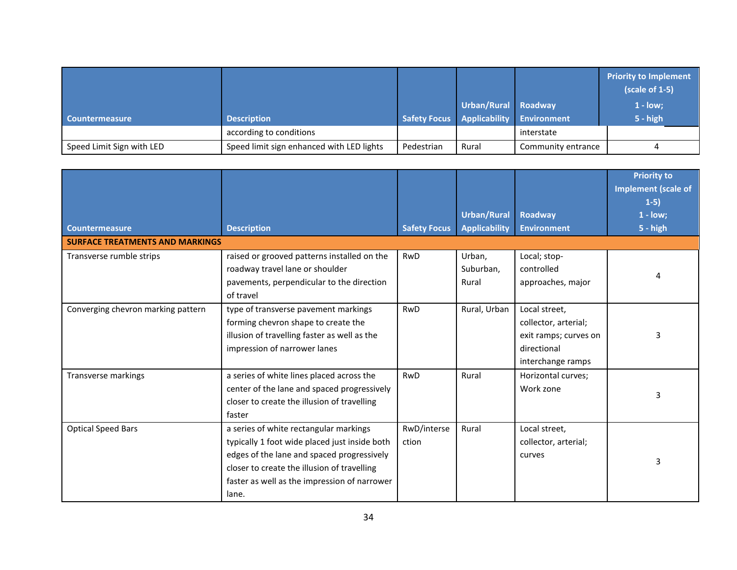| Countermeasure | Description | Safety Focus | Urban/Rural Applicability | Roadway Environment | Priority to Implement (scale of 1-5) 1 - low; 5 - high |
|---|---|---|---|---|---|
| | according to conditions | | | interstate | |
| Speed Limit Sign with LED | Speed limit sign enhanced with LED lights | Pedestrian | Rural | Community entrance | 4 |

| Countermeasure | Description | Safety Focus | Urban/Rural Applicability | Roadway Environment | Priority to Implement (scale of 1-5) 1 - low; 5 - high |
|---|---|---|---|---|---|
| **SURFACE TREATMENTS AND MARKINGS** | | | | | |
| Transverse rumble strips | raised or grooved patterns installed on the roadway travel lane or shoulder pavements, perpendicular to the direction of travel | RwD | Urban, Suburban, Rural | Local; stop-controlled approaches, major | 4 |
| Converging chevron marking pattern | type of transverse pavement markings forming chevron shape to create the illusion of travelling faster as well as the impression of narrower lanes | RwD | Rural, Urban | Local street, collector, arterial; exit ramps; curves on directional interchange ramps | 3 |
| Transverse markings | a series of white lines placed across the center of the lane and spaced progressively closer to create the illusion of travelling faster | RwD | Rural | Horizontal curves; Work zone | 3 |
| Optical Speed Bars | a series of white rectangular markings typically 1 foot wide placed just inside both edges of the lane and spaced progressively closer to create the illusion of travelling faster as well as the impression of narrower lane. | RwD/intersection | Rural | Local street, collector, arterial; curves | 3 |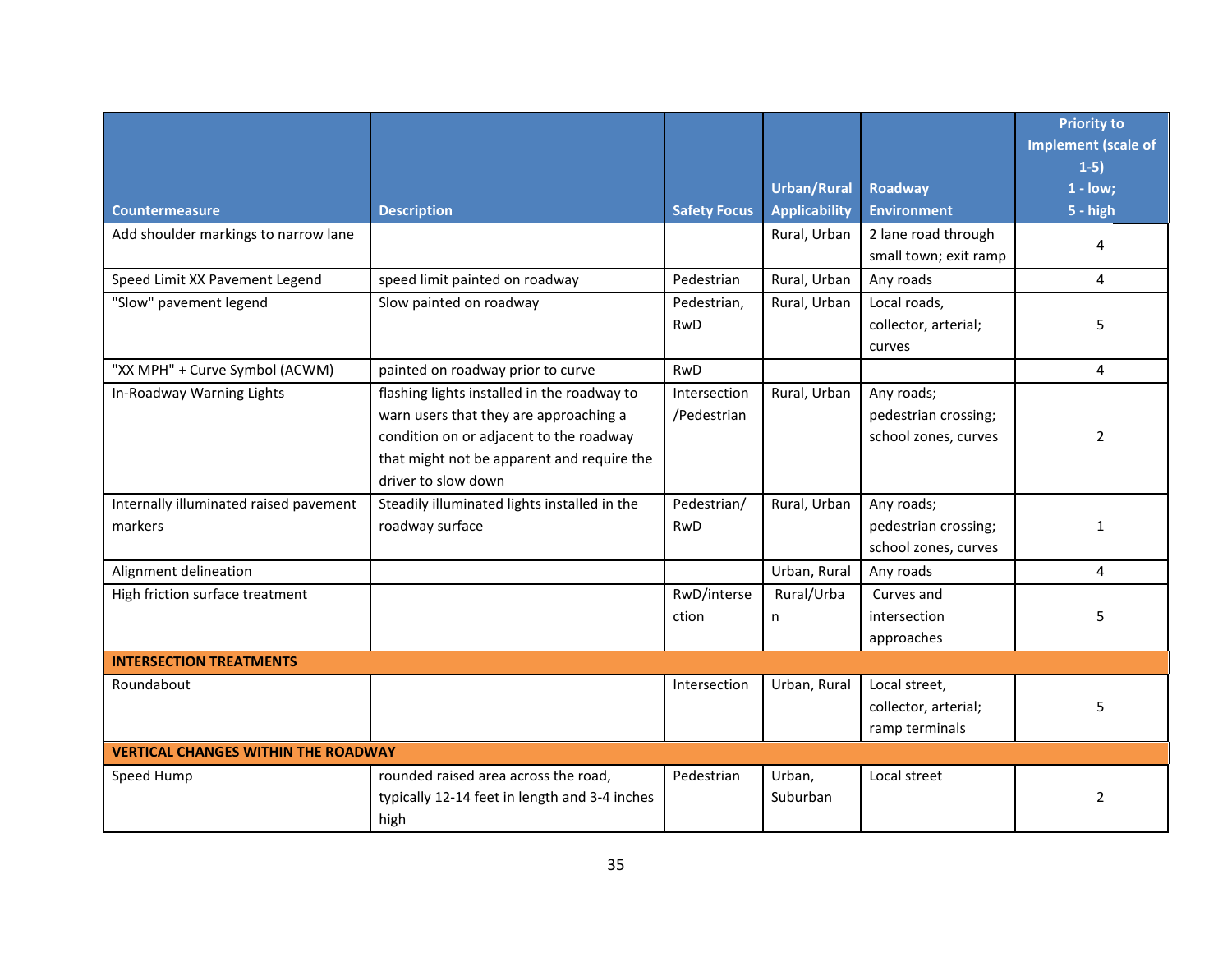| Countermeasure | Description | Safety Focus | Urban/Rural Applicability | Roadway Environment | Priority to Implement (scale of 1-5) 1 - low; 5 - high |
|---|---|---|---|---|---|
| Add shoulder markings to narrow lane | | | Rural, Urban | 2 lane road through small town; exit ramp | 4 |
| Speed Limit XX Pavement Legend | speed limit painted on roadway | Pedestrian | Rural, Urban | Any roads | 4 |
| "Slow" pavement legend | Slow painted on roadway | Pedestrian, RwD | Rural, Urban | Local roads, collector, arterial; curves | 5 |
| "XX MPH" + Curve Symbol (ACWM) | painted on roadway prior to curve | RwD | | | 4 |
| In-Roadway Warning Lights | flashing lights installed in the roadway to warn users that they are approaching a condition on or adjacent to the roadway that might not be apparent and require the driver to slow down | Intersection /Pedestrian | Rural, Urban | Any roads; pedestrian crossing; school zones, curves | 2 |
| Internally illuminated raised pavement markers | Steadily illuminated lights installed in the roadway surface | Pedestrian/ RwD | Rural, Urban | Any roads; pedestrian crossing; school zones, curves | 1 |
| Alignment delineation | | | Urban, Rural | Any roads | 4 |
| High friction surface treatment | | RwD/intersection | Rural/Urban | Curves and intersection approaches | 5 |
| **INTERSECTION TREATMENTS** | | | | | |
| Roundabout | | Intersection | Urban, Rural | Local street, collector, arterial; ramp terminals | 5 |
| **VERTICAL CHANGES WITHIN THE ROADWAY** | | | | | |
| Speed Hump | rounded raised area across the road, typically 12-14 feet in length and 3-4 inches high | Pedestrian | Urban, Suburban | Local street | 2 |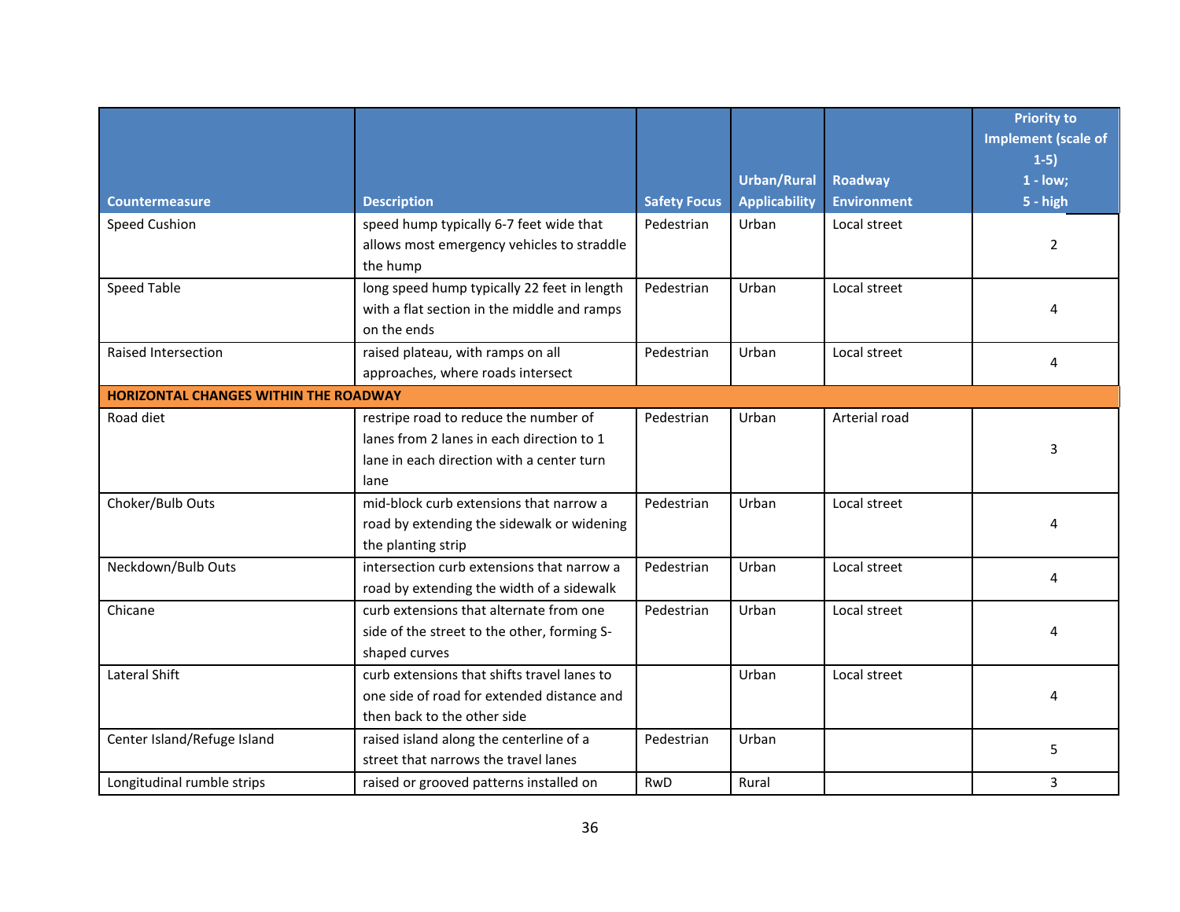| Countermeasure | Description | Safety Focus | Urban/Rural Applicability | Roadway Environment | Priority to Implement (scale of 1-5) 1 - low; 5 - high |
|---|---|---|---|---|---|
| Speed Cushion | speed hump typically 6-7 feet wide that allows most emergency vehicles to straddle the hump | Pedestrian | Urban | Local street | 2 |
| Speed Table | long speed hump typically 22 feet in length with a flat section in the middle and ramps on the ends | Pedestrian | Urban | Local street | 4 |
| Raised Intersection | raised plateau, with ramps on all approaches, where roads intersect | Pedestrian | Urban | Local street | 4 |
| **HORIZONTAL CHANGES WITHIN THE ROADWAY** | | | | | |
| Road diet | restripe road to reduce the number of lanes from 2 lanes in each direction to 1 lane in each direction with a center turn lane | Pedestrian | Urban | Arterial road | 3 |
| Choker/Bulb Outs | mid-block curb extensions that narrow a road by extending the sidewalk or widening the planting strip | Pedestrian | Urban | Local street | 4 |
| Neckdown/Bulb Outs | intersection curb extensions that narrow a road by extending the width of a sidewalk | Pedestrian | Urban | Local street | 4 |
| Chicane | curb extensions that alternate from one side of the street to the other, forming S-shaped curves | Pedestrian | Urban | Local street | 4 |
| Lateral Shift | curb extensions that shifts travel lanes to one side of road for extended distance and then back to the other side | | Urban | Local street | 4 |
| Center Island/Refuge Island | raised island along the centerline of a street that narrows the travel lanes | Pedestrian | Urban | | 5 |
| Longitudinal rumble strips | raised or grooved patterns installed on | RwD | Rural | | 3 |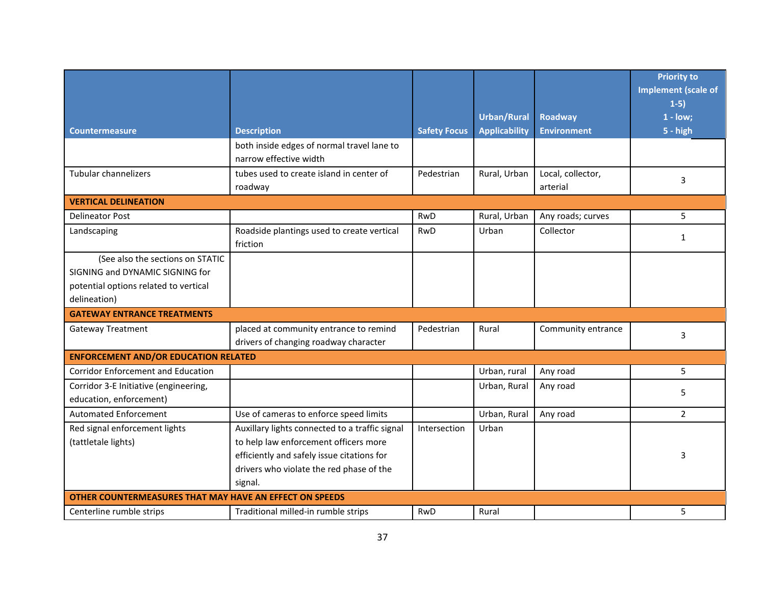| Countermeasure | Description | Safety Focus | Urban/Rural Applicability | Roadway Environment | Priority to Implement (scale of 1-5) 1 - low; 5 - high |
|---|---|---|---|---|---|
| | both inside edges of normal travel lane to narrow effective width | | | | |
| Tubular channelizers | tubes used to create island in center of roadway | Pedestrian | Rural, Urban | Local, collector, arterial | 3 |
| **VERTICAL DELINEATION** | | | | | |
| Delineator Post | | RwD | Rural, Urban | Any roads; curves | 5 |
| Landscaping | Roadside plantings used to create vertical friction | RwD | Urban | Collector | 1 |
| (See also the sections on STATIC SIGNING and DYNAMIC SIGNING for potential options related to vertical delineation) | | | | | |
| **GATEWAY ENTRANCE TREATMENTS** | | | | | |
| Gateway Treatment | placed at community entrance to remind drivers of changing roadway character | Pedestrian | Rural | Community entrance | 3 |
| **ENFORCEMENT AND/OR EDUCATION RELATED** | | | | | |
| Corridor Enforcement and Education | | | Urban, rural | Any road | 5 |
| Corridor 3-E Initiative (engineering, education, enforcement) | | | Urban, Rural | Any road | 5 |
| Automated Enforcement | Use of cameras to enforce speed limits | | Urban, Rural | Any road | 2 |
| Red signal enforcement lights (tattletale lights) | Auxillary lights connected to a traffic signal to help law enforcement officers more efficiently and safely issue citations for drivers who violate the red phase of the signal. | Intersection | Urban | | 3 |
| **OTHER COUNTERMEASURES THAT MAY HAVE AN EFFECT ON SPEEDS** | | | | | |
| Centerline rumble strips | Traditional milled-in rumble strips | RwD | Rural | | 5 |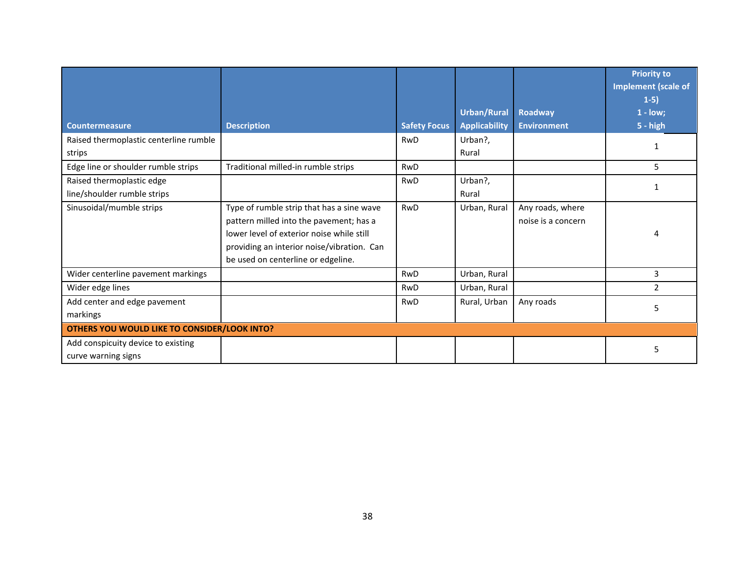| Countermeasure | Description | Safety Focus | Urban/Rural Applicability | Roadway Environment | Priority to Implement (scale of 1-5) 1 - low; 5 - high |
|---|---|---|---|---|---|
| Raised thermoplastic centerline rumble strips | | RwD | Urban?, Rural | | 1 |
| Edge line or shoulder rumble strips | Traditional milled-in rumble strips | RwD | | | 5 |
| Raised thermoplastic edge line/shoulder rumble strips | | RwD | Urban?, Rural | | 1 |
| Sinusoidal/mumble strips | Type of rumble strip that has a sine wave pattern milled into the pavement; has a lower level of exterior noise while still providing an interior noise/vibration. Can be used on centerline or edgeline. | RwD | Urban, Rural | Any roads, where noise is a concern | 4 |
| Wider centerline pavement markings | | RwD | Urban, Rural | | 3 |
| Wider edge lines | | RwD | Urban, Rural | | 2 |
| Add center and edge pavement markings | | RwD | Rural, Urban | Any roads | 5 |
| **OTHERS YOU WOULD LIKE TO CONSIDER/LOOK INTO?** | | | | | |
| Add conspicuity device to existing curve warning signs | | | | | 5 |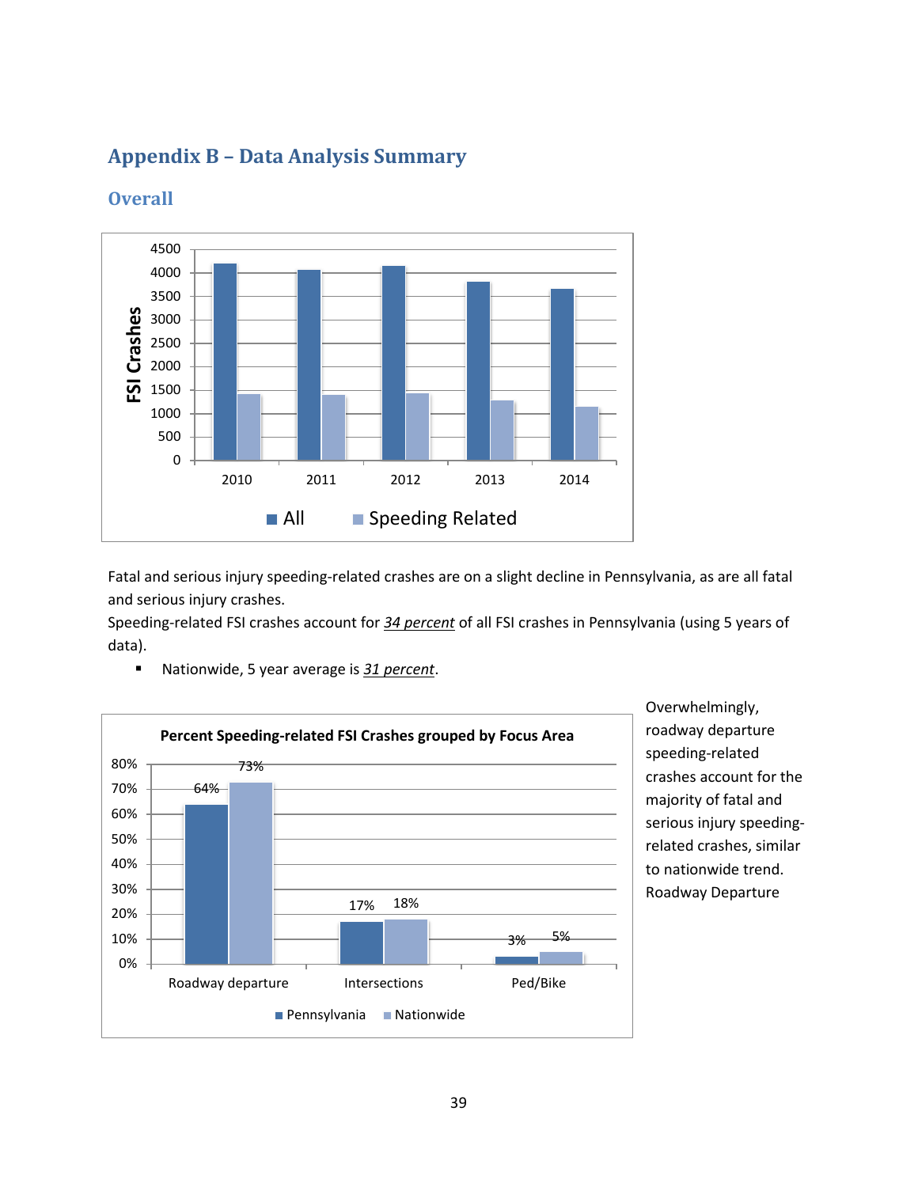## Appendix B – Data Analysis Summary

### Overall

Fatal and serious injury speeding-related crashes are on a slight decline in Pennsylvania, as are all fatal and serious injury crashes.

Speeding-related FSI crashes account for ***34 percent*** of all FSI crashes in Pennsylvania (using 5 years of data).

- Nationwide, 5 year average is ***31 percent***.

**Percent Speeding-related FSI Crashes grouped by Focus Area**

| Focus Area | Pennsylvania | Nationwide |
|---|---|---|
| Roadway departure | 64% | 73% |
| Intersections | 17% | 18% |
| Ped/Bike | 3% | 5% |

Overwhelmingly, roadway departure speeding-related crashes account for the majority of fatal and serious injury speeding-related crashes, similar to nationwide trend. Roadway Departure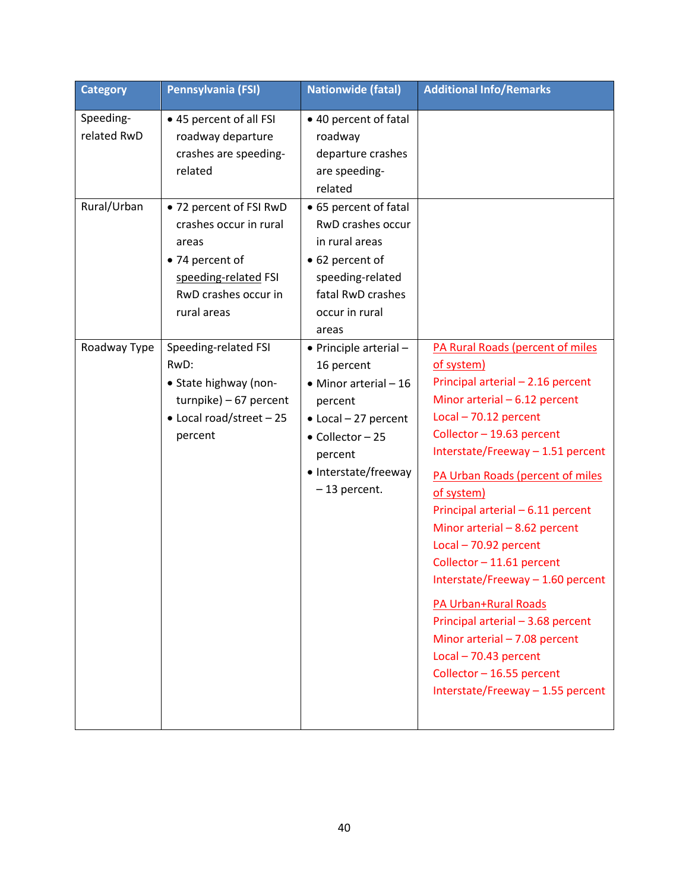| Category | Pennsylvania (FSI) | Nationwide (fatal) | Additional Info/Remarks |
|---|---|---|---|
| Speeding-related RwD | • 45 percent of all FSI roadway departure crashes are speeding-related | • 40 percent of fatal roadway departure crashes are speeding-related | |
| Rural/Urban | • 72 percent of FSI RwD crashes occur in rural areas<br>• 74 percent of speeding-related FSI RwD crashes occur in rural areas | • 65 percent of fatal RwD crashes occur in rural areas<br>• 62 percent of speeding-related fatal RwD crashes occur in rural areas | |
| Roadway Type | Speeding-related FSI RwD:<br>• State highway (non-turnpike) – 67 percent<br>• Local road/street – 25 percent | • Principle arterial – 16 percent<br>• Minor arterial – 16 percent<br>• Local – 27 percent<br>• Collector – 25 percent<br>• Interstate/freeway – 13 percent. | PA Rural Roads (percent of miles of system)<br>Principal arterial – 2.16 percent<br>Minor arterial – 6.12 percent<br>Local – 70.12 percent<br>Collector – 19.63 percent<br>Interstate/Freeway – 1.51 percent<br><br>PA Urban Roads (percent of miles of system)<br>Principal arterial – 6.11 percent<br>Minor arterial – 8.62 percent<br>Local – 70.92 percent<br>Collector – 11.61 percent<br>Interstate/Freeway – 1.60 percent<br><br>PA Urban+Rural Roads<br>Principal arterial – 3.68 percent<br>Minor arterial – 7.08 percent<br>Local – 70.43 percent<br>Collector – 16.55 percent<br>Interstate/Freeway – 1.55 percent |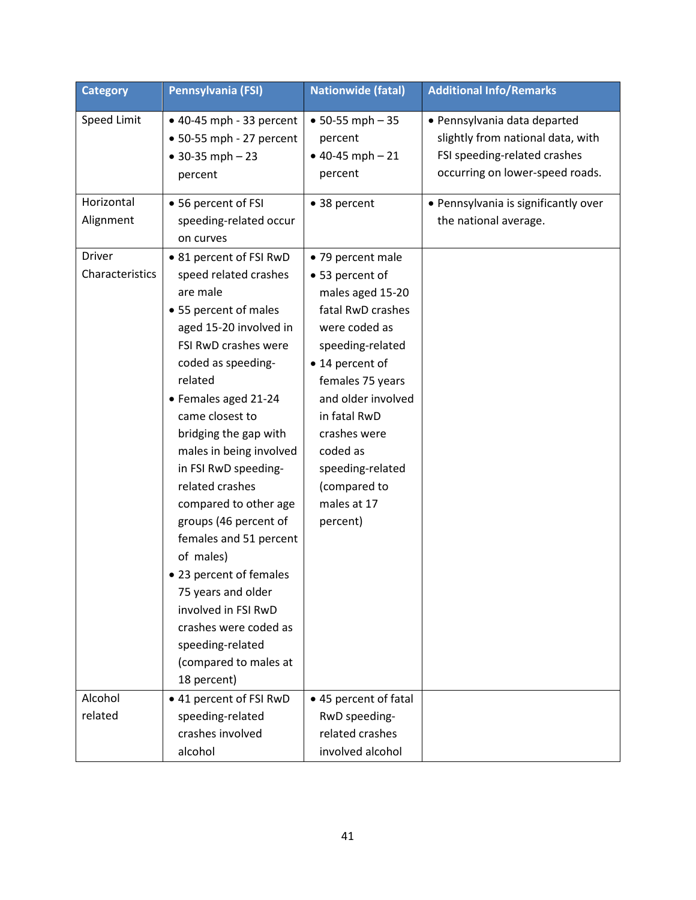| Category | Pennsylvania (FSI) | Nationwide (fatal) | Additional Info/Remarks |
|---|---|---|---|
| Speed Limit | • 40-45 mph - 33 percent<br>• 50-55 mph - 27 percent<br>• 30-35 mph – 23 percent | • 50-55 mph – 35 percent<br>• 40-45 mph – 21 percent | • Pennsylvania data departed slightly from national data, with FSI speeding-related crashes occurring on lower-speed roads. |
| Horizontal Alignment | • 56 percent of FSI speeding-related occur on curves | • 38 percent | • Pennsylvania is significantly over the national average. |
| Driver Characteristics | • 81 percent of FSI RwD speed related crashes are male<br>• 55 percent of males aged 15-20 involved in FSI RwD crashes were coded as speeding-related<br>• Females aged 21-24 came closest to bridging the gap with males in being involved in FSI RwD speeding-related crashes compared to other age groups (46 percent of females and 51 percent of males)<br>• 23 percent of females 75 years and older involved in FSI RwD crashes were coded as speeding-related (compared to males at 18 percent) | • 79 percent male<br>• 53 percent of males aged 15-20 fatal RwD crashes were coded as speeding-related<br>• 14 percent of females 75 years and older involved in fatal RwD crashes were coded as speeding-related (compared to males at 17 percent) | |
| Alcohol related | • 41 percent of FSI RwD speeding-related crashes involved alcohol | • 45 percent of fatal RwD speeding-related crashes involved alcohol | |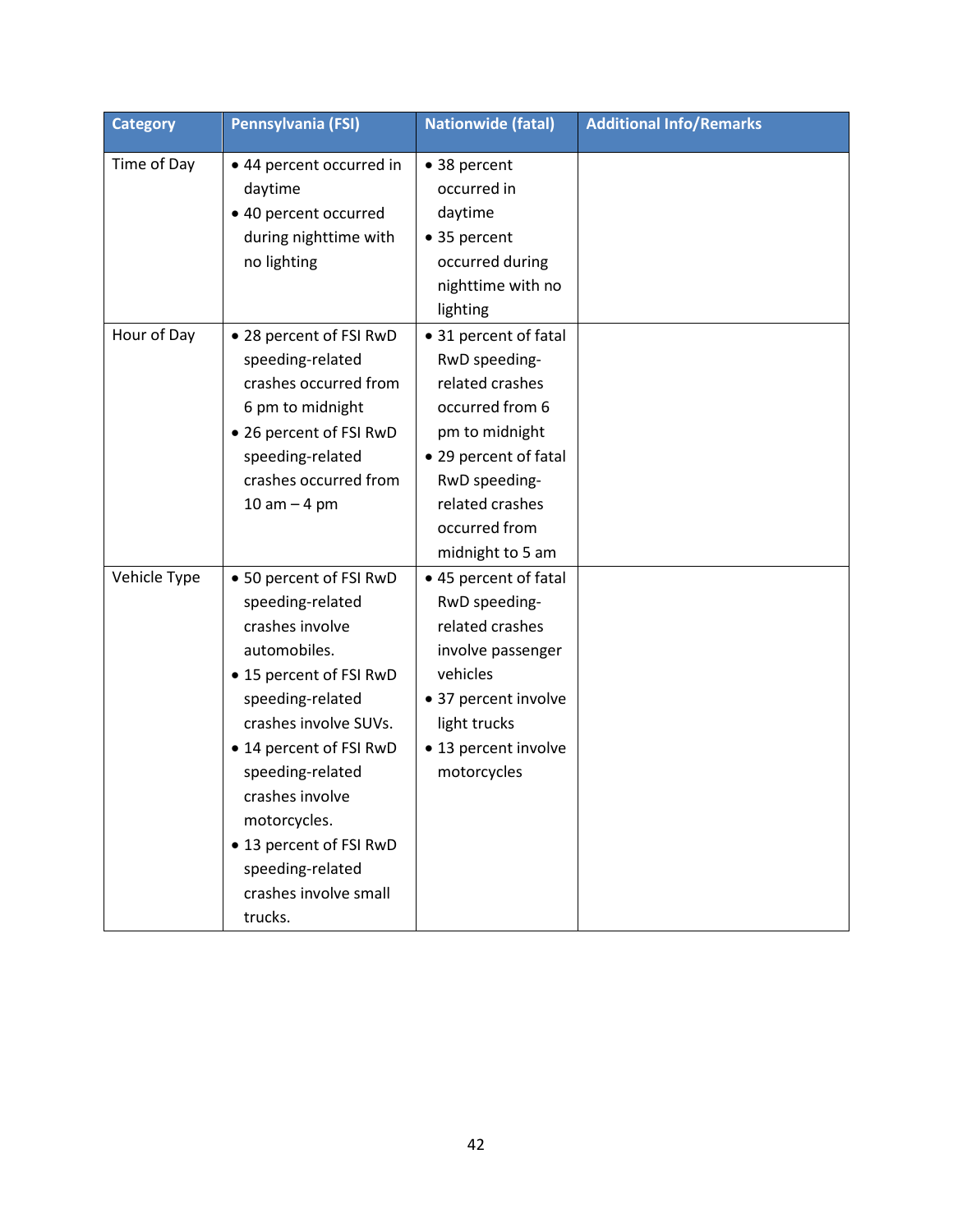| Category | Pennsylvania (FSI) | Nationwide (fatal) | Additional Info/Remarks |
|---|---|---|---|
| Time of Day | • 44 percent occurred in daytime<br>• 40 percent occurred during nighttime with no lighting | • 38 percent occurred in daytime<br>• 35 percent occurred during nighttime with no lighting | |
| Hour of Day | • 28 percent of FSI RwD speeding-related crashes occurred from 6 pm to midnight<br>• 26 percent of FSI RwD speeding-related crashes occurred from 10 am – 4 pm | • 31 percent of fatal RwD speeding-related crashes occurred from 6 pm to midnight<br>• 29 percent of fatal RwD speeding-related crashes occurred from midnight to 5 am | |
| Vehicle Type | • 50 percent of FSI RwD speeding-related crashes involve automobiles.<br>• 15 percent of FSI RwD speeding-related crashes involve SUVs.<br>• 14 percent of FSI RwD speeding-related crashes involve motorcycles.<br>• 13 percent of FSI RwD speeding-related crashes involve small trucks. | • 45 percent of fatal RwD speeding-related crashes involve passenger vehicles<br>• 37 percent involve light trucks<br>• 13 percent involve motorcycles | |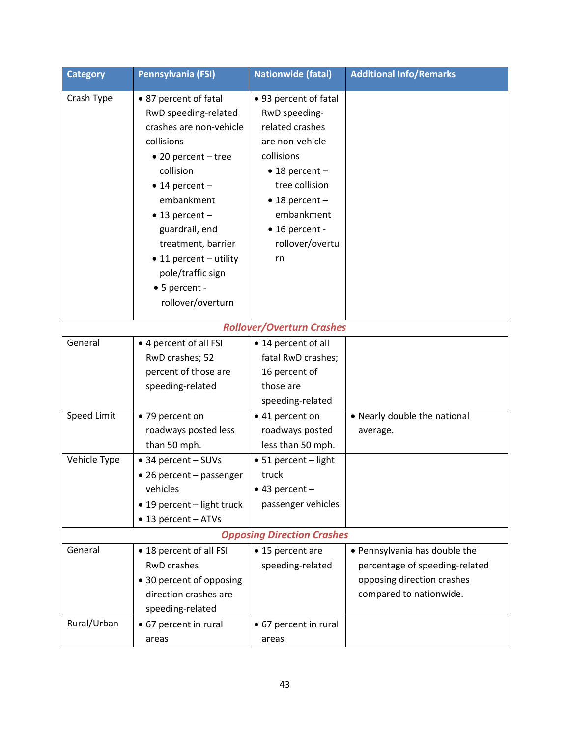| Category | Pennsylvania (FSI) | Nationwide (fatal) | Additional Info/Remarks |
|---|---|---|---|
| Crash Type | • 87 percent of fatal RwD speeding-related crashes are non-vehicle collisions<br>• 20 percent – tree collision<br>• 14 percent – embankment<br>• 13 percent – guardrail, end treatment, barrier<br>• 11 percent – utility pole/traffic sign<br>• 5 percent - rollover/overturn | • 93 percent of fatal RwD speeding-related crashes are non-vehicle collisions<br>• 18 percent – tree collision<br>• 18 percent – embankment<br>• 16 percent - rollover/overturn | |
| ***Rollover/Overturn Crashes*** | | | |
| General | • 4 percent of all FSI RwD crashes; 52 percent of those are speeding-related | • 14 percent of all fatal RwD crashes; 16 percent of those are speeding-related | |
| Speed Limit | • 79 percent on roadways posted less than 50 mph. | • 41 percent on roadways posted less than 50 mph. | • Nearly double the national average. |
| Vehicle Type | • 34 percent – SUVs<br>• 26 percent – passenger vehicles<br>• 19 percent – light truck<br>• 13 percent – ATVs | • 51 percent – light truck<br>• 43 percent – passenger vehicles | |
| ***Opposing Direction Crashes*** | | | |
| General | • 18 percent of all FSI RwD crashes<br>• 30 percent of opposing direction crashes are speeding-related | • 15 percent are speeding-related | • Pennsylvania has double the percentage of speeding-related opposing direction crashes compared to nationwide. |
| Rural/Urban | • 67 percent in rural areas | • 67 percent in rural areas | |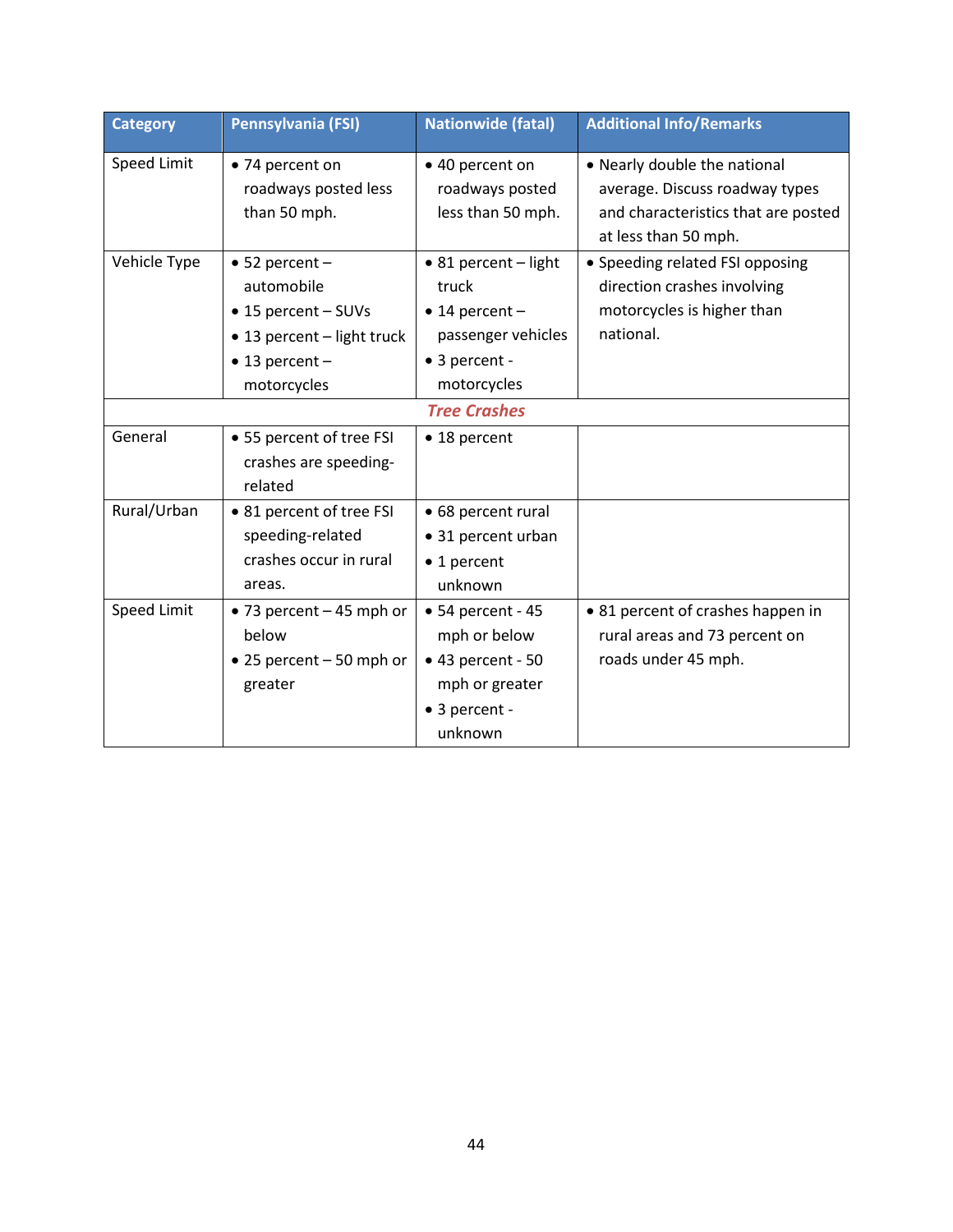| Category | Pennsylvania (FSI) | Nationwide (fatal) | Additional Info/Remarks |
|---|---|---|---|
| Speed Limit | • 74 percent on roadways posted less than 50 mph. | • 40 percent on roadways posted less than 50 mph. | • Nearly double the national average. Discuss roadway types and characteristics that are posted at less than 50 mph. |
| Vehicle Type | • 52 percent – automobile<br>• 15 percent – SUVs<br>• 13 percent – light truck<br>• 13 percent – motorcycles | • 81 percent – light truck<br>• 14 percent – passenger vehicles<br>• 3 percent - motorcycles | • Speeding related FSI opposing direction crashes involving motorcycles is higher than national. |
| | | ***Tree Crashes*** | |
| General | • 55 percent of tree FSI crashes are speeding-related | • 18 percent | |
| Rural/Urban | • 81 percent of tree FSI speeding-related crashes occur in rural areas. | • 68 percent rural<br>• 31 percent urban<br>• 1 percent unknown | |
| Speed Limit | • 73 percent – 45 mph or below<br>• 25 percent – 50 mph or greater | • 54 percent - 45 mph or below<br>• 43 percent - 50 mph or greater<br>• 3 percent - unknown | • 81 percent of crashes happen in rural areas and 73 percent on roads under 45 mph. |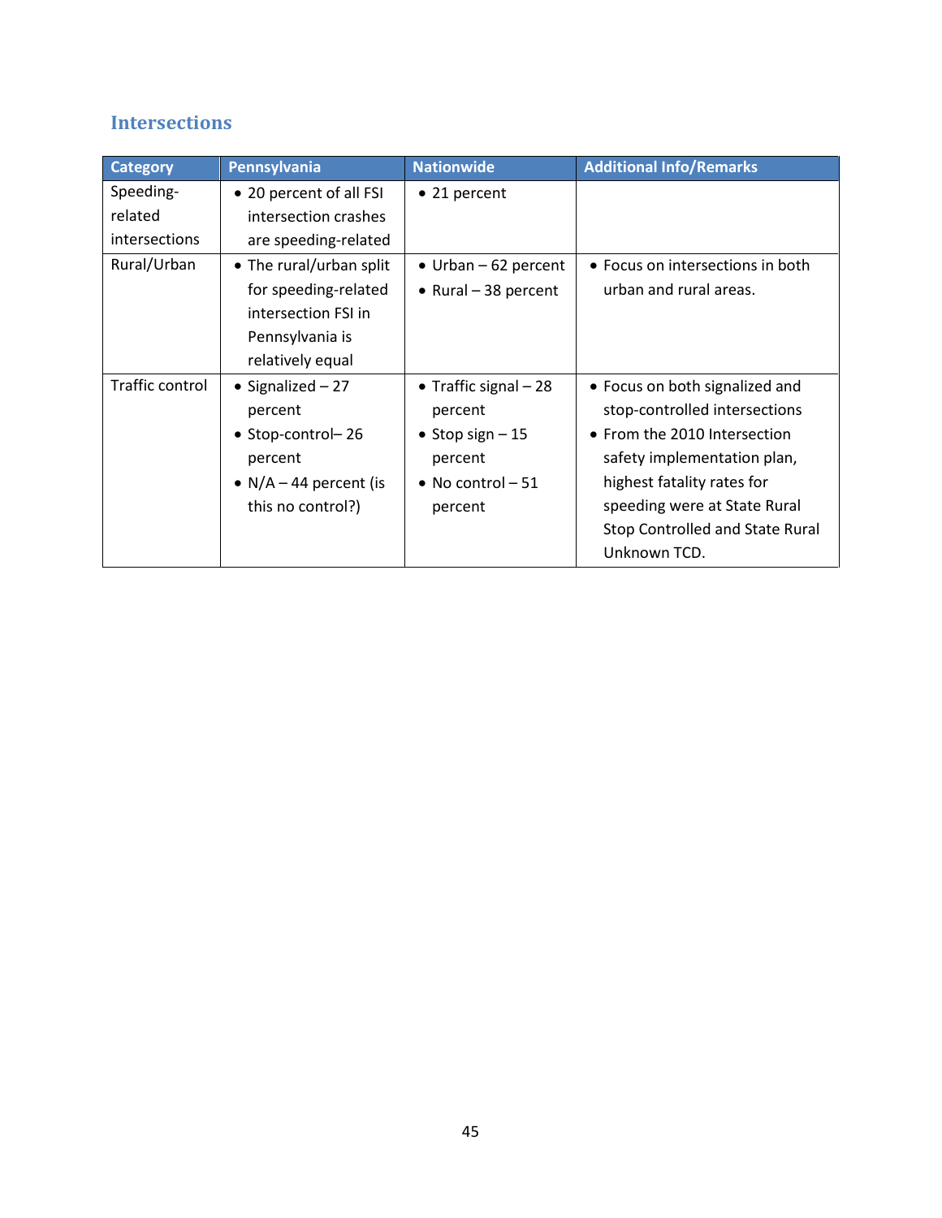## Intersections

| Category | Pennsylvania | Nationwide | Additional Info/Remarks |
|---|---|---|---|
| Speeding-related intersections | • 20 percent of all FSI intersection crashes are speeding-related | • 21 percent | |
| Rural/Urban | • The rural/urban split for speeding-related intersection FSI in Pennsylvania is relatively equal | • Urban – 62 percent<br>• Rural – 38 percent | • Focus on intersections in both urban and rural areas. |
| Traffic control | • Signalized – 27 percent<br>• Stop-control– 26 percent<br>• N/A – 44 percent (is this no control?) | • Traffic signal – 28 percent<br>• Stop sign – 15 percent<br>• No control – 51 percent | • Focus on both signalized and stop-controlled intersections<br>• From the 2010 Intersection safety implementation plan, highest fatality rates for speeding were at State Rural Stop Controlled and State Rural Unknown TCD. |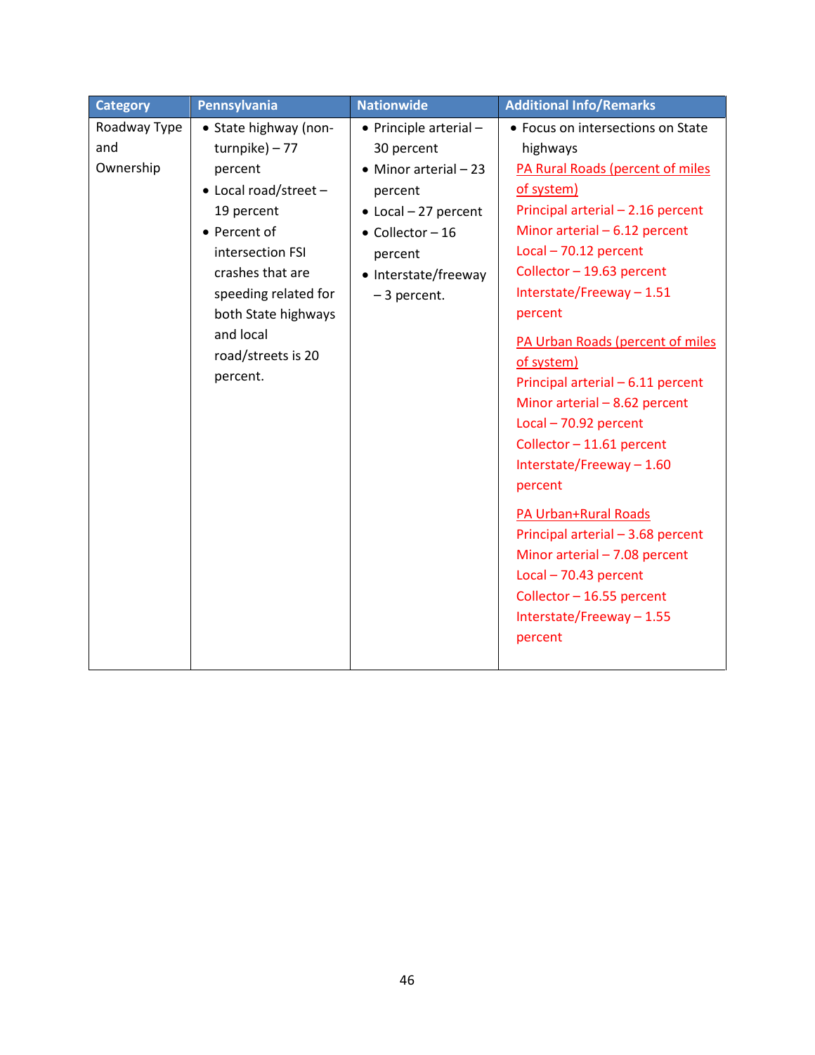| Category | Pennsylvania | Nationwide | Additional Info/Remarks |
|---|---|---|---|
| Roadway Type and Ownership | • State highway (non-turnpike) – 77 percent<br>• Local road/street – 19 percent<br>• Percent of intersection FSI crashes that are speeding related for both State highways and local road/streets is 20 percent. | • Principle arterial – 30 percent<br>• Minor arterial – 23 percent<br>• Local – 27 percent<br>• Collector – 16 percent<br>• Interstate/freeway – 3 percent. | • Focus on intersections on State highways<br>PA Rural Roads (percent of miles of system)<br>Principal arterial – 2.16 percent<br>Minor arterial – 6.12 percent<br>Local – 70.12 percent<br>Collector – 19.63 percent<br>Interstate/Freeway – 1.51 percent<br><br>PA Urban Roads (percent of miles of system)<br>Principal arterial – 6.11 percent<br>Minor arterial – 8.62 percent<br>Local – 70.92 percent<br>Collector – 11.61 percent<br>Interstate/Freeway – 1.60 percent<br><br>PA Urban+Rural Roads<br>Principal arterial – 3.68 percent<br>Minor arterial – 7.08 percent<br>Local – 70.43 percent<br>Collector – 16.55 percent<br>Interstate/Freeway – 1.55 percent |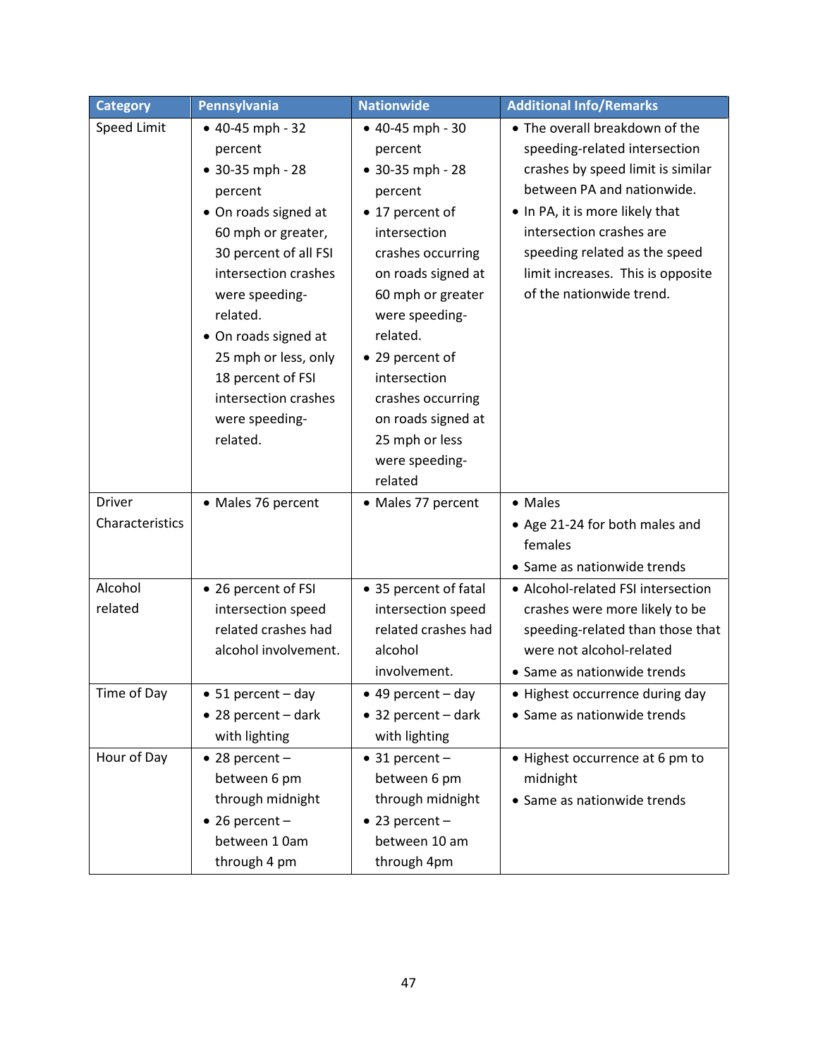| Category | Pennsylvania | Nationwide | Additional Info/Remarks |
|---|---|---|---|
| Speed Limit | • 40-45 mph - 32 percent<br>• 30-35 mph - 28 percent<br>• On roads signed at 60 mph or greater, 30 percent of all FSI intersection crashes were speeding-related.<br>• On roads signed at 25 mph or less, only 18 percent of FSI intersection crashes were speeding-related. | • 40-45 mph - 30 percent<br>• 30-35 mph - 28 percent<br>• 17 percent of intersection crashes occurring on roads signed at 60 mph or greater were speeding-related.<br>• 29 percent of intersection crashes occurring on roads signed at 25 mph or less were speeding-related | • The overall breakdown of the speeding-related intersection crashes by speed limit is similar between PA and nationwide.<br>• In PA, it is more likely that intersection crashes are speeding related as the speed limit increases. This is opposite of the nationwide trend. |
| Driver Characteristics | • Males 76 percent | • Males 77 percent | • Males<br>• Age 21-24 for both males and females<br>• Same as nationwide trends |
| Alcohol related | • 26 percent of FSI intersection speed related crashes had alcohol involvement. | • 35 percent of fatal intersection speed related crashes had alcohol involvement. | • Alcohol-related FSI intersection crashes were more likely to be speeding-related than those that were not alcohol-related<br>• Same as nationwide trends |
| Time of Day | • 51 percent – day<br>• 28 percent – dark with lighting | • 49 percent – day<br>• 32 percent – dark with lighting | • Highest occurrence during day<br>• Same as nationwide trends |
| Hour of Day | • 28 percent – between 6 pm through midnight<br>• 26 percent – between 1 0am through 4 pm | • 31 percent – between 6 pm through midnight<br>• 23 percent – between 10 am through 4pm | • Highest occurrence at 6 pm to midnight<br>• Same as nationwide trends |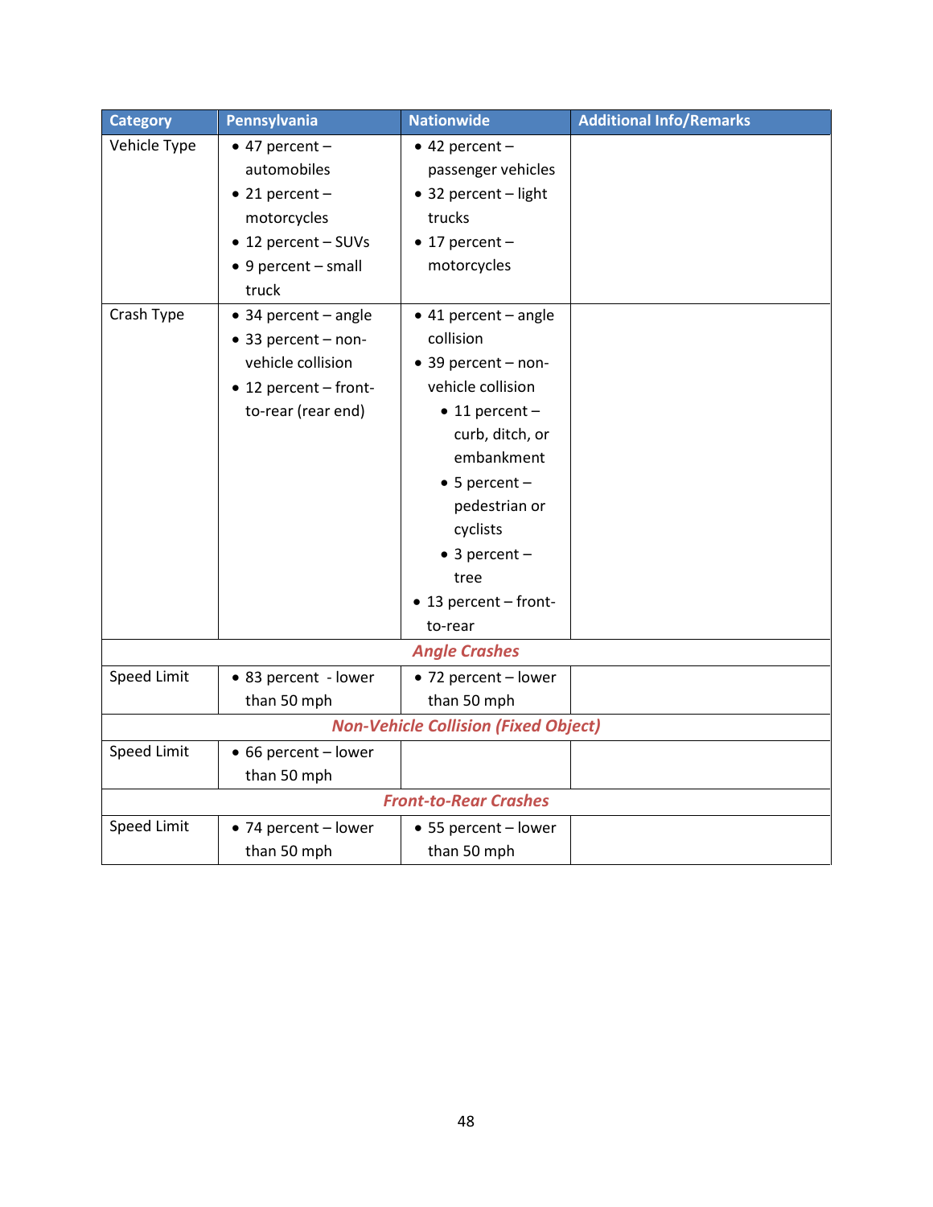| Category | Pennsylvania | Nationwide | Additional Info/Remarks |
|---|---|---|---|
| Vehicle Type | • 47 percent – automobiles<br>• 21 percent – motorcycles<br>• 12 percent – SUVs<br>• 9 percent – small truck | • 42 percent – passenger vehicles<br>• 32 percent – light trucks<br>• 17 percent – motorcycles | |
| Crash Type | • 34 percent – angle<br>• 33 percent – non-vehicle collision<br>• 12 percent – front-to-rear (rear end) | • 41 percent – angle collision<br>• 39 percent – non-vehicle collision<br>&nbsp;&nbsp;&nbsp;&nbsp;• 11 percent – curb, ditch, or embankment<br>&nbsp;&nbsp;&nbsp;&nbsp;• 5 percent – pedestrian or cyclists<br>&nbsp;&nbsp;&nbsp;&nbsp;• 3 percent – tree<br>• 13 percent – front-to-rear | |
| ***Angle Crashes*** | | | |
| Speed Limit | • 83 percent - lower than 50 mph | • 72 percent – lower than 50 mph | |
| ***Non-Vehicle Collision (Fixed Object)*** | | | |
| Speed Limit | • 66 percent – lower than 50 mph | | |
| ***Front-to-Rear Crashes*** | | | |
| Speed Limit | • 74 percent – lower than 50 mph | • 55 percent – lower than 50 mph | |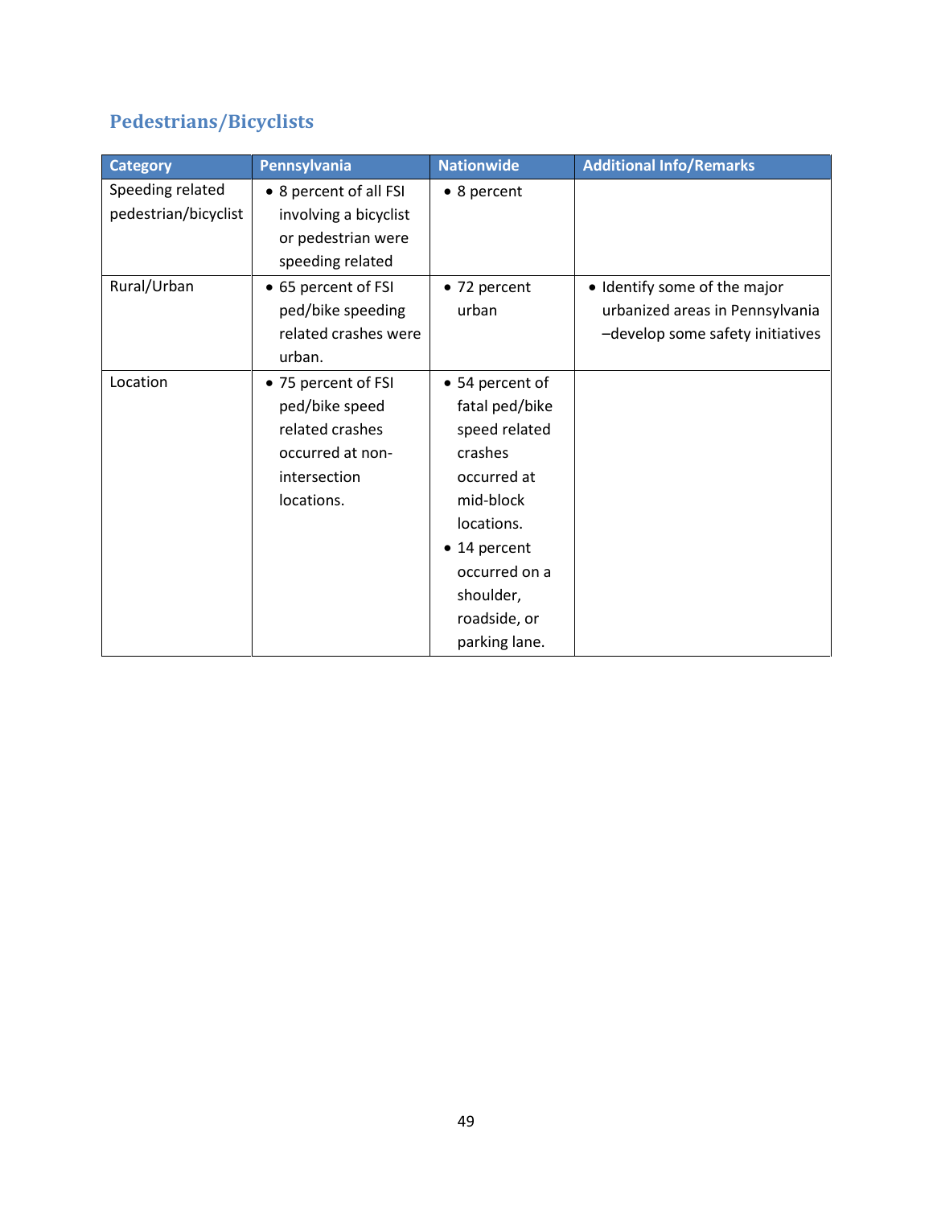## Pedestrians/Bicyclists

| Category | Pennsylvania | Nationwide | Additional Info/Remarks |
|---|---|---|---|
| Speeding related pedestrian/bicyclist | • 8 percent of all FSI involving a bicyclist or pedestrian were speeding related | • 8 percent | |
| Rural/Urban | • 65 percent of FSI ped/bike speeding related crashes were urban. | • 72 percent urban | • Identify some of the major urbanized areas in Pennsylvania –develop some safety initiatives |
| Location | • 75 percent of FSI ped/bike speed related crashes occurred at non-intersection locations. | • 54 percent of fatal ped/bike speed related crashes occurred at mid-block locations.<br>• 14 percent occurred on a shoulder, roadside, or parking lane. | |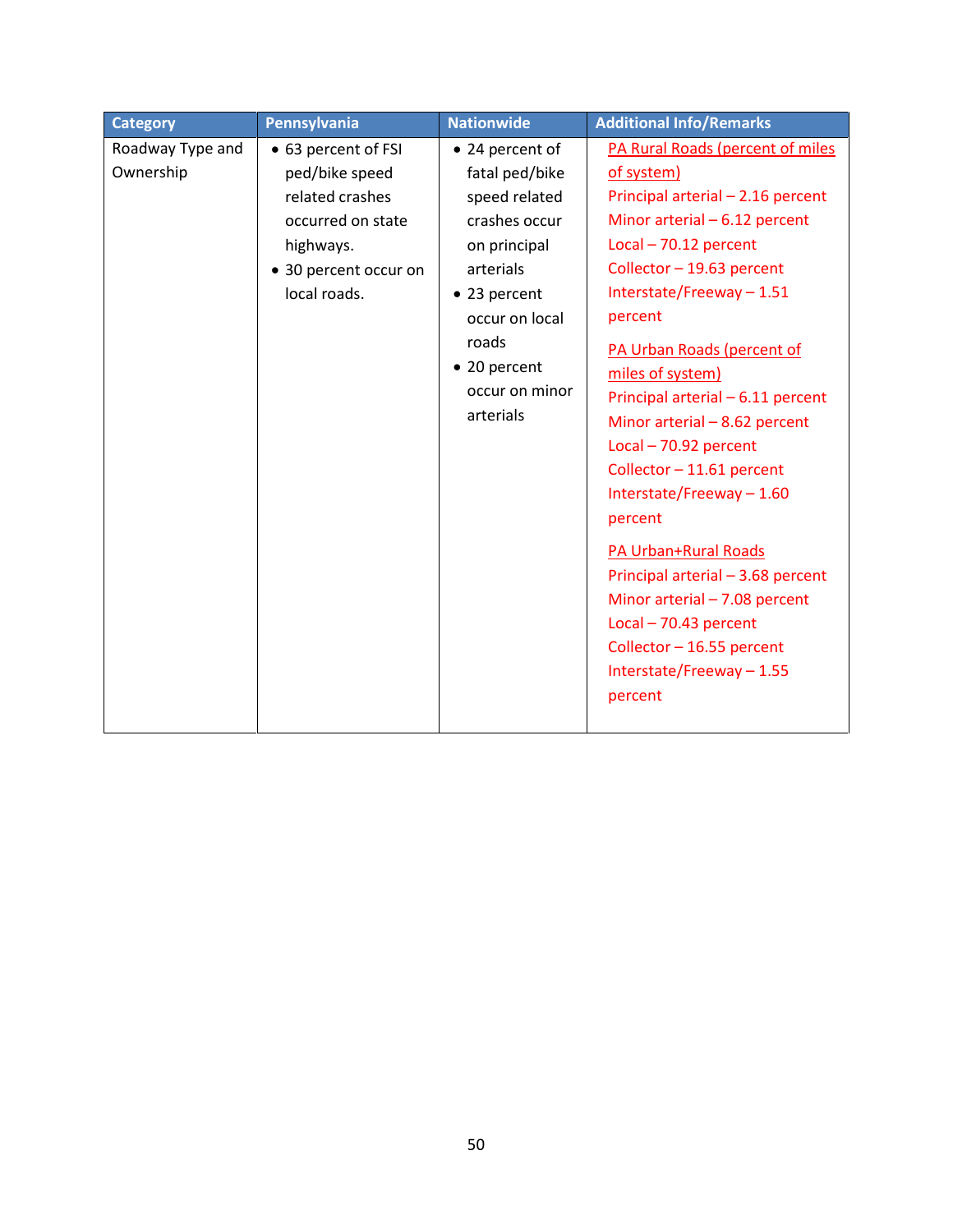| Category | Pennsylvania | Nationwide | Additional Info/Remarks |
|---|---|---|---|
| Roadway Type and Ownership | • 63 percent of FSI ped/bike speed related crashes occurred on state highways.<br>• 30 percent occur on local roads. | • 24 percent of fatal ped/bike speed related crashes occur on principal arterials<br>• 23 percent occur on local roads<br>• 20 percent occur on minor arterials | PA Rural Roads (percent of miles of system)<br>Principal arterial – 2.16 percent<br>Minor arterial – 6.12 percent<br>Local – 70.12 percent<br>Collector – 19.63 percent<br>Interstate/Freeway – 1.51 percent<br><br>PA Urban Roads (percent of miles of system)<br>Principal arterial – 6.11 percent<br>Minor arterial – 8.62 percent<br>Local – 70.92 percent<br>Collector – 11.61 percent<br>Interstate/Freeway – 1.60 percent<br><br>PA Urban+Rural Roads<br>Principal arterial – 3.68 percent<br>Minor arterial – 7.08 percent<br>Local – 70.43 percent<br>Collector – 16.55 percent<br>Interstate/Freeway – 1.55 percent |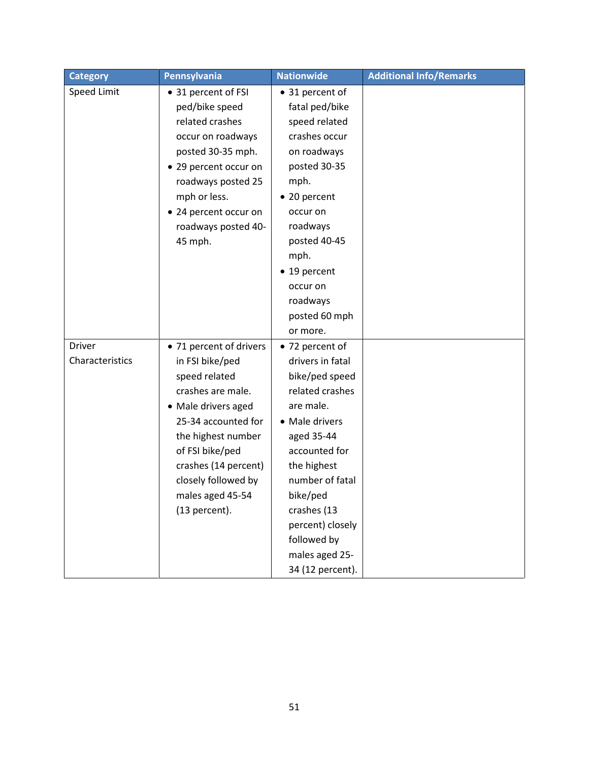| Category | Pennsylvania | Nationwide | Additional Info/Remarks |
|---|---|---|---|
| Speed Limit | • 31 percent of FSI ped/bike speed related crashes occur on roadways posted 30-35 mph.<br>• 29 percent occur on roadways posted 25 mph or less.<br>• 24 percent occur on roadways posted 40-45 mph. | • 31 percent of fatal ped/bike speed related crashes occur on roadways posted 30-35 mph.<br>• 20 percent occur on roadways posted 40-45 mph.<br>• 19 percent occur on roadways posted 60 mph or more. | |
| Driver Characteristics | • 71 percent of drivers in FSI bike/ped speed related crashes are male.<br>• Male drivers aged 25-34 accounted for the highest number of FSI bike/ped crashes (14 percent) closely followed by males aged 45-54 (13 percent). | • 72 percent of drivers in fatal bike/ped speed related crashes are male.<br>• Male drivers aged 35-44 accounted for the highest number of fatal bike/ped crashes (13 percent) closely followed by males aged 25-34 (12 percent). | |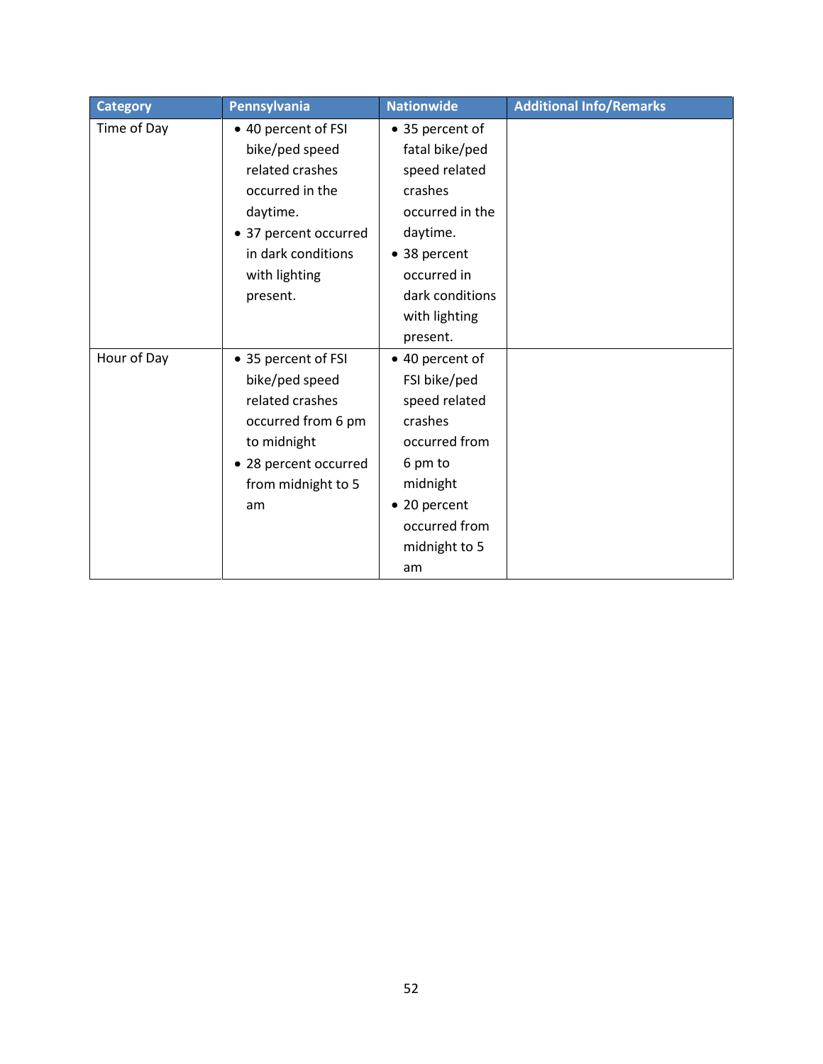| Category | Pennsylvania | Nationwide | Additional Info/Remarks |
|---|---|---|---|
| Time of Day | • 40 percent of FSI bike/ped speed related crashes occurred in the daytime.<br>• 37 percent occurred in dark conditions with lighting present. | • 35 percent of fatal bike/ped speed related crashes occurred in the daytime.<br>• 38 percent occurred in dark conditions with lighting present. | |
| Hour of Day | • 35 percent of FSI bike/ped speed related crashes occurred from 6 pm to midnight<br>• 28 percent occurred from midnight to 5 am | • 40 percent of FSI bike/ped speed related crashes occurred from 6 pm to midnight<br>• 20 percent occurred from midnight to 5 am | |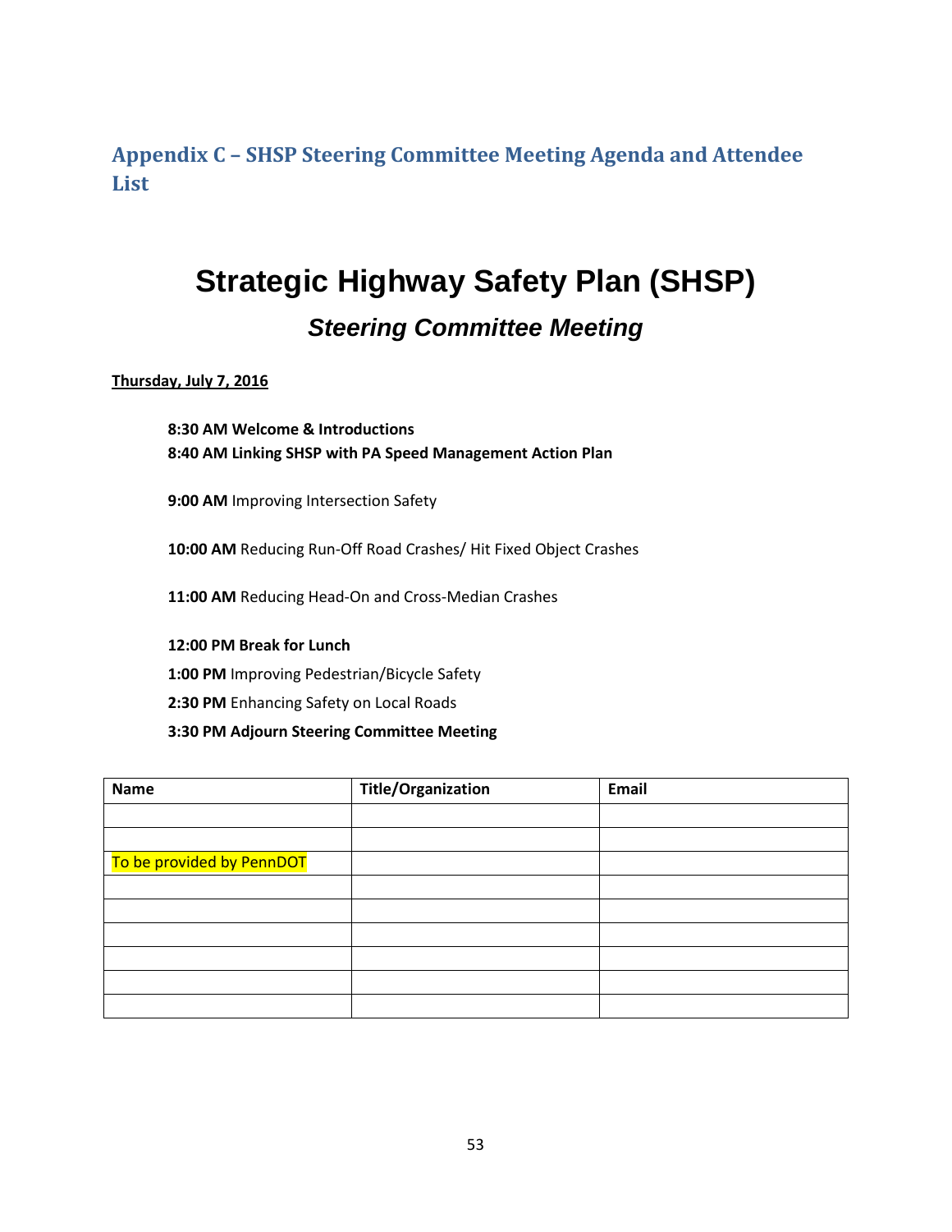## Appendix C – SHSP Steering Committee Meeting Agenda and Attendee List

# Strategic Highway Safety Plan (SHSP)

## *Steering Committee Meeting*

**Thursday, July 7, 2016**

**8:30 AM Welcome & Introductions**

**8:40 AM Linking SHSP with PA Speed Management Action Plan**

**9:00 AM** Improving Intersection Safety

**10:00 AM** Reducing Run-Off Road Crashes/ Hit Fixed Object Crashes

**11:00 AM** Reducing Head-On and Cross-Median Crashes

**12:00 PM Break for Lunch**

**1:00 PM** Improving Pedestrian/Bicycle Safety

**2:30 PM** Enhancing Safety on Local Roads

**3:30 PM Adjourn Steering Committee Meeting**

| Name | Title/Organization | Email |
|---|---|---|
| | | |
| | | |
| To be provided by PennDOT | | |
| | | |
| | | |
| | | |
| | | |
| | | |
| | | |